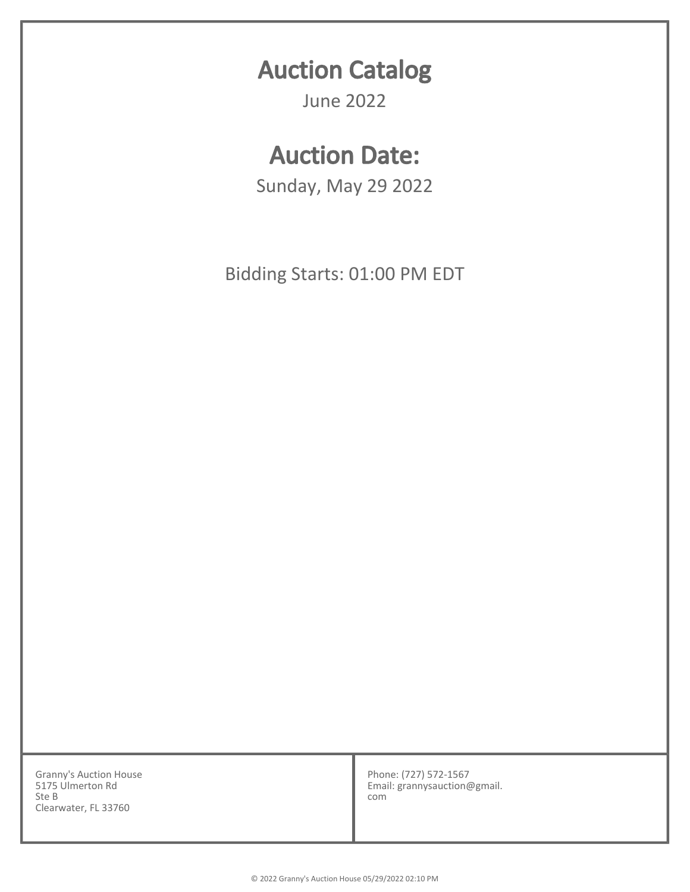# Auction Catalog

June 2022

# Auction Date:

Sunday, May 29 2022

Bidding Starts: 01:00 PM EDT

Granny's Auction House
5175 Ulmerton Rd
Ste B
Clearwater, FL 33760

Phone: (727) 572-1567
Email: grannysauction@gmail.com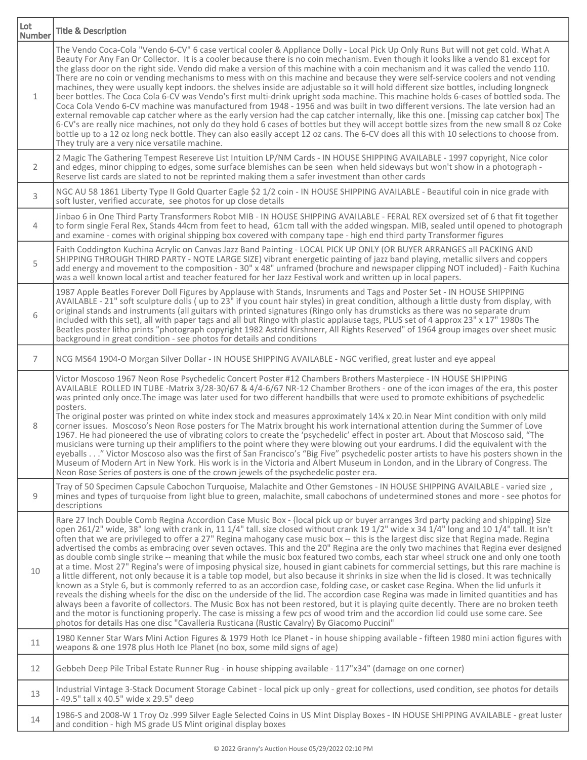| Lot Number | Title & Description |
|---|---|
| 1 | The Vendo Coca-Cola "Vendo 6-CV" 6 case vertical cooler & Appliance Dolly - Local Pick Up Only Runs But will not get cold. What A Beauty For Any Fan Or Collector. It is a cooler because there is no coin mechanism. Even though it looks like a vendo 81 except for the glass door on the right side. Vendo did make a version of this machine with a coin mechanism and it was called the vendo 110. There are no coin or vending mechanisms to mess with on this machine and because they were self-service coolers and not vending machines, they were usually kept indoors. the shelves inside are adjustable so it will hold different size bottles, including longneck beer bottles. The Coca Cola 6-CV was Vendo's first multi-drink upright soda machine. This machine holds 6-cases of bottled soda. The Coca Cola Vendo 6-CV machine was manufactured from 1948 - 1956 and was built in two different versions. The late version had an external removable cap catcher where as the early version had the cap catcher internally, like this one. [missing cap catcher box] The 6-CV's are really nice machines, not only do they hold 6 cases of bottles but they will accept bottle sizes from the new small 8 oz Coke bottle up to a 12 oz long neck bottle. They can also easily accept 12 oz cans. The 6-CV does all this with 10 selections to choose from. They truly are a very nice versatile machine. |
| 2 | 2 Magic The Gathering Tempest Resereve List Intuition LP/NM Cards - IN HOUSE SHIPPING AVAILABLE - 1997 copyright, Nice color and edges, minor chipping to edges, some surface blemishes can be seen when held sideways but won't show in a photograph - Reserve list cards are slated to not be reprinted making them a safer investment than other cards |
| 3 | NGC AU 58 1861 Liberty Type II Gold Quarter Eagle $2 1/2 coin - IN HOUSE SHIPPING AVAILABLE - Beautiful coin in nice grade with soft luster, verified accurate, see photos for up close details |
| 4 | Jinbao 6 in One Third Party Transformers Robot MIB - IN HOUSE SHIPPING AVAILABLE - FERAL REX oversized set of 6 that fit together to form single Feral Rex, Stands 44cm from feet to head, 61cm tall with the added wingspan. MIB, sealed until opened to photograph and examine - comes with original shipping box covered with company tape - high end third party Transformer figures |
| 5 | Faith Coddington Kuchina Acrylic on Canvas Jazz Band Painting - LOCAL PICK UP ONLY (OR BUYER ARRANGES all PACKING AND SHIPPING THROUGH THIRD PARTY - NOTE LARGE SIZE) vibrant energetic painting of jazz band playing, metallic silvers and coppers add energy and movement to the composition - 30" x 48" unframed (brochure and newspaper clipping NOT included) - Faith Kuchina was a well known local artist and teacher featured for her Jazz Festival work and written up in local papers. |
| 6 | 1987 Apple Beatles Forever Doll Figures by Applause with Stands, Insruments and Tags and Poster Set - IN HOUSE SHIPPING AVAILABLE - 21" soft sculpture dolls ( up to 23" if you count hair styles) in great condition, although a little dusty from display, with original stands and instruments (all guitars with printed signatures (Ringo only has drumsticks as there was no separate drum included with this set), all with paper tags and all but Ringo with plastic applause tags, PLUS set of 4 approx 23" x 17" 1980s The Beatles poster litho prints "photograph copyright 1982 Astrid Kirshnerr, All Rights Reserved" of 1964 group images over sheet music background in great condition - see photos for details and conditions |
| 7 | NCG MS64 1904-O Morgan Silver Dollar - IN HOUSE SHIPPING AVAILABLE - NGC verified, great luster and eye appeal |
| 8 | Victor Moscoso 1967 Neon Rose Psychedelic Concert Poster #12 Chambers Brothers Masterpiece - IN HOUSE SHIPPING AVAILABLE ROLLED IN TUBE -Matrix 3/28-30/67 & 4/4-6/67 NR-12 Chamber Brothers - one of the icon images of the era, this poster was printed only once.The image was later used for two different handbills that were used to promote exhibitions of psychedelic posters.<br>The original poster was printed on white index stock and measures approximately 14⅛ x 20.in Near Mint condition with only mild corner issues. Moscoso's Neon Rose posters for The Matrix brought his work international attention during the Summer of Love 1967. He had pioneered the use of vibrating colors to create the 'psychedelic' effect in poster art. About that Moscoso said, "The musicians were turning up their amplifiers to the point where they were blowing out your eardrums. I did the equivalent with the eyeballs . . ." Victor Moscoso also was the first of San Francisco's "Big Five" psychedelic poster artists to have his posters shown in the Museum of Modern Art in New York. His work is in the Victoria and Albert Museum in London, and in the Library of Congress. The Neon Rose Series of posters is one of the crown jewels of the psychedelic poster era. |
| 9 | Tray of 50 Specimen Capsule Cabochon Turquoise, Malachite and Other Gemstones - IN HOUSE SHIPPING AVAILABLE - varied size , mines and types of turquoise from light blue to green, malachite, small cabochons of undetermined stones and more - see photos for descriptions |
| 10 | Rare 27 Inch Double Comb Regina Accordion Case Music Box - {local pick up or buyer arranges 3rd party packing and shipping} Size open 261/2" wide, 38" long with crank in, 11 1/4" tall. size closed without crank 19 1/2" wide x 34 1/4" long and 10 1/4" tall. It isn't often that we are privileged to offer a 27" Regina mahogany case music box -- this is the largest disc size that Regina made. Regina advertised the combs as embracing over seven octaves. This and the 20" Regina are the only two machines that Regina ever designed as double comb single strike -- meaning that while the music box featured two combs, each star wheel struck one and only one tooth at a time. Most 27" Regina's were of imposing physical size, housed in giant cabinets for commercial settings, but this rare machine is a little different, not only because it is a table top model, but also because it shrinks in size when the lid is closed. It was technically known as a Style 6, but is commonly referred to as an accordion case, folding case, or casket case Regina. When the lid unfurls it reveals the dishing wheels for the disc on the underside of the lid. The accordion case Regina was made in limited quantities and has always been a favorite of collectors. The Music Box has not been restored, but it is playing quite decently. There are no broken teeth and the motor is functioning properly. The case is missing a few pcs of wood trim and the accordion lid could use some care. See photos for details Has one disc "Cavalleria Rusticana (Rustic Cavalry) By Giacomo Puccini" |
| 11 | 1980 Kenner Star Wars Mini Action Figures & 1979 Hoth Ice Planet - in house shipping available - fifteen 1980 mini action figures with weapons & one 1978 plus Hoth Ice Planet (no box, some mild signs of age) |
| 12 | Gebbeh Deep Pile Tribal Estate Runner Rug - in house shipping available - 117"x34" (damage on one corner) |
| 13 | Industrial Vintage 3-Stack Document Storage Cabinet - local pick up only - great for collections, used condition, see photos for details - 49.5" tall x 40.5" wide x 29.5" deep |
| 14 | 1986-S and 2008-W 1 Troy Oz .999 Silver Eagle Selected Coins in US Mint Display Boxes - IN HOUSE SHIPPING AVAILABLE - great luster and condition - high MS grade US Mint original display boxes |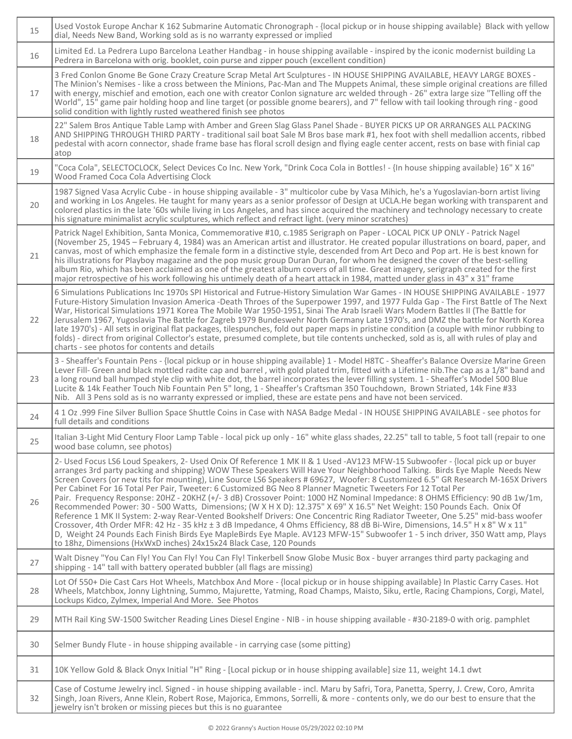| | |
|---|---|
| 15 | Used Vostok Europe Anchar K 162 Submarine Automatic Chronograph - {local pickup or in house shipping available} Black with yellow dial, Needs New Band, Working sold as is no warranty expressed or implied |
| 16 | Limited Ed. La Pedrera Lupo Barcelona Leather Handbag - in house shipping available - inspired by the iconic modernist building La Pedrera in Barcelona with orig. booklet, coin purse and zipper pouch (excellent condition) |
| 17 | 3 Fred Conlon Gnome Be Gone Crazy Creature Scrap Metal Art Sculptures - IN HOUSE SHIPPING AVAILABLE, HEAVY LARGE BOXES - The Minion's Nemises - like a cross between the Minions, Pac-Man and The Muppets Animal, these simple original creations are filled with energy, mischief and emotion, each one with creator Conlon signature arc welded through - 26" extra large size "Telling off the World", 15" game pair holding hoop and line target (or possible gnome bearers), and 7" fellow with tail looking through ring - good solid condition with lightly rusted weathered finish see photos |
| 18 | 22" Salem Bros Antique Table Lamp with Amber and Green Slag Glass Panel Shade - BUYER PICKS UP OR ARRANGES ALL PACKING AND SHIPPING THROUGH THIRD PARTY - traditional sail boat Sale M Bros base mark #1, hex foot with shell medallion accents, ribbed pedestal with acorn connector, shade frame base has floral scroll design and flying eagle center accent, rests on base with finial cap atop |
| 19 | "Coca Cola", SELECTOCLOCK, Select Devices Co Inc. New York, "Drink Coca Cola in Bottles! - {In house shipping available} 16" X 16" Wood Framed Coca Cola Advertising Clock |
| 20 | 1987 Signed Vasa Acrylic Cube - in house shipping available - 3" multicolor cube by Vasa Mihich, he's a Yugoslavian-born artist living and working in Los Angeles. He taught for many years as a senior professor of Design at UCLA.He began working with transparent and colored plastics in the late '60s while living in Los Angeles, and has since acquired the machinery and technology necessary to create his signature minimalist acrylic sculptures, which reflect and refract light. (very minor scratches) |
| 21 | Patrick Nagel Exhibition, Santa Monica, Commemorative #10, c.1985 Serigraph on Paper - LOCAL PICK UP ONLY - Patrick Nagel (November 25, 1945 – February 4, 1984) was an American artist and illustrator. He created popular illustrations on board, paper, and canvas, most of which emphasize the female form in a distinctive style, descended from Art Deco and Pop art. He is best known for his illustrations for Playboy magazine and the pop music group Duran Duran, for whom he designed the cover of the best-selling album Rio, which has been acclaimed as one of the greatest album covers of all time. Great imagery, serigraph created for the first major retrospective of his work following his untimely death of a heart attack in 1984, matted under glass in 43" x 31" frame |
| 22 | 6 Simulations Publications Inc 1970s SPI Historical and Futrue-History Simulation War Games - IN HOUSE SHIPPING AVAILABLE - 1977 Future-History Simulation Invasion America -Death Throes of the Superpower 1997, and 1977 Fulda Gap - The First Battle of The Next War, Historical Simulations 1971 Korea The Mobile War 1950-1951, Sinai The Arab Israeli Wars Modern Battles II (The Battle for Jerusalem 1967, Yugoslavia The Battle for Zagreb 1979 Bundeswehr North Germany Late 1970's, and DMZ the battle for North Korea late 1970's) - All sets in original flat packages, tilespunches, fold out paper maps in pristine condition (a couple with minor rubbing to folds) - direct from original Collector's estate, presumed complete, but tile contents unchecked, sold as is, all with rules of play and charts - see photos for contents and details |
| 23 | 3 - Sheaffer's Fountain Pens - {local pickup or in house shipping available} 1 - Model H8TC - Sheaffer's Balance Oversize Marine Green Lever Fill- Green and black mottled radite cap and barrel , with gold plated trim, fitted with a Lifetime nib.The cap as a 1/8" band and a long round ball humped style clip with white dot, the barrel incorporates the lever filling system. 1 - Sheaffer's Model 500 Blue Lucite & 14k Feather Touch Nib Fountain Pen 5" long, 1 - Sheaffer's Craftsman 350 Touchdown, Brown Striated, 14k Fine #33 Nib. All 3 Pens sold as is no warranty expressed or implied, these are estate pens and have not been serviced. |
| 24 | 4 1 Oz .999 Fine Silver Bullion Space Shuttle Coins in Case with NASA Badge Medal - IN HOUSE SHIPPING AVAILABLE - see photos for full details and conditions |
| 25 | Italian 3-Light Mid Century Floor Lamp Table - local pick up only - 16" white glass shades, 22.25" tall to table, 5 foot tall (repair to one wood base column, see photos) |
| 26 | 2- Used Focus LS6 Loud Speakers, 2- Used Onix Of Reference 1 MK II & 1 Used -AV123 MFW-15 Subwoofer - {local pick up or buyer arranges 3rd party packing and shipping} WOW These Speakers Will Have Your Neighborhood Talking. Birds Eye Maple Needs New Screen Covers (or new tits for mounting), Line Source LS6 Speakers # 69627, Woofer: 8 Customized 6.5" GR Research M-165X Drivers Per Cabinet For 16 Total Per Pair, Tweeter: 6 Customized BG Neo 8 Planner Magnetic Tweeters For 12 Total Per Pair. Frequency Response: 20HZ - 20KHZ (+/- 3 dB) Crossover Point: 1000 HZ Nominal Impedance: 8 OHMS Efficiency: 90 dB 1w/1m, Recommended Power: 30 - 500 Watts, Dimensions; (W X H X D): 12.375" X 69" X 16.5" Net Weight: 150 Pounds Each. Onix Of Reference 1 MK II System: 2-way Rear-Vented Bookshelf Drivers: One Concentric Ring Radiator Tweeter, One 5.25" mid-bass woofer Crossover, 4th Order MFR: 42 Hz - 35 kHz ± 3 dB Impedance, 4 Ohms Efficiency, 88 dB Bi-Wire, Dimensions, 14.5" H x 8" W x 11" D, Weight 24 Pounds Each Finish Birds Eye MapleBirds Eye Maple. AV123 MFW-15" Subwoofer 1 - 5 inch driver, 350 Watt amp, Plays to 18hz, Dimensions (HxWxD inches) 24x15x24 Black Case, 120 Pounds |
| 27 | Walt Disney "You Can Fly! You Can Fly! You Can Fly! Tinkerbell Snow Globe Music Box - buyer arranges third party packaging and shipping - 14" tall with battery operated bubbler (all flags are missing) |
| 28 | Lot Of 550+ Die Cast Cars Hot Wheels, Matchbox And More - {local pickup or in house shipping available} In Plastic Carry Cases. Hot Wheels, Matchbox, Jonny Lightning, Summo, Majurette, Yatming, Road Champs, Maisto, Siku, ertle, Racing Champions, Corgi, Matel, Lockups Kidco, Zylmex, Imperial And More. See Photos |
| 29 | MTH Rail King SW-1500 Switcher Reading Lines Diesel Engine - NIB - in house shipping available - #30-2189-0 with orig. pamphlet |
| 30 | Selmer Bundy Flute - in house shipping available - in carrying case (some pitting) |
| 31 | 10K Yellow Gold & Black Onyx Initial "H" Ring - [Local pickup or in house shipping available] size 11, weight 14.1 dwt |
| 32 | Case of Costume Jewelry incl. Signed - in house shipping available - incl. Maru by Safri, Tora, Panetta, Sperry, J. Crew, Coro, Amrita Singh, Joan Rivers, Anne Klein, Robert Rose, Majorica, Emmons, Sorrelli, & more - contents only, we do our best to ensure that the jewelry isn't broken or missing pieces but this is no guarantee |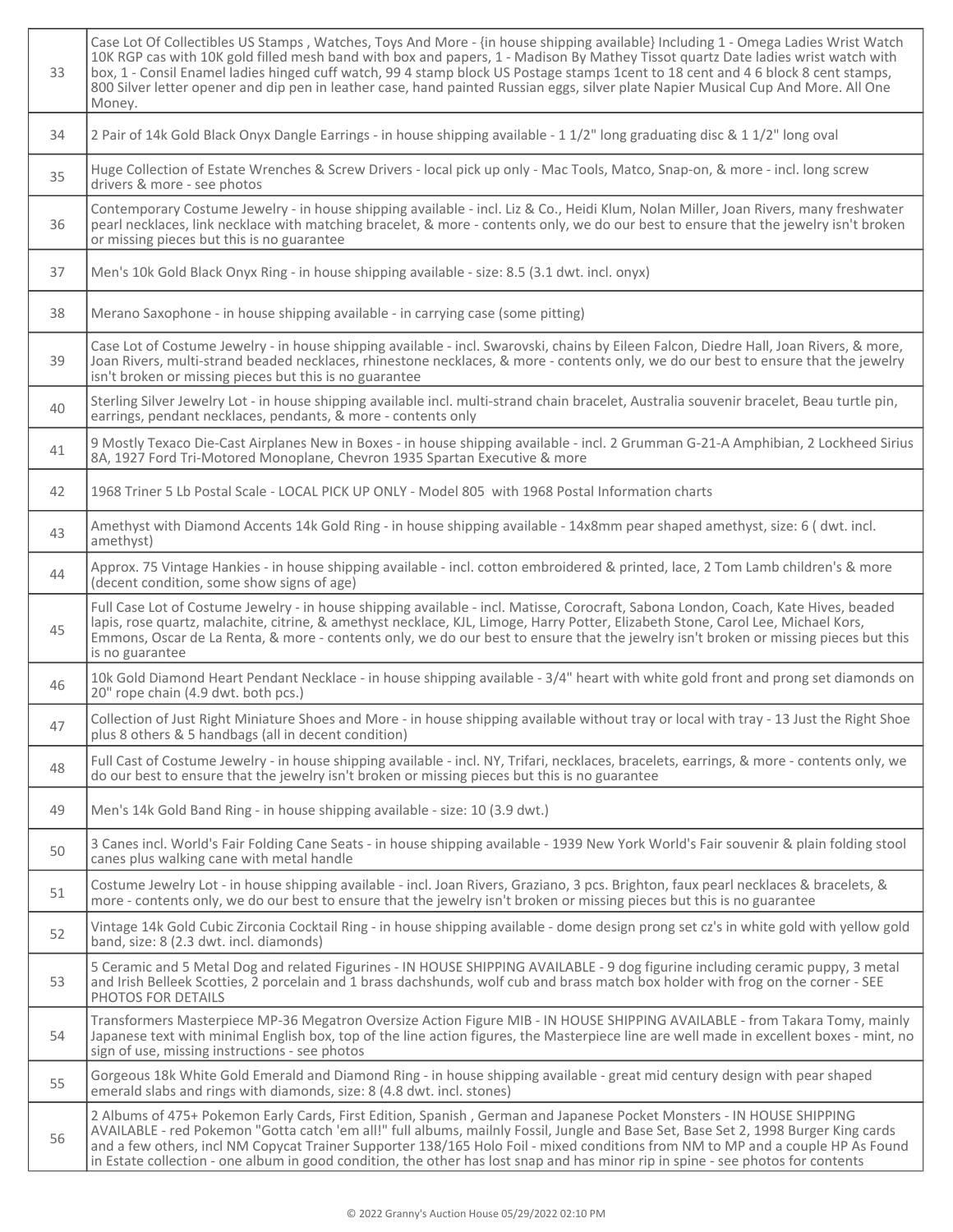| | |
|---|---|
| 33 | Case Lot Of Collectibles US Stamps , Watches, Toys And More - {in house shipping available} Including 1 - Omega Ladies Wrist Watch 10K RGP cas with 10K gold filled mesh band with box and papers, 1 - Madison By Mathey Tissot quartz Date ladies wrist watch with box, 1 - Consil Enamel ladies hinged cuff watch, 99 4 stamp block US Postage stamps 1cent to 18 cent and 4 6 block 8 cent stamps, 800 Silver letter opener and dip pen in leather case, hand painted Russian eggs, silver plate Napier Musical Cup And More. All One Money. |
| 34 | 2 Pair of 14k Gold Black Onyx Dangle Earrings - in house shipping available - 1 1/2" long graduating disc & 1 1/2" long oval |
| 35 | Huge Collection of Estate Wrenches & Screw Drivers - local pick up only - Mac Tools, Matco, Snap-on, & more - incl. long screw drivers & more - see photos |
| 36 | Contemporary Costume Jewelry - in house shipping available - incl. Liz & Co., Heidi Klum, Nolan Miller, Joan Rivers, many freshwater pearl necklaces, link necklace with matching bracelet, & more - contents only, we do our best to ensure that the jewelry isn't broken or missing pieces but this is no guarantee |
| 37 | Men's 10k Gold Black Onyx Ring - in house shipping available - size: 8.5 (3.1 dwt. incl. onyx) |
| 38 | Merano Saxophone - in house shipping available - in carrying case (some pitting) |
| 39 | Case Lot of Costume Jewelry - in house shipping available - incl. Swarovski, chains by Eileen Falcon, Diedre Hall, Joan Rivers, & more, Joan Rivers, multi-strand beaded necklaces, rhinestone necklaces, & more - contents only, we do our best to ensure that the jewelry isn't broken or missing pieces but this is no guarantee |
| 40 | Sterling Silver Jewelry Lot - in house shipping available incl. multi-strand chain bracelet, Australia souvenir bracelet, Beau turtle pin, earrings, pendant necklaces, pendants, & more - contents only |
| 41 | 9 Mostly Texaco Die-Cast Airplanes New in Boxes - in house shipping available - incl. 2 Grumman G-21-A Amphibian, 2 Lockheed Sirius 8A, 1927 Ford Tri-Motored Monoplane, Chevron 1935 Spartan Executive & more |
| 42 | 1968 Triner 5 Lb Postal Scale - LOCAL PICK UP ONLY - Model 805 with 1968 Postal Information charts |
| 43 | Amethyst with Diamond Accents 14k Gold Ring - in house shipping available - 14x8mm pear shaped amethyst, size: 6 ( dwt. incl. amethyst) |
| 44 | Approx. 75 Vintage Hankies - in house shipping available - incl. cotton embroidered & printed, lace, 2 Tom Lamb children's & more (decent condition, some show signs of age) |
| 45 | Full Case Lot of Costume Jewelry - in house shipping available - incl. Matisse, Corocraft, Sabona London, Coach, Kate Hives, beaded lapis, rose quartz, malachite, citrine, & amethyst necklace, KJL, Limoge, Harry Potter, Elizabeth Stone, Carol Lee, Michael Kors, Emmons, Oscar de La Renta, & more - contents only, we do our best to ensure that the jewelry isn't broken or missing pieces but this is no guarantee |
| 46 | 10k Gold Diamond Heart Pendant Necklace - in house shipping available - 3/4" heart with white gold front and prong set diamonds on 20" rope chain (4.9 dwt. both pcs.) |
| 47 | Collection of Just Right Miniature Shoes and More - in house shipping available without tray or local with tray - 13 Just the Right Shoe plus 8 others & 5 handbags (all in decent condition) |
| 48 | Full Cast of Costume Jewelry - in house shipping available - incl. NY, Trifari, necklaces, bracelets, earrings, & more - contents only, we do our best to ensure that the jewelry isn't broken or missing pieces but this is no guarantee |
| 49 | Men's 14k Gold Band Ring - in house shipping available - size: 10 (3.9 dwt.) |
| 50 | 3 Canes incl. World's Fair Folding Cane Seats - in house shipping available - 1939 New York World's Fair souvenir & plain folding stool canes plus walking cane with metal handle |
| 51 | Costume Jewelry Lot - in house shipping available - incl. Joan Rivers, Graziano, 3 pcs. Brighton, faux pearl necklaces & bracelets, & more - contents only, we do our best to ensure that the jewelry isn't broken or missing pieces but this is no guarantee |
| 52 | Vintage 14k Gold Cubic Zirconia Cocktail Ring - in house shipping available - dome design prong set cz's in white gold with yellow gold band, size: 8 (2.3 dwt. incl. diamonds) |
| 53 | 5 Ceramic and 5 Metal Dog and related Figurines - IN HOUSE SHIPPING AVAILABLE - 9 dog figurine including ceramic puppy, 3 metal and Irish Belleek Scotties, 2 porcelain and 1 brass dachshunds, wolf cub and brass match box holder with frog on the corner - SEE PHOTOS FOR DETAILS |
| 54 | Transformers Masterpiece MP-36 Megatron Oversize Action Figure MIB - IN HOUSE SHIPPING AVAILABLE - from Takara Tomy, mainly Japanese text with minimal English box, top of the line action figures, the Masterpiece line are well made in excellent boxes - mint, no sign of use, missing instructions - see photos |
| 55 | Gorgeous 18k White Gold Emerald and Diamond Ring - in house shipping available - great mid century design with pear shaped emerald slabs and rings with diamonds, size: 8 (4.8 dwt. incl. stones) |
| 56 | 2 Albums of 475+ Pokemon Early Cards, First Edition, Spanish , German and Japanese Pocket Monsters - IN HOUSE SHIPPING AVAILABLE - red Pokemon "Gotta catch 'em all!" full albums, mailnly Fossil, Jungle and Base Set, Base Set 2, 1998 Burger King cards and a few others, incl NM Copycat Trainer Supporter 138/165 Holo Foil - mixed conditions from NM to MP and a couple HP As Found in Estate collection - one album in good condition, the other has lost snap and has minor rip in spine - see photos for contents |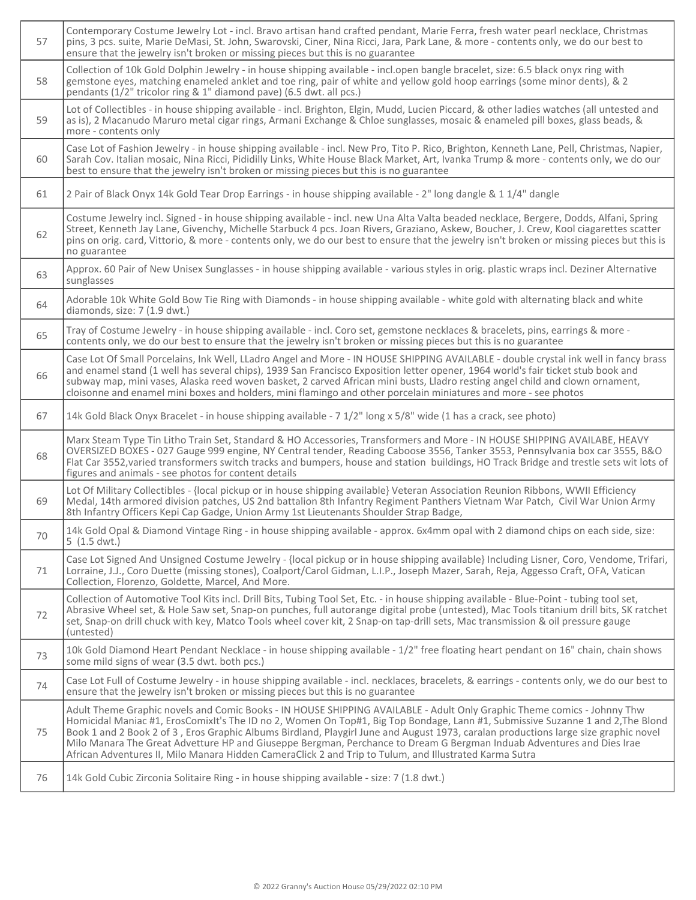| | |
|---|---|
| 57 | Contemporary Costume Jewelry Lot - incl. Bravo artisan hand crafted pendant, Marie Ferra, fresh water pearl necklace, Christmas pins, 3 pcs. suite, Marie DeMasi, St. John, Swarovski, Ciner, Nina Ricci, Jara, Park Lane, & more - contents only, we do our best to ensure that the jewelry isn't broken or missing pieces but this is no guarantee |
| 58 | Collection of 10k Gold Dolphin Jewelry - in house shipping available - incl.open bangle bracelet, size: 6.5 black onyx ring with gemstone eyes, matching enameled anklet and toe ring, pair of white and yellow gold hoop earrings (some minor dents), & 2 pendants (1/2" tricolor ring & 1" diamond pave) (6.5 dwt. all pcs.) |
| 59 | Lot of Collectibles - in house shipping available - incl. Brighton, Elgin, Mudd, Lucien Piccard, & other ladies watches (all untested and as is), 2 Macanudo Maruro metal cigar rings, Armani Exchange & Chloe sunglasses, mosaic & enameled pill boxes, glass beads, & more - contents only |
| 60 | Case Lot of Fashion Jewelry - in house shipping available - incl. New Pro, Tito P. Rico, Brighton, Kenneth Lane, Pell, Christmas, Napier, Sarah Cov. Italian mosaic, Nina Ricci, Pididilly Links, White House Black Market, Art, Ivanka Trump & more - contents only, we do our best to ensure that the jewelry isn't broken or missing pieces but this is no guarantee |
| 61 | 2 Pair of Black Onyx 14k Gold Tear Drop Earrings - in house shipping available - 2" long dangle & 1 1/4" dangle |
| 62 | Costume Jewelry incl. Signed - in house shipping available - incl. new Una Alta Valta beaded necklace, Bergere, Dodds, Alfani, Spring Street, Kenneth Jay Lane, Givenchy, Michelle Starbuck 4 pcs. Joan Rivers, Graziano, Askew, Boucher, J. Crew, Kool ciagarettes scatter pins on orig. card, Vittorio, & more - contents only, we do our best to ensure that the jewelry isn't broken or missing pieces but this is no guarantee |
| 63 | Approx. 60 Pair of New Unisex Sunglasses - in house shipping available - various styles in orig. plastic wraps incl. Deziner Alternative sunglasses |
| 64 | Adorable 10k White Gold Bow Tie Ring with Diamonds - in house shipping available - white gold with alternating black and white diamonds, size: 7 (1.9 dwt.) |
| 65 | Tray of Costume Jewelry - in house shipping available - incl. Coro set, gemstone necklaces & bracelets, pins, earrings & more - contents only, we do our best to ensure that the jewelry isn't broken or missing pieces but this is no guarantee |
| 66 | Case Lot Of Small Porcelains, Ink Well, LLadro Angel and More - IN HOUSE SHIPPING AVAILABLE - double crystal ink well in fancy brass and enamel stand (1 well has several chips), 1939 San Francisco Exposition letter opener, 1964 world's fair ticket stub book and subway map, mini vases, Alaska reed woven basket, 2 carved African mini busts, Lladro resting angel child and clown ornament, cloisonne and enamel mini boxes and holders, mini flamingo and other porcelain miniatures and more - see photos |
| 67 | 14k Gold Black Onyx Bracelet - in house shipping available - 7 1/2" long x 5/8" wide (1 has a crack, see photo) |
| 68 | Marx Steam Type Tin Litho Train Set, Standard & HO Accessories, Transformers and More - IN HOUSE SHIPPING AVAILABE, HEAVY OVERSIZED BOXES - 027 Gauge 999 engine, NY Central tender, Reading Caboose 3556, Tanker 3553, Pennsylvania box car 3555, B&O Flat Car 3552,varied transformers switch tracks and bumpers, house and station buildings, HO Track Bridge and trestle sets wit lots of figures and animals - see photos for content details |
| 69 | Lot Of Military Collectibles - {local pickup or in house shipping available} Veteran Association Reunion Ribbons, WWII Efficiency Medal, 14th armored division patches, US 2nd battalion 8th Infantry Regiment Panthers Vietnam War Patch, Civil War Union Army 8th Infantry Officers Kepi Cap Gadge, Union Army 1st Lieutenants Shoulder Strap Badge, |
| 70 | 14k Gold Opal & Diamond Vintage Ring - in house shipping available - approx. 6x4mm opal with 2 diamond chips on each side, size: 5 (1.5 dwt.) |
| 71 | Case Lot Signed And Unsigned Costume Jewelry - {local pickup or in house shipping available} Including Lisner, Coro, Vendome, Trifari, Lorraine, J.J., Coro Duette (missing stones), Coalport/Carol Gidman, L.I.P., Joseph Mazer, Sarah, Reja, Aggesso Craft, OFA, Vatican Collection, Florenzo, Goldette, Marcel, And More. |
| 72 | Collection of Automotive Tool Kits incl. Drill Bits, Tubing Tool Set, Etc. - in house shipping available - Blue-Point - tubing tool set, Abrasive Wheel set, & Hole Saw set, Snap-on punches, full autorange digital probe (untested), Mac Tools titanium drill bits, SK ratchet set, Snap-on drill chuck with key, Matco Tools wheel cover kit, 2 Snap-on tap-drill sets, Mac transmission & oil pressure gauge (untested) |
| 73 | 10k Gold Diamond Heart Pendant Necklace - in house shipping available - 1/2" free floating heart pendant on 16" chain, chain shows some mild signs of wear (3.5 dwt. both pcs.) |
| 74 | Case Lot Full of Costume Jewelry - in house shipping available - incl. necklaces, bracelets, & earrings - contents only, we do our best to ensure that the jewelry isn't broken or missing pieces but this is no guarantee |
| 75 | Adult Theme Graphic novels and Comic Books - IN HOUSE SHIPPING AVAILABLE - Adult Only Graphic Theme comics - Johnny Thw Homicidal Maniac #1, ErosComixIt's The ID no 2, Women On Top#1, Big Top Bondage, Lann #1, Submissive Suzanne 1 and 2,The Blond Book 1 and 2 Book 2 of 3 , Eros Graphic Albums Birdland, Playgirl June and August 1973, caralan productions large size graphic novel Milo Manara The Great Advetture HP and Giuseppe Bergman, Perchance to Dream G Bergman Induab Adventures and Dies Irae African Adventures II, Milo Manara Hidden CameraClick 2 and Trip to Tulum, and Illustrated Karma Sutra |
| 76 | 14k Gold Cubic Zirconia Solitaire Ring - in house shipping available - size: 7 (1.8 dwt.) |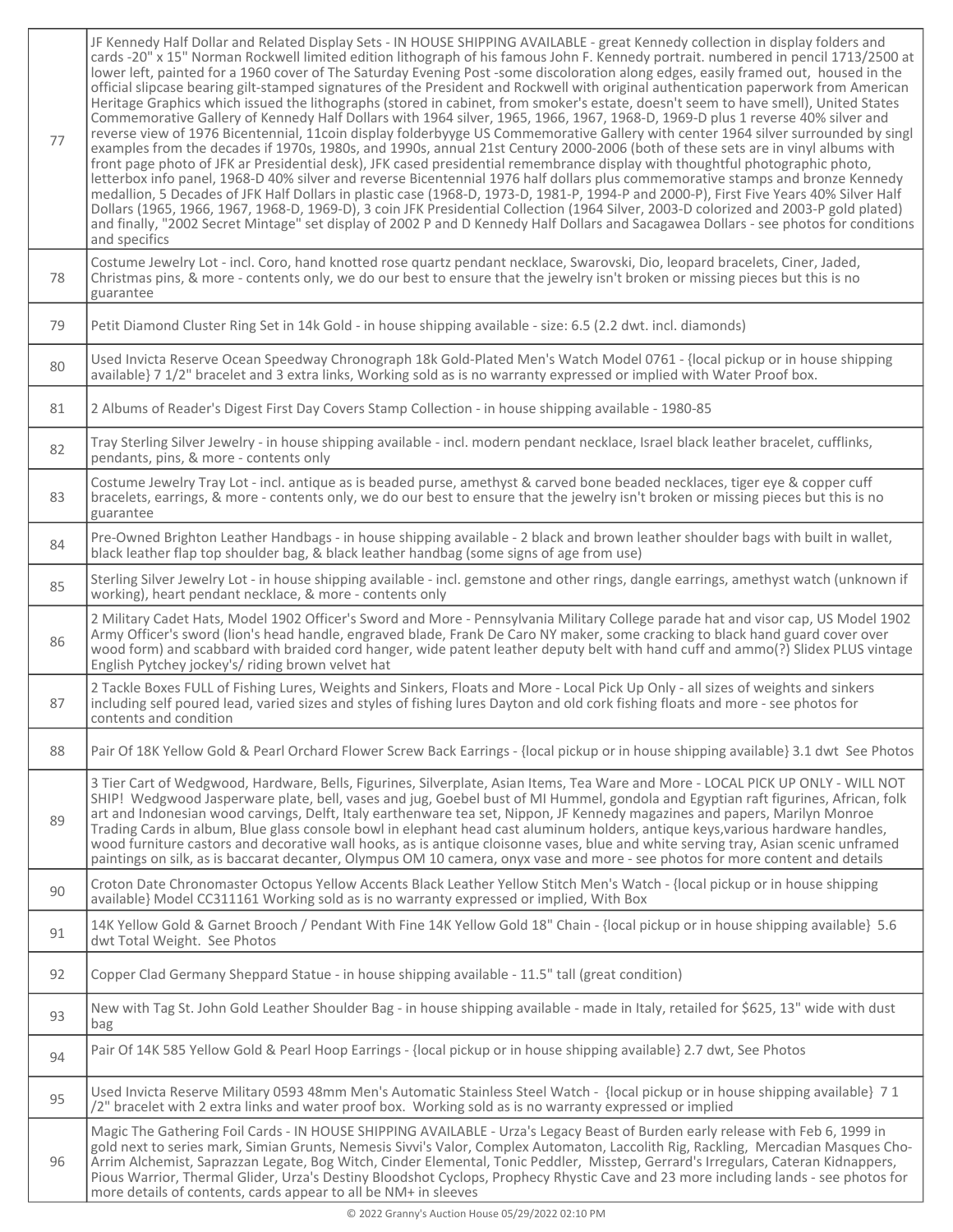| | |
|---|---|
| 77 | JF Kennedy Half Dollar and Related Display Sets - IN HOUSE SHIPPING AVAILABLE - great Kennedy collection in display folders and cards -20" x 15" Norman Rockwell limited edition lithograph of his famous John F. Kennedy portrait. numbered in pencil 1713/2500 at lower left, painted for a 1960 cover of The Saturday Evening Post -some discoloration along edges, easily framed out, housed in the official slipcase bearing gilt-stamped signatures of the President and Rockwell with original authentication paperwork from American Heritage Graphics which issued the lithographs (stored in cabinet, from smoker's estate, doesn't seem to have smell), United States Commemorative Gallery of Kennedy Half Dollars with 1964 silver, 1965, 1966, 1967, 1968-D, 1969-D plus 1 reverse 40% silver and reverse view of 1976 Bicentennial, 11coin display folderbyyge US Commemorative Gallery with center 1964 silver surrounded by singl examples from the decades if 1970s, 1980s, and 1990s, annual 21st Century 2000-2006 (both of these sets are in vinyl albums with front page photo of JFK ar Presidential desk), JFK cased presidential remembrance display with thoughtful photographic photo, letterbox info panel, 1968-D 40% silver and reverse Bicentennial 1976 half dollars plus commemorative stamps and bronze Kennedy medallion, 5 Decades of JFK Half Dollars in plastic case (1968-D, 1973-D, 1981-P, 1994-P and 2000-P), First Five Years 40% Silver Half Dollars (1965, 1966, 1967, 1968-D, 1969-D), 3 coin JFK Presidential Collection (1964 Silver, 2003-D colorized and 2003-P gold plated) and finally, "2002 Secret Mintage" set display of 2002 P and D Kennedy Half Dollars and Sacagawea Dollars - see photos for conditions and specifics |
| 78 | Costume Jewelry Lot - incl. Coro, hand knotted rose quartz pendant necklace, Swarovski, Dio, leopard bracelets, Ciner, Jaded, Christmas pins, & more - contents only, we do our best to ensure that the jewelry isn't broken or missing pieces but this is no guarantee |
| 79 | Petit Diamond Cluster Ring Set in 14k Gold - in house shipping available - size: 6.5 (2.2 dwt. incl. diamonds) |
| 80 | Used Invicta Reserve Ocean Speedway Chronograph 18k Gold-Plated Men's Watch Model 0761 - {local pickup or in house shipping available} 7 1/2" bracelet and 3 extra links, Working sold as is no warranty expressed or implied with Water Proof box. |
| 81 | 2 Albums of Reader's Digest First Day Covers Stamp Collection - in house shipping available - 1980-85 |
| 82 | Tray Sterling Silver Jewelry - in house shipping available - incl. modern pendant necklace, Israel black leather bracelet, cufflinks, pendants, pins, & more - contents only |
| 83 | Costume Jewelry Tray Lot - incl. antique as is beaded purse, amethyst & carved bone beaded necklaces, tiger eye & copper cuff bracelets, earrings, & more - contents only, we do our best to ensure that the jewelry isn't broken or missing pieces but this is no guarantee |
| 84 | Pre-Owned Brighton Leather Handbags - in house shipping available - 2 black and brown leather shoulder bags with built in wallet, black leather flap top shoulder bag, & black leather handbag (some signs of age from use) |
| 85 | Sterling Silver Jewelry Lot - in house shipping available - incl. gemstone and other rings, dangle earrings, amethyst watch (unknown if working), heart pendant necklace, & more - contents only |
| 86 | 2 Military Cadet Hats, Model 1902 Officer's Sword and More - Pennsylvania Military College parade hat and visor cap, US Model 1902 Army Officer's sword (lion's head handle, engraved blade, Frank De Caro NY maker, some cracking to black hand guard cover over wood form) and scabbard with braided cord hanger, wide patent leather deputy belt with hand cuff and ammo(?) Slidex PLUS vintage English Pytchey jockey's/ riding brown velvet hat |
| 87 | 2 Tackle Boxes FULL of Fishing Lures, Weights and Sinkers, Floats and More - Local Pick Up Only - all sizes of weights and sinkers including self poured lead, varied sizes and styles of fishing lures Dayton and old cork fishing floats and more - see photos for contents and condition |
| 88 | Pair Of 18K Yellow Gold & Pearl Orchard Flower Screw Back Earrings - {local pickup or in house shipping available} 3.1 dwt See Photos |
| 89 | 3 Tier Cart of Wedgwood, Hardware, Bells, Figurines, Silverplate, Asian Items, Tea Ware and More - LOCAL PICK UP ONLY - WILL NOT SHIP! Wedgwood Jasperware plate, bell, vases and jug, Goebel bust of MI Hummel, gondola and Egyptian raft figurines, African, folk art and Indonesian wood carvings, Delft, Italy earthenware tea set, Nippon, JF Kennedy magazines and papers, Marilyn Monroe Trading Cards in album, Blue glass console bowl in elephant head cast aluminum holders, antique keys,various hardware handles, wood furniture castors and decorative wall hooks, as is antique cloisonne vases, blue and white serving tray, Asian scenic unframed paintings on silk, as is baccarat decanter, Olympus OM 10 camera, onyx vase and more - see photos for more content and details |
| 90 | Croton Date Chronomaster Octopus Yellow Accents Black Leather Yellow Stitch Men's Watch - {local pickup or in house shipping available} Model CC311161 Working sold as is no warranty expressed or implied, With Box |
| 91 | 14K Yellow Gold & Garnet Brooch / Pendant With Fine 14K Yellow Gold 18" Chain - {local pickup or in house shipping available} 5.6 dwt Total Weight. See Photos |
| 92 | Copper Clad Germany Sheppard Statue - in house shipping available - 11.5" tall (great condition) |
| 93 | New with Tag St. John Gold Leather Shoulder Bag - in house shipping available - made in Italy, retailed for $625, 13" wide with dust bag |
| 94 | Pair Of 14K 585 Yellow Gold & Pearl Hoop Earrings - {local pickup or in house shipping available} 2.7 dwt, See Photos |
| 95 | Used Invicta Reserve Military 0593 48mm Men's Automatic Stainless Steel Watch - {local pickup or in house shipping available} 7 1 /2" bracelet with 2 extra links and water proof box. Working sold as is no warranty expressed or implied |
| 96 | Magic The Gathering Foil Cards - IN HOUSE SHIPPING AVAILABLE - Urza's Legacy Beast of Burden early release with Feb 6, 1999 in gold next to series mark, Simian Grunts, Nemesis Sivvi's Valor, Complex Automaton, Laccolith Rig, Rackling, Mercadian Masques Cho-Arrim Alchemist, Saprazzan Legate, Bog Witch, Cinder Elemental, Tonic Peddler, Misstep, Gerrard's Irregulars, Cateran Kidnappers, Pious Warrior, Thermal Glider, Urza's Destiny Bloodshot Cyclops, Prophecy Rhystic Cave and 23 more including lands - see photos for more details of contents, cards appear to all be NM+ in sleeves |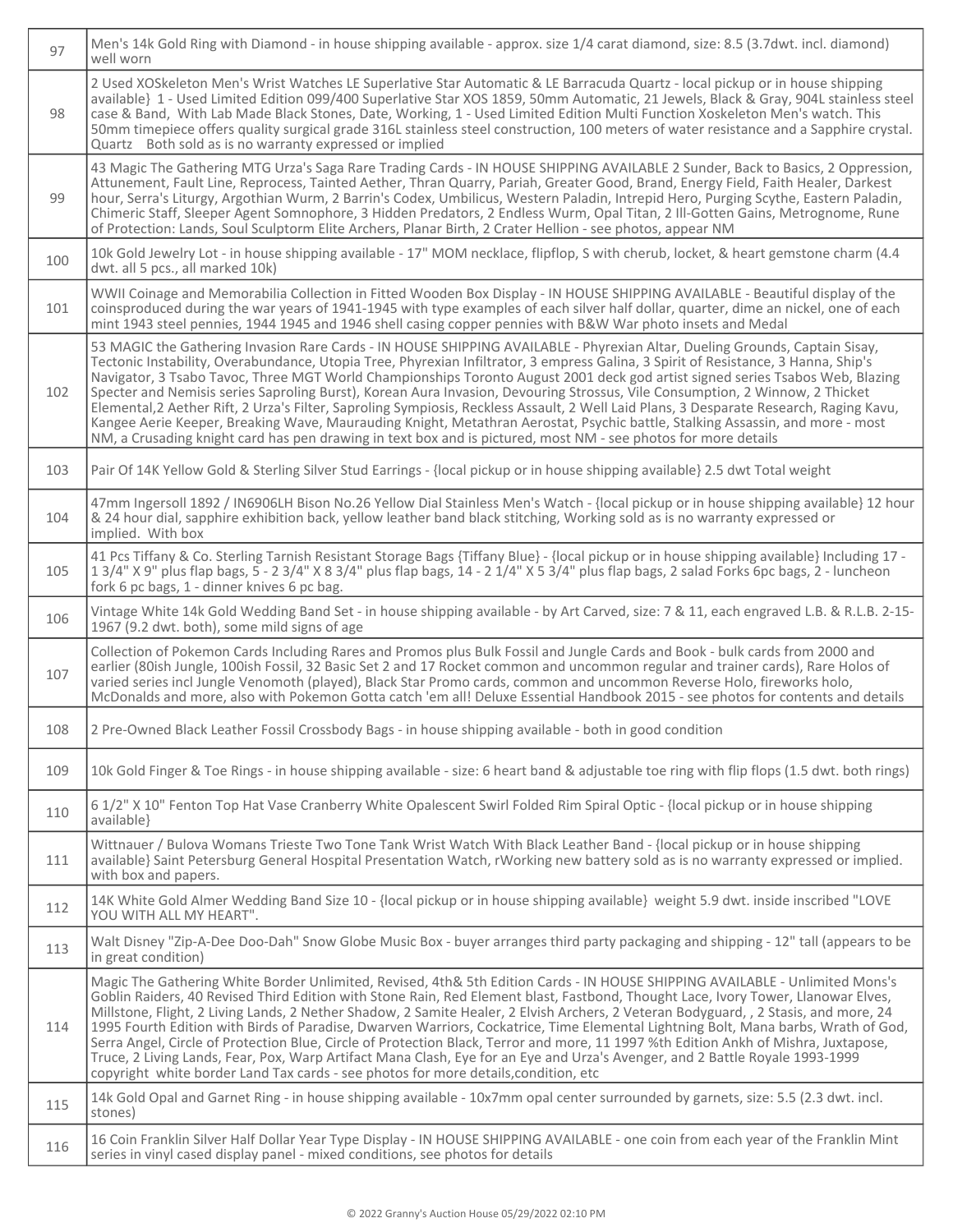| | |
|---|---|
| 97 | Men's 14k Gold Ring with Diamond - in house shipping available - approx. size 1/4 carat diamond, size: 8.5 (3.7dwt. incl. diamond) well worn |
| 98 | 2 Used XOSkeleton Men's Wrist Watches LE Superlative Star Automatic & LE Barracuda Quartz - local pickup or in house shipping available} 1 - Used Limited Edition 099/400 Superlative Star XOS 1859, 50mm Automatic, 21 Jewels, Black & Gray, 904L stainless steel case & Band, With Lab Made Black Stones, Date, Working, 1 - Used Limited Edition Multi Function Xoskeleton Men's watch. This 50mm timepiece offers quality surgical grade 316L stainless steel construction, 100 meters of water resistance and a Sapphire crystal. Quartz Both sold as is no warranty expressed or implied |
| 99 | 43 Magic The Gathering MTG Urza's Saga Rare Trading Cards - IN HOUSE SHIPPING AVAILABLE 2 Sunder, Back to Basics, 2 Oppression, Attunement, Fault Line, Reprocess, Tainted Aether, Thran Quarry, Pariah, Greater Good, Brand, Energy Field, Faith Healer, Darkest hour, Serra's Liturgy, Argothian Wurm, 2 Barrin's Codex, Umbilicus, Western Paladin, Intrepid Hero, Purging Scythe, Eastern Paladin, Chimeric Staff, Sleeper Agent Somnophore, 3 Hidden Predators, 2 Endless Wurm, Opal Titan, 2 Ill-Gotten Gains, Metrognome, Rune of Protection: Lands, Soul Sculptorm Elite Archers, Planar Birth, 2 Crater Hellion - see photos, appear NM |
| 100 | 10k Gold Jewelry Lot - in house shipping available - 17" MOM necklace, flipflop, S with cherub, locket, & heart gemstone charm (4.4 dwt. all 5 pcs., all marked 10k) |
| 101 | WWII Coinage and Memorabilia Collection in Fitted Wooden Box Display - IN HOUSE SHIPPING AVAILABLE - Beautiful display of the coinsproduced during the war years of 1941-1945 with type examples of each silver half dollar, quarter, dime an nickel, one of each mint 1943 steel pennies, 1944 1945 and 1946 shell casing copper pennies with B&W War photo insets and Medal |
| 102 | 53 MAGIC the Gathering Invasion Rare Cards - IN HOUSE SHIPPING AVAILABLE - Phyrexian Altar, Dueling Grounds, Captain Sisay, Tectonic Instability, Overabundance, Utopia Tree, Phyrexian Infiltrator, 3 empress Galina, 3 Spirit of Resistance, 3 Hanna, Ship's Navigator, 3 Tsabo Tavoc, Three MGT World Championships Toronto August 2001 deck god artist signed series Tsabos Web, Blazing Specter and Nemisis series Saproling Burst), Korean Aura Invasion, Devouring Strossus, Vile Consumption, 2 Winnow, 2 Thicket Elemental,2 Aether Rift, 2 Urza's Filter, Saproling Sympiosis, Reckless Assault, 2 Well Laid Plans, 3 Desparate Research, Raging Kavu, Kangee Aerie Keeper, Breaking Wave, Maurauding Knight, Metathran Aerostat, Psychic battle, Stalking Assassin, and more - most NM, a Crusading knight card has pen drawing in text box and is pictured, most NM - see photos for more details |
| 103 | Pair Of 14K Yellow Gold & Sterling Silver Stud Earrings - {local pickup or in house shipping available} 2.5 dwt Total weight |
| 104 | 47mm Ingersoll 1892 / IN6906LH Bison No.26 Yellow Dial Stainless Men's Watch - {local pickup or in house shipping available} 12 hour & 24 hour dial, sapphire exhibition back, yellow leather band black stitching, Working sold as is no warranty expressed or implied. With box |
| 105 | 41 Pcs Tiffany & Co. Sterling Tarnish Resistant Storage Bags {Tiffany Blue} - {local pickup or in house shipping available} Including 17 - 1 3/4" X 9" plus flap bags, 5 - 2 3/4" X 8 3/4" plus flap bags, 14 - 2 1/4" X 5 3/4" plus flap bags, 2 salad Forks 6pc bags, 2 - luncheon fork 6 pc bags, 1 - dinner knives 6 pc bag. |
| 106 | Vintage White 14k Gold Wedding Band Set - in house shipping available - by Art Carved, size: 7 & 11, each engraved L.B. & R.L.B. 2-15-1967 (9.2 dwt. both), some mild signs of age |
| 107 | Collection of Pokemon Cards Including Rares and Promos plus Bulk Fossil and Jungle Cards and Book - bulk cards from 2000 and earlier (80ish Jungle, 100ish Fossil, 32 Basic Set 2 and 17 Rocket common and uncommon regular and trainer cards), Rare Holos of varied series incl Jungle Venomoth (played), Black Star Promo cards, common and uncommon Reverse Holo, fireworks holo, McDonalds and more, also with Pokemon Gotta catch 'em all! Deluxe Essential Handbook 2015 - see photos for contents and details |
| 108 | 2 Pre-Owned Black Leather Fossil Crossbody Bags - in house shipping available - both in good condition |
| 109 | 10k Gold Finger & Toe Rings - in house shipping available - size: 6 heart band & adjustable toe ring with flip flops (1.5 dwt. both rings) |
| 110 | 6 1/2" X 10" Fenton Top Hat Vase Cranberry White Opalescent Swirl Folded Rim Spiral Optic - {local pickup or in house shipping available} |
| 111 | Wittnauer / Bulova Womans Trieste Two Tone Tank Wrist Watch With Black Leather Band - {local pickup or in house shipping available} Saint Petersburg General Hospital Presentation Watch, rWorking new battery sold as is no warranty expressed or implied. with box and papers. |
| 112 | 14K White Gold Almer Wedding Band Size 10 - {local pickup or in house shipping available} weight 5.9 dwt. inside inscribed "LOVE YOU WITH ALL MY HEART". |
| 113 | Walt Disney "Zip-A-Dee Doo-Dah" Snow Globe Music Box - buyer arranges third party packaging and shipping - 12" tall (appears to be in great condition) |
| 114 | Magic The Gathering White Border Unlimited, Revised, 4th& 5th Edition Cards - IN HOUSE SHIPPING AVAILABLE - Unlimited Mons's Goblin Raiders, 40 Revised Third Edition with Stone Rain, Red Element blast, Fastbond, Thought Lace, Ivory Tower, Llanowar Elves, Millstone, Flight, 2 Living Lands, 2 Nether Shadow, 2 Samite Healer, 2 Elvish Archers, 2 Veteran Bodyguard, , 2 Stasis, and more, 24 1995 Fourth Edition with Birds of Paradise, Dwarven Warriors, Cockatrice, Time Elemental Lightning Bolt, Mana barbs, Wrath of God, Serra Angel, Circle of Protection Blue, Circle of Protection Black, Terror and more, 11 1997 %th Edition Ankh of Mishra, Juxtapose, Truce, 2 Living Lands, Fear, Pox, Warp Artifact Mana Clash, Eye for an Eye and Urza's Avenger, and 2 Battle Royale 1993-1999 copyright white border Land Tax cards - see photos for more details,condition, etc |
| 115 | 14k Gold Opal and Garnet Ring - in house shipping available - 10x7mm opal center surrounded by garnets, size: 5.5 (2.3 dwt. incl. stones) |
| 116 | 16 Coin Franklin Silver Half Dollar Year Type Display - IN HOUSE SHIPPING AVAILABLE - one coin from each year of the Franklin Mint series in vinyl cased display panel - mixed conditions, see photos for details |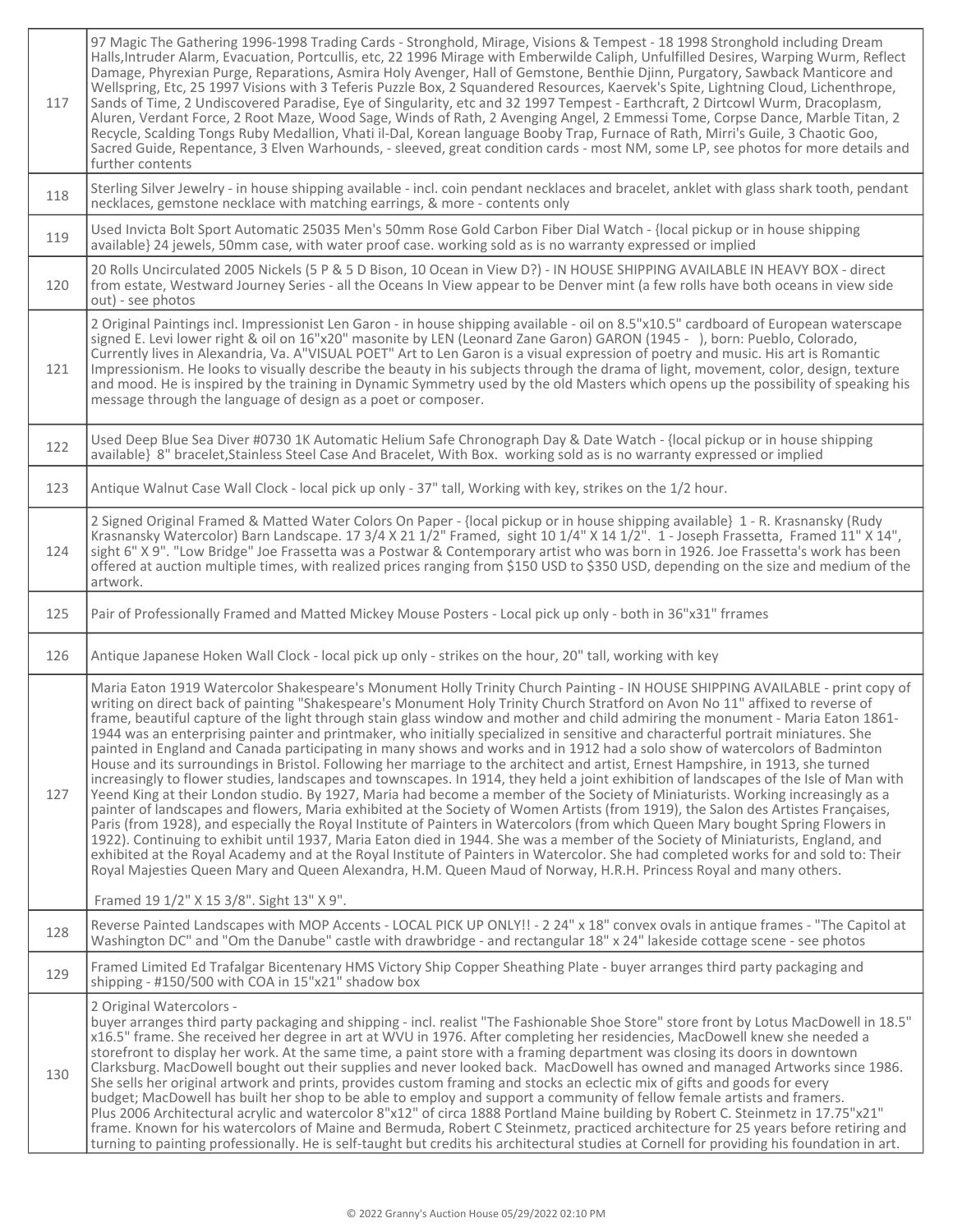| | |
|---|---|
| 117 | 97 Magic The Gathering 1996-1998 Trading Cards - Stronghold, Mirage, Visions & Tempest - 18 1998 Stronghold including Dream Halls,Intruder Alarm, Evacuation, Portcullis, etc, 22 1996 Mirage with Emberwilde Caliph, Unfulfilled Desires, Warping Wurm, Reflect Damage, Phyrexian Purge, Reparations, Asmira Holy Avenger, Hall of Gemstone, Benthie Djinn, Purgatory, Sawback Manticore and Wellspring, Etc, 25 1997 Visions with 3 Teferis Puzzle Box, 2 Squandered Resources, Kaervek's Spite, Lightning Cloud, Lichenthrope, Sands of Time, 2 Undiscovered Paradise, Eye of Singularity, etc and 32 1997 Tempest - Earthcraft, 2 Dirtcowl Wurm, Dracoplasm, Aluren, Verdant Force, 2 Root Maze, Wood Sage, Winds of Rath, 2 Avenging Angel, 2 Emmessi Tome, Corpse Dance, Marble Titan, 2 Recycle, Scalding Tongs Ruby Medallion, Vhati il-Dal, Korean language Booby Trap, Furnace of Rath, Mirri's Guile, 3 Chaotic Goo, Sacred Guide, Repentance, 3 Elven Warhounds, - sleeved, great condition cards - most NM, some LP, see photos for more details and further contents |
| 118 | Sterling Silver Jewelry - in house shipping available - incl. coin pendant necklaces and bracelet, anklet with glass shark tooth, pendant necklaces, gemstone necklace with matching earrings, & more - contents only |
| 119 | Used Invicta Bolt Sport Automatic 25035 Men's 50mm Rose Gold Carbon Fiber Dial Watch - {local pickup or in house shipping available} 24 jewels, 50mm case, with water proof case. working sold as is no warranty expressed or implied |
| 120 | 20 Rolls Uncirculated 2005 Nickels (5 P & 5 D Bison, 10 Ocean in View D?) - IN HOUSE SHIPPING AVAILABLE IN HEAVY BOX - direct from estate, Westward Journey Series - all the Oceans In View appear to be Denver mint (a few rolls have both oceans in view side out) - see photos |
| 121 | 2 Original Paintings incl. Impressionist Len Garon - in house shipping available - oil on 8.5"x10.5" cardboard of European waterscape signed E. Levi lower right & oil on 16"x20" masonite by LEN (Leonard Zane Garon) GARON (1945 - ), born: Pueblo, Colorado, Currently lives in Alexandria, Va. A"VISUAL POET" Art to Len Garon is a visual expression of poetry and music. His art is Romantic Impressionism. He looks to visually describe the beauty in his subjects through the drama of light, movement, color, design, texture and mood. He is inspired by the training in Dynamic Symmetry used by the old Masters which opens up the possibility of speaking his message through the language of design as a poet or composer. |
| 122 | Used Deep Blue Sea Diver #0730 1K Automatic Helium Safe Chronograph Day & Date Watch - {local pickup or in house shipping available} 8" bracelet,Stainless Steel Case And Bracelet, With Box. working sold as is no warranty expressed or implied |
| 123 | Antique Walnut Case Wall Clock - local pick up only - 37" tall, Working with key, strikes on the 1/2 hour. |
| 124 | 2 Signed Original Framed & Matted Water Colors On Paper - {local pickup or in house shipping available} 1 - R. Krasnansky (Rudy Krasnansky Watercolor) Barn Landscape. 17 3/4 X 21 1/2" Framed, sight 10 1/4" X 14 1/2". 1 - Joseph Frassetta, Framed 11" X 14", sight 6" X 9". "Low Bridge" Joe Frassetta was a Postwar & Contemporary artist who was born in 1926. Joe Frassetta's work has been offered at auction multiple times, with realized prices ranging from $150 USD to $350 USD, depending on the size and medium of the artwork. |
| 125 | Pair of Professionally Framed and Matted Mickey Mouse Posters - Local pick up only - both in 36"x31" frrames |
| 126 | Antique Japanese Hoken Wall Clock - local pick up only - strikes on the hour, 20" tall, working with key |
| 127 | Maria Eaton 1919 Watercolor Shakespeare's Monument Holly Trinity Church Painting - IN HOUSE SHIPPING AVAILABLE - print copy of writing on direct back of painting "Shakespeare's Monument Holy Trinity Church Stratford on Avon No 11" affixed to reverse of frame, beautiful capture of the light through stain glass window and mother and child admiring the monument - Maria Eaton 1861-1944 was an enterprising painter and printmaker, who initially specialized in sensitive and characterful portrait miniatures. She painted in England and Canada participating in many shows and works and in 1912 had a solo show of watercolors of Badminton House and its surroundings in Bristol. Following her marriage to the architect and artist, Ernest Hampshire, in 1913, she turned increasingly to flower studies, landscapes and townscapes. In 1914, they held a joint exhibition of landscapes of the Isle of Man with Yeend King at their London studio. By 1927, Maria had become a member of the Society of Miniaturists. Working increasingly as a painter of landscapes and flowers, Maria exhibited at the Society of Women Artists (from 1919), the Salon des Artistes Françaises, Paris (from 1928), and especially the Royal Institute of Painters in Watercolors (from which Queen Mary bought Spring Flowers in 1922). Continuing to exhibit until 1937, Maria Eaton died in 1944. She was a member of the Society of Miniaturists, England, and exhibited at the Royal Academy and at the Royal Institute of Painters in Watercolor. She had completed works for and sold to: Their Royal Majesties Queen Mary and Queen Alexandra, H.M. Queen Maud of Norway, H.R.H. Princess Royal and many others. Framed 19 1/2" X 15 3/8". Sight 13" X 9". |
| 128 | Reverse Painted Landscapes with MOP Accents - LOCAL PICK UP ONLY!! - 2 24" x 18" convex ovals in antique frames - "The Capitol at Washington DC" and "Om the Danube" castle with drawbridge - and rectangular 18" x 24" lakeside cottage scene - see photos |
| 129 | Framed Limited Ed Trafalgar Bicentenary HMS Victory Ship Copper Sheathing Plate - buyer arranges third party packaging and shipping - #150/500 with COA in 15"x21" shadow box |
| 130 | 2 Original Watercolors - buyer arranges third party packaging and shipping - incl. realist "The Fashionable Shoe Store" store front by Lotus MacDowell in 18.5" x16.5" frame. She received her degree in art at WVU in 1976. After completing her residencies, MacDowell knew she needed a storefront to display her work. At the same time, a paint store with a framing department was closing its doors in downtown Clarksburg. MacDowell bought out their supplies and never looked back. MacDowell has owned and managed Artworks since 1986. She sells her original artwork and prints, provides custom framing and stocks an eclectic mix of gifts and goods for every budget; MacDowell has built her shop to be able to employ and support a community of fellow female artists and framers. Plus 2006 Architectural acrylic and watercolor 8"x12" of circa 1888 Portland Maine building by Robert C. Steinmetz in 17.75"x21" frame. Known for his watercolors of Maine and Bermuda, Robert C Steinmetz, practiced architecture for 25 years before retiring and turning to painting professionally. He is self-taught but credits his architectural studies at Cornell for providing his foundation in art. |

© 2022 Granny's Auction House 05/29/2022 02:10 PM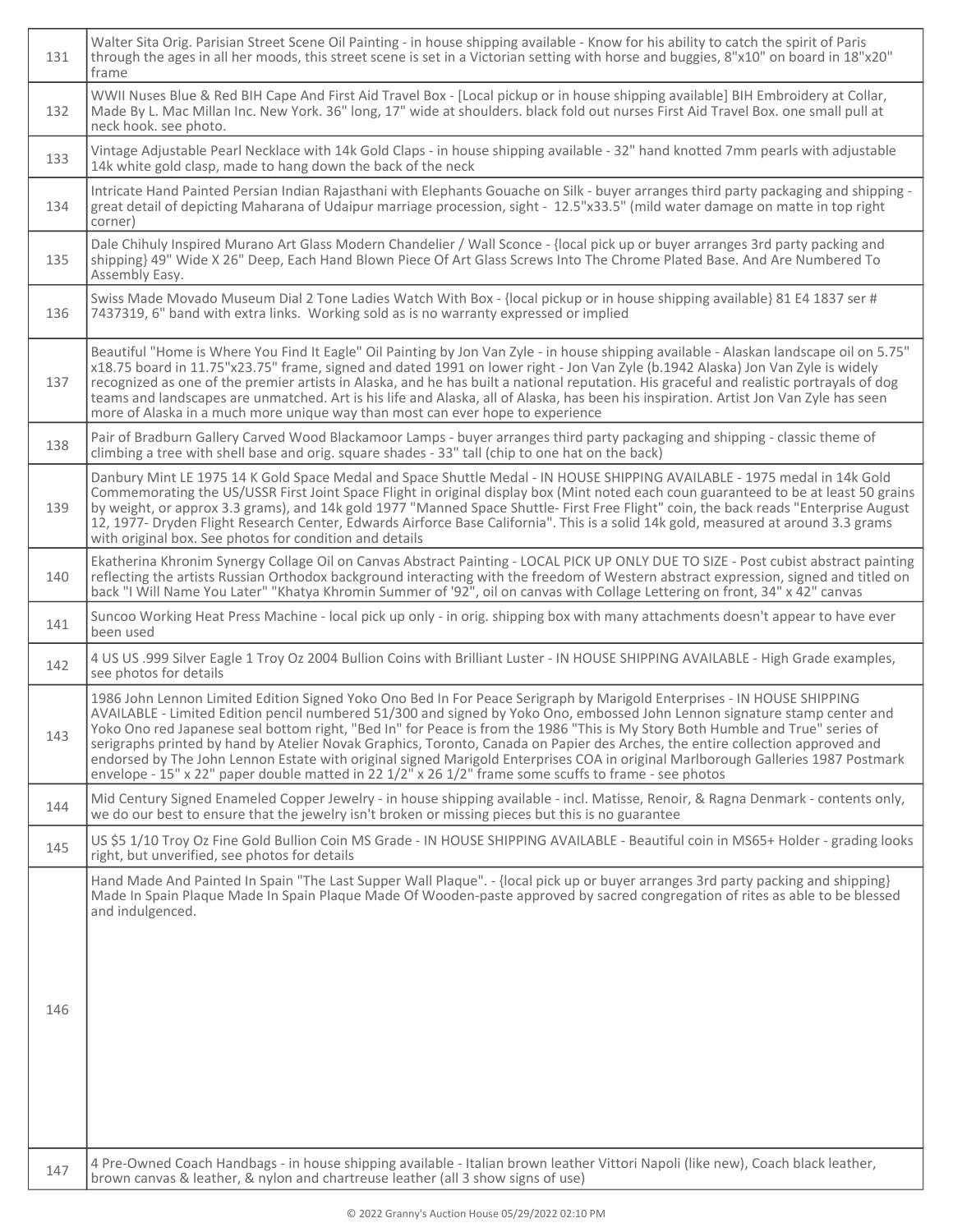| | |
|---|---|
| 131 | Walter Sita Orig. Parisian Street Scene Oil Painting - in house shipping available - Know for his ability to catch the spirit of Paris through the ages in all her moods, this street scene is set in a Victorian setting with horse and buggies, 8"x10" on board in 18"x20" frame |
| 132 | WWII Nuses Blue & Red BIH Cape And First Aid Travel Box - [Local pickup or in house shipping available] BIH Embroidery at Collar, Made By L. Mac Millan Inc. New York. 36" long, 17" wide at shoulders. black fold out nurses First Aid Travel Box. one small pull at neck hook. see photo. |
| 133 | Vintage Adjustable Pearl Necklace with 14k Gold Claps - in house shipping available - 32" hand knotted 7mm pearls with adjustable 14k white gold clasp, made to hang down the back of the neck |
| 134 | Intricate Hand Painted Persian Indian Rajasthani with Elephants Gouache on Silk - buyer arranges third party packaging and shipping - great detail of depicting Maharana of Udaipur marriage procession, sight - 12.5"x33.5" (mild water damage on matte in top right corner) |
| 135 | Dale Chihuly Inspired Murano Art Glass Modern Chandelier / Wall Sconce - {local pick up or buyer arranges 3rd party packing and shipping} 49" Wide X 26" Deep, Each Hand Blown Piece Of Art Glass Screws Into The Chrome Plated Base. And Are Numbered To Assembly Easy. |
| 136 | Swiss Made Movado Museum Dial 2 Tone Ladies Watch With Box - {local pickup or in house shipping available} 81 E4 1837 ser # 7437319, 6" band with extra links. Working sold as is no warranty expressed or implied |
| 137 | Beautiful "Home is Where You Find It Eagle" Oil Painting by Jon Van Zyle - in house shipping available - Alaskan landscape oil on 5.75" x18.75 board in 11.75"x23.75" frame, signed and dated 1991 on lower right - Jon Van Zyle (b.1942 Alaska) Jon Van Zyle is widely recognized as one of the premier artists in Alaska, and he has built a national reputation. His graceful and realistic portrayals of dog teams and landscapes are unmatched. Art is his life and Alaska, all of Alaska, has been his inspiration. Artist Jon Van Zyle has seen more of Alaska in a much more unique way than most can ever hope to experience |
| 138 | Pair of Bradburn Gallery Carved Wood Blackamoor Lamps - buyer arranges third party packaging and shipping - classic theme of climbing a tree with shell base and orig. square shades - 33" tall (chip to one hat on the back) |
| 139 | Danbury Mint LE 1975 14 K Gold Space Medal and Space Shuttle Medal - IN HOUSE SHIPPING AVAILABLE - 1975 medal in 14k Gold Commemorating the US/USSR First Joint Space Flight in original display box (Mint noted each coun guaranteed to be at least 50 grains by weight, or approx 3.3 grams), and 14k gold 1977 "Manned Space Shuttle- First Free Flight" coin, the back reads "Enterprise August 12, 1977- Dryden Flight Research Center, Edwards Airforce Base California". This is a solid 14k gold, measured at around 3.3 grams with original box. See photos for condition and details |
| 140 | Ekatherina Khronim Synergy Collage Oil on Canvas Abstract Painting - LOCAL PICK UP ONLY DUE TO SIZE - Post cubist abstract painting reflecting the artists Russian Orthodox background interacting with the freedom of Western abstract expression, signed and titled on back "I Will Name You Later" "Khatya Khromin Summer of '92", oil on canvas with Collage Lettering on front, 34" x 42" canvas |
| 141 | Suncoo Working Heat Press Machine - local pick up only - in orig. shipping box with many attachments doesn't appear to have ever been used |
| 142 | 4 US US .999 Silver Eagle 1 Troy Oz 2004 Bullion Coins with Brilliant Luster - IN HOUSE SHIPPING AVAILABLE - High Grade examples, see photos for details |
| 143 | 1986 John Lennon Limited Edition Signed Yoko Ono Bed In For Peace Serigraph by Marigold Enterprises - IN HOUSE SHIPPING AVAILABLE - Limited Edition pencil numbered 51/300 and signed by Yoko Ono, embossed John Lennon signature stamp center and Yoko Ono red Japanese seal bottom right, "Bed In" for Peace is from the 1986 "This is My Story Both Humble and True" series of serigraphs printed by hand by Atelier Novak Graphics, Toronto, Canada on Papier des Arches, the entire collection approved and endorsed by The John Lennon Estate with original signed Marigold Enterprises COA in original Marlborough Galleries 1987 Postmark envelope - 15" x 22" paper double matted in 22 1/2" x 26 1/2" frame some scuffs to frame - see photos |
| 144 | Mid Century Signed Enameled Copper Jewelry - in house shipping available - incl. Matisse, Renoir, & Ragna Denmark - contents only, we do our best to ensure that the jewelry isn't broken or missing pieces but this is no guarantee |
| 145 | US $5 1/10 Troy Oz Fine Gold Bullion Coin MS Grade - IN HOUSE SHIPPING AVAILABLE - Beautiful coin in MS65+ Holder - grading looks right, but unverified, see photos for details |
| 146 | Hand Made And Painted In Spain "The Last Supper Wall Plaque". - {local pick up or buyer arranges 3rd party packing and shipping} Made In Spain Plaque Made In Spain Plaque Made Of Wooden-paste approved by sacred congregation of rites as able to be blessed and indulgenced. |
| 147 | 4 Pre-Owned Coach Handbags - in house shipping available - Italian brown leather Vittori Napoli (like new), Coach black leather, brown canvas & leather, & nylon and chartreuse leather (all 3 show signs of use) |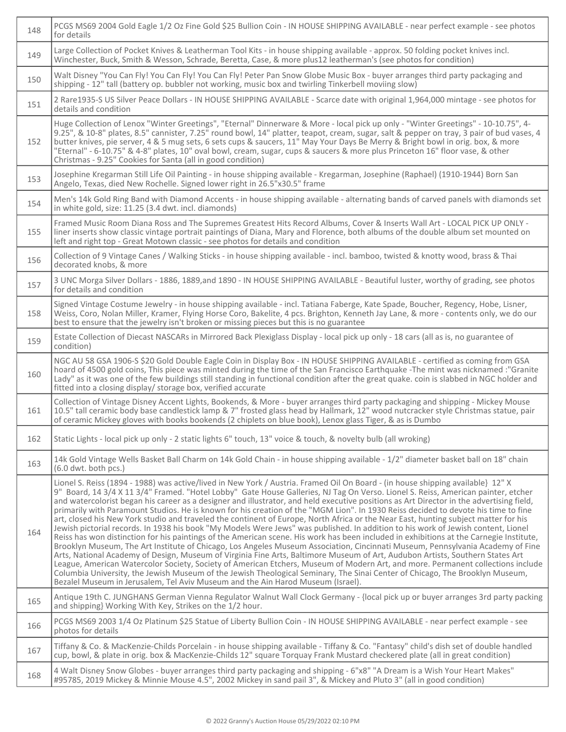| | |
|---|---|
| 148 | PCGS MS69 2004 Gold Eagle 1/2 Oz Fine Gold $25 Bullion Coin - IN HOUSE SHIPPING AVAILABLE - near perfect example - see photos for details |
| 149 | Large Collection of Pocket Knives & Leatherman Tool Kits - in house shipping available - approx. 50 folding pocket knives incl. Winchester, Buck, Smith & Wesson, Schrade, Beretta, Case, & more plus12 leatherman's (see photos for condition) |
| 150 | Walt Disney "You Can Fly! You Can Fly! You Can Fly! Peter Pan Snow Globe Music Box - buyer arranges third party packaging and shipping - 12" tall (battery op. bubbler not working, music box and twirling Tinkerbell moviing slow) |
| 151 | 2 Rare1935-S US Silver Peace Dollars - IN HOUSE SHIPPING AVAILABLE - Scarce date with original 1,964,000 mintage - see photos for details and condition |
| 152 | Huge Collection of Lenox "Winter Greetings", "Eternal" Dinnerware & More - local pick up only - "Winter Greetings" - 10-10.75", 4-9.25", & 10-8" plates, 8.5" cannister, 7.25" round bowl, 14" platter, teapot, cream, sugar, salt & pepper on tray, 3 pair of bud vases, 4 butter knives, pie server, 4 & 5 mug sets, 6 sets cups & saucers, 11" May Your Days Be Merry & Bright bowl in orig. box, & more "Eternal" - 6-10.75" & 4-8" plates, 10" oval bowl, cream, sugar, cups & saucers & more plus Princeton 16" floor vase, & other Christmas - 9.25" Cookies for Santa (all in good condition) |
| 153 | Josephine Kregarman Still Life Oil Painting - in house shipping available - Kregarman, Josephine (Raphael) (1910-1944) Born San Angelo, Texas, died New Rochelle. Signed lower right in 26.5"x30.5" frame |
| 154 | Men's 14k Gold Ring Band with Diamond Accents - in house shipping available - alternating bands of carved panels with diamonds set in white gold, size: 11.25 (3.4 dwt. incl. diamonds) |
| 155 | Framed Music Room Diana Ross and The Supremes Greatest Hits Record Albums, Cover & Inserts Wall Art - LOCAL PICK UP ONLY - liner inserts show classic vintage portrait paintings of Diana, Mary and Florence, both albums of the double album set mounted on left and right top - Great Motown classic - see photos for details and condition |
| 156 | Collection of 9 Vintage Canes / Walking Sticks - in house shipping available - incl. bamboo, twisted & knotty wood, brass & Thai decorated knobs, & more |
| 157 | 3 UNC Morga Silver Dollars - 1886, 1889,and 1890 - IN HOUSE SHIPPING AVAILABLE - Beautiful luster, worthy of grading, see photos for details and condition |
| 158 | Signed Vintage Costume Jewelry - in house shipping available - incl. Tatiana Faberge, Kate Spade, Boucher, Regency, Hobe, Lisner, Weiss, Coro, Nolan Miller, Kramer, Flying Horse Coro, Bakelite, 4 pcs. Brighton, Kenneth Jay Lane, & more - contents only, we do our best to ensure that the jewelry isn't broken or missing pieces but this is no guarantee |
| 159 | Estate Collection of Diecast NASCARs in Mirrored Back Plexiglass Display - local pick up only - 18 cars (all as is, no guarantee of condition) |
| 160 | NGC AU 58 GSA 1906-S $20 Gold Double Eagle Coin in Display Box - IN HOUSE SHIPPING AVAILABLE - certified as coming from GSA hoard of 4500 gold coins, This piece was minted during the time of the San Francisco Earthquake -The mint was nicknamed :"Granite Lady" as it was one of the few buildings still standing in functional condition after the great quake. coin is slabbed in NGC holder and fitted into a closing display/ storage box, verified accurate |
| 161 | Collection of Vintage Disney Accent Lights, Bookends, & More - buyer arranges third party packaging and shipping - Mickey Mouse 10.5" tall ceramic body base candlestick lamp & 7" frosted glass head by Hallmark, 12" wood nutcracker style Christmas statue, pair of ceramic Mickey gloves with books bookends (2 chiplets on blue book), Lenox glass Tiger, & as is Dumbo |
| 162 | Static Lights - local pick up only - 2 static lights 6" touch, 13" voice & touch, & novelty bulb (all wroking) |
| 163 | 14k Gold Vintage Wells Basket Ball Charm on 14k Gold Chain - in house shipping available - 1/2" diameter basket ball on 18" chain (6.0 dwt. both pcs.) |
| 164 | Lionel S. Reiss (1894 - 1988) was active/lived in New York / Austria. Framed Oil On Board - (in house shipping available} 12" X 9" Board, 14 3/4 X 11 3/4" Framed. "Hotel Lobby" Gate House Galleries, NJ Tag On Verso. Lionel S. Reiss, American painter, etcher and watercolorist began his career as a designer and illustrator, and held executive positions as Art Director in the advertising field, primarily with Paramount Studios. He is known for his creation of the "MGM Lion". In 1930 Reiss decided to devote his time to fine art, closed his New York studio and traveled the continent of Europe, North Africa or the Near East, hunting subject matter for his Jewish pictorial records. In 1938 his book "My Models Were Jews" was published. In addition to his work of Jewish content, Lionel Reiss has won distinction for his paintings of the American scene. His work has been included in exhibitions at the Carnegie Institute, Brooklyn Museum, The Art Institute of Chicago, Los Angeles Museum Association, Cincinnati Museum, Pennsylvania Academy of Fine Arts, National Academy of Design, Museum of Virginia Fine Arts, Baltimore Museum of Art, Audubon Artists, Southern States Art League, American Watercolor Society, Society of American Etchers, Museum of Modern Art, and more. Permanent collections include Columbia University, the Jewish Museum of the Jewish Theological Seminary, The Sinai Center of Chicago, The Brooklyn Museum, Bezalel Museum in Jerusalem, Tel Aviv Museum and the Ain Harod Museum (Israel). |
| 165 | Antique 19th C. JUNGHANS German Vienna Regulator Walnut Wall Clock Germany - {local pick up or buyer arranges 3rd party packing and shipping} Working With Key, Strikes on the 1/2 hour. |
| 166 | PCGS MS69 2003 1/4 Oz Platinum $25 Statue of Liberty Bullion Coin - IN HOUSE SHIPPING AVAILABLE - near perfect example - see photos for details |
| 167 | Tiffany & Co. & MacKenzie-Childs Porcelain - in house shipping available - Tiffany & Co. "Fantasy" child's dish set of double handled cup, bowl, & plate in orig. box & MacKenzie-Childs 12" square Torquay Frank Mustard checkered plate (all in great condition) |
| 168 | 4 Walt Disney Snow Globes - buyer arranges third party packaging and shipping - 6"x8" "A Dream is a Wish Your Heart Makes" #95785, 2019 Mickey & Minnie Mouse 4.5", 2002 Mickey in sand pail 3", & Mickey and Pluto 3" (all in good condition) |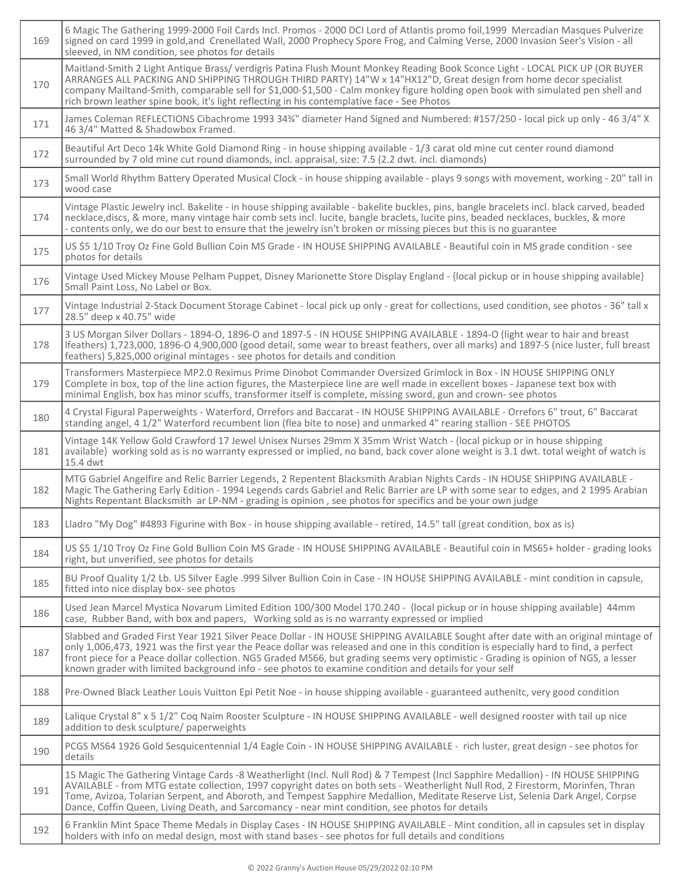| | |
|---|---|
| 169 | 6 Magic The Gathering 1999-2000 Foil Cards Incl. Promos - 2000 DCI Lord of Atlantis promo foil,1999 Mercadian Masques Pulverize signed on card 1999 in gold,and Crenellated Wall, 2000 Prophecy Spore Frog, and Calming Verse, 2000 Invasion Seer's Vision - all sleeved, in NM condition, see photos for details |
| 170 | Maitland-Smith 2 Light Antique Brass/ verdigris Patina Flush Mount Monkey Reading Book Sconce Light - LOCAL PICK UP (OR BUYER ARRANGES ALL PACKING AND SHIPPING THROUGH THIRD PARTY) 14"W x 14"HX12"D, Great design from home decor specialist company Mailtand-Smith, comparable sell for $1,000-$1,500 - Calm monkey figure holding open book with simulated pen shell and rich brown leather spine book, it's light reflecting in his contemplative face - See Photos |
| 171 | James Coleman REFLECTIONS Cibachrome 1993 34¾" diameter Hand Signed and Numbered: #157/250 - local pick up only - 46 3/4" X 46 3/4" Matted & Shadowbox Framed. |
| 172 | Beautiful Art Deco 14k White Gold Diamond Ring - in house shipping available - 1/3 carat old mine cut center round diamond surrounded by 7 old mine cut round diamonds, incl. appraisal, size: 7.5 (2.2 dwt. incl. diamonds) |
| 173 | Small World Rhythm Battery Operated Musical Clock - in house shipping available - plays 9 songs with movement, working - 20" tall in wood case |
| 174 | Vintage Plastic Jewelry incl. Bakelite - in house shipping available - bakelite buckles, pins, bangle bracelets incl. black carved, beaded necklace,discs, & more, many vintage hair comb sets incl. lucite, bangle braclets, lucite pins, beaded necklaces, buckles, & more - contents only, we do our best to ensure that the jewelry isn't broken or missing pieces but this is no guarantee |
| 175 | US $5 1/10 Troy Oz Fine Gold Bullion Coin MS Grade - IN HOUSE SHIPPING AVAILABLE - Beautiful coin in MS grade condition - see photos for details |
| 176 | Vintage Used Mickey Mouse Pelham Puppet, Disney Marionette Store Display England - {local pickup or in house shipping available} Small Paint Loss, No Label or Box. |
| 177 | Vintage Industrial 2-Stack Document Storage Cabinet - local pick up only - great for collections, used condition, see photos - 36" tall x 28.5" deep x 40.75" wide |
| 178 | 3 US Morgan Silver Dollars - 1894-O, 1896-O and 1897-S - IN HOUSE SHIPPING AVAILABLE - 1894-O (light wear to hair and breast lfeathers) 1,723,000, 1896-O 4,900,000 (good detail, some wear to breast feathers, over all marks) and 1897-S (nice luster, full breast feathers) 5,825,000 original mintages - see photos for details and condition |
| 179 | Transformers Masterpiece MP2.0 Reximus Prime Dinobot Commander Oversized Grimlock in Box - IN HOUSE SHIPPING ONLY Complete in box, top of the line action figures, the Masterpiece line are well made in excellent boxes - Japanese text box with minimal English, box has minor scuffs, transformer itself is complete, missing sword, gun and crown- see photos |
| 180 | 4 Crystal Figural Paperweights - Waterford, Orrefors and Baccarat - IN HOUSE SHIPPING AVAILABLE - Orrefors 6" trout, 6" Baccarat standing angel, 4 1/2" Waterford recumbent lion (flea bite to nose) and unmarked 4" rearing stallion - SEE PHOTOS |
| 181 | Vintage 14K Yellow Gold Crawford 17 Jewel Unisex Nurses 29mm X 35mm Wrist Watch - {local pickup or in house shipping available} working sold as is no warranty expressed or implied, no band, back cover alone weight is 3.1 dwt. total weight of watch is 15.4 dwt |
| 182 | MTG Gabriel Angelfire and Relic Barrier Legends, 2 Repentent Blacksmith Arabian Nights Cards - IN HOUSE SHIPPING AVAILABLE - Magic The Gathering Early Edition - 1994 Legends cards Gabriel and Relic Barrier are LP with some sear to edges, and 2 1995 Arabian Nights Repentant Blacksmith ar LP-NM - grading is opinion , see photos for specifics and be your own judge |
| 183 | Lladro "My Dog" #4893 Figurine with Box - in house shipping available - retired, 14.5" tall (great condition, box as is) |
| 184 | US $5 1/10 Troy Oz Fine Gold Bullion Coin MS Grade - IN HOUSE SHIPPING AVAILABLE - Beautiful coin in MS65+ holder - grading looks right, but unverified, see photos for details |
| 185 | BU Proof Quality 1/2 Lb. US Silver Eagle .999 Silver Bullion Coin in Case - IN HOUSE SHIPPING AVAILABLE - mint condition in capsule, fitted into nice display box- see photos |
| 186 | Used Jean Marcel Mystica Novarum Limited Edition 100/300 Model 170.240 - {local pickup or in house shipping available} 44mm case, Rubber Band, with box and papers, Working sold as is no warranty expressed or implied |
| 187 | Slabbed and Graded First Year 1921 Silver Peace Dollar - IN HOUSE SHIPPING AVAILABLE Sought after date with an original mintage of only 1,006,473, 1921 was the first year the Peace dollar was released and one in this condition is especially hard to find, a perfect front piece for a Peace dollar collection. NGS Graded MS66, but grading seems very optimistic - Grading is opinion of NGS, a lesser known grader with limited background info - see photos to examine condition and details for your self |
| 188 | Pre-Owned Black Leather Louis Vuitton Epi Petit Noe - in house shipping available - guaranteed authenitc, very good condition |
| 189 | Lalique Crystal 8" x 5 1/2" Coq Naim Rooster Sculpture - IN HOUSE SHIPPING AVAILABLE - well designed rooster with tail up nice addition to desk sculpture/ paperweights |
| 190 | PCGS MS64 1926 Gold Sesquicentennial 1/4 Eagle Coin - IN HOUSE SHIPPING AVAILABLE - rich luster, great design - see photos for details |
| 191 | 15 Magic The Gathering Vintage Cards -8 Weatherlight (Incl. Null Rod) & 7 Tempest (Incl Sapphire Medallion) - IN HOUSE SHIPPING AVAILABLE - from MTG estate collection, 1997 copyright dates on both sets - Weatherlight Null Rod, 2 Firestorm, Morinfen, Thran Tome, Avizoa, Tolarian Serpent, and Aboroth, and Tempest Sapphire Medallion, Meditate Reserve List, Selenia Dark Angel, Corpse Dance, Coffin Queen, Living Death, and Sarcomancy - near mint condition, see photos for details |
| 192 | 6 Franklin Mint Space Theme Medals in Display Cases - IN HOUSE SHIPPING AVAILABLE - Mint condition, all in capsules set in display holders with info on medal design, most with stand bases - see photos for full details and conditions |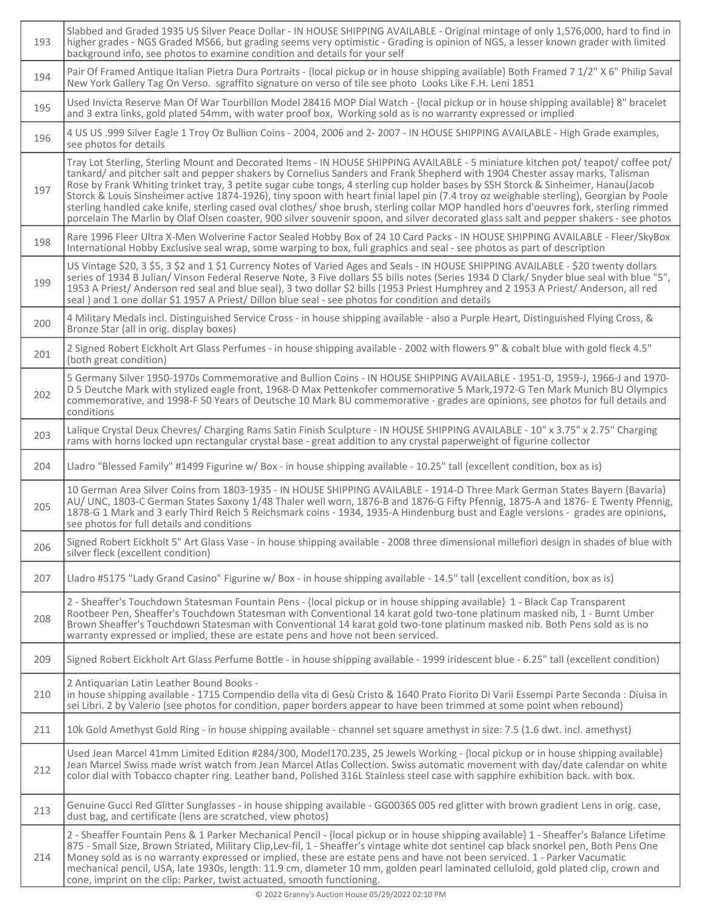| | |
|---|---|
| 193 | Slabbed and Graded 1935 US Silver Peace Dollar - IN HOUSE SHIPPING AVAILABLE - Original mintage of only 1,576,000, hard to find in higher grades - NGS Graded MS66, but grading seems very optimistic - Grading is opinion of NGS, a lesser known grader with limited background info, see photos to examine condition and details for your self |
| 194 | Pair Of Framed Antique Italian Pietra Dura Portraits - {local pickup or in house shipping available} Both Framed 7 1/2" X 6" Philip Saval New York Gallery Tag On Verso. sgraffito signature on verso of tile see photo Looks Like F.H. Leni 1851 |
| 195 | Used Invicta Reserve Man Of War Tourbillon Model 28416 MOP Dial Watch - {local pickup or in house shipping available} 8" bracelet and 3 extra links, gold plated 54mm, with water proof box, Working sold as is no warranty expressed or implied |
| 196 | 4 US US .999 Silver Eagle 1 Troy Oz Bullion Coins - 2004, 2006 and 2- 2007 - IN HOUSE SHIPPING AVAILABLE - High Grade examples, see photos for details |
| 197 | Tray Lot Sterling, Sterling Mount and Decorated Items - IN HOUSE SHIPPING AVAILABLE - 5 miniature kitchen pot/ teapot/ coffee pot/ tankard/ and pitcher salt and pepper shakers by Cornelius Sanders and Frank Shepherd with 1904 Chester assay marks, Talisman Rose by Frank Whiting trinket tray, 3 petite sugar cube tongs, 4 sterling cup holder bases by SSH Storck & Sinheimer, Hanau(Jacob Storck & Louis Sinsheimer active 1874-1926), tiny spoon with heart finial lapel pin (7.4 troy oz weighable sterling), Georgian by Poole sterling handled cake knife, sterling cased oval clothes/ shoe brush, sterling collar MOP handled hors d'oeuvres fork, sterling rimmed porcelain The Marlin by Olaf Olsen coaster, 900 silver souvenir spoon, and silver decorated glass salt and pepper shakers - see photos |
| 198 | Rare 1996 Fleer Ultra X-Men Wolverine Factor Sealed Hobby Box of 24 10 Card Packs - IN HOUSE SHIPPING AVAILABLE - Fleer/SkyBox International Hobby Exclusive seal wrap, some warping to box, full graphics and seal - see photos as part of description |
| 199 | US Vintage $20, 3 $5, 3 $2 and 1 $1 Currency Notes of Varied Ages and Seals - IN HOUSE SHIPPING AVAILABLE - $20 twenty dollars series of 1934 B Julian/ Vinson Federal Reserve Note, 3 Five dollars $5 bills notes (Series 1934 D Clark/ Snyder blue seal with blue "5", 1953 A Priest/ Anderson red seal and blue seal), 3 two dollar $2 bills (1953 Priest Humphrey and 2 1953 A Priest/ Anderson, all red seal ) and 1 one dollar $1 1957 A Priest/ Dillon blue seal - see photos for condition and details |
| 200 | 4 Military Medals incl. Distinguished Service Cross - in house shipping available - also a Purple Heart, Distinguished Flying Cross, & Bronze Star (all in orig. display boxes) |
| 201 | 2 Signed Robert Eickholt Art Glass Perfumes - in house shipping available - 2002 with flowers 9" & cobalt blue with gold fleck 4.5" (both great condition) |
| 202 | 5 Germany Silver 1950-1970s Commemorative and Bullion Coins - IN HOUSE SHIPPING AVAILABLE - 1951-D, 1959-J, 1966-J and 1970-D 5 Deutche Mark with stylized eagle front, 1968-D Max Pettenkofer commemorative 5 Mark,1972-G Ten Mark Munich BU Olympics commemorative, and 1998-F 50 Years of Deutsche 10 Mark BU commemorative - grades are opinions, see photos for full details and conditions |
| 203 | Lalique Crystal Deux Chevres/ Charging Rams Satin Finish Sculpture - IN HOUSE SHIPPING AVAILABLE - 10" x 3.75" x 2.75" Charging rams with horns locked upn rectangular crystal base - great addition to any crystal paperweight of figurine collector |
| 204 | Lladro "Blessed Family" #1499 Figurine w/ Box - in house shipping available - 10.25" tall (excellent condition, box as is) |
| 205 | 10 German Area Silver Coins from 1803-1935 - IN HOUSE SHIPPING AVAILABLE - 1914-D Three Mark German States Bayern (Bavaria) AU/ UNC, 1803-C German States Saxony 1/48 Thaler well worn, 1876-B and 1876-G Fifty Pfennig, 1875-A and 1876- E Twenty Pfennig, 1878-G 1 Mark and 3 early Third Reich 5 Reichsmark coins - 1934, 1935-A Hindenburg bust and Eagle versions - grades are opinions, see photos for full details and conditions |
| 206 | Signed Robert Eickholt 5" Art Glass Vase - in house shipping available - 2008 three dimensional millefiori design in shades of blue with silver fleck (excellent condition) |
| 207 | Lladro #5175 "Lady Grand Casino" Figurine w/ Box - in house shipping available - 14.5" tall (excellent condition, box as is) |
| 208 | 2 - Sheaffer's Touchdown Statesman Fountain Pens - {local pickup or in house shipping available} 1 - Black Cap Transparent Rootbeer Pen, Sheaffer's Touchdown Statesman with Conventional 14 karat gold two-tone platinum masked nib, 1 - Burnt Umber Brown Sheaffer's Touchdown Statesman with Conventional 14 karat gold two-tone platinum masked nib. Both Pens sold as is no warranty expressed or implied, these are estate pens and hove not been serviced. |
| 209 | Signed Robert Eickholt Art Glass Perfume Bottle - in house shipping available - 1999 iridescent blue - 6.25" tall (excellent condition) |
| 210 | 2 Antiquarian Latin Leather Bound Books - in house shipping available - 1715 Compendio della vita di Gesù Cristo & 1640 Prato Fiorito Di Varii Essempi Parte Seconda : Diuisa in sei Libri. 2 by Valerio (see photos for condition, paper borders appear to have been trimmed at some point when rebound) |
| 211 | 10k Gold Amethyst Gold Ring - in house shipping available - channel set square amethyst in size: 7.5 (1.6 dwt. incl. amethyst) |
| 212 | Used Jean Marcel 41mm Limited Edition #284/300, Model170.235, 25 Jewels Working - {local pickup or in house shipping available} Jean Marcel Swiss made wrist watch from Jean Marcel Atlas Collection. Swiss automatic movement with day/date calendar on white color dial with Tobacco chapter ring. Leather band, Polished 316L Stainless steel case with sapphire exhibition back. with box. |
| 213 | Genuine Gucci Red Glitter Sunglasses - in house shipping available - GG0036S 005 red glitter with brown gradient Lens in orig. case, dust bag, and certificate (lens are scratched, view photos) |
| 214 | 2 - Sheaffer Fountain Pens & 1 Parker Mechanical Pencil - {local pickup or in house shipping available} 1 - Sheaffer's Balance Lifetime 875 - Small Size, Brown Striated, Military Clip,Lev-fil, 1 - Sheaffer's vintage white dot sentinel cap black snorkel pen, Both Pens One Money sold as is no warranty expressed or implied, these are estate pens and have not been serviced. 1 - Parker Vacumatic mechanical pencil, USA, late 1930s, length: 11.9 cm, diameter 10 mm, golden pearl laminated celluloid, gold plated clip, crown and cone, imprint on the clip: Parker, twist actuated, smooth functioning. |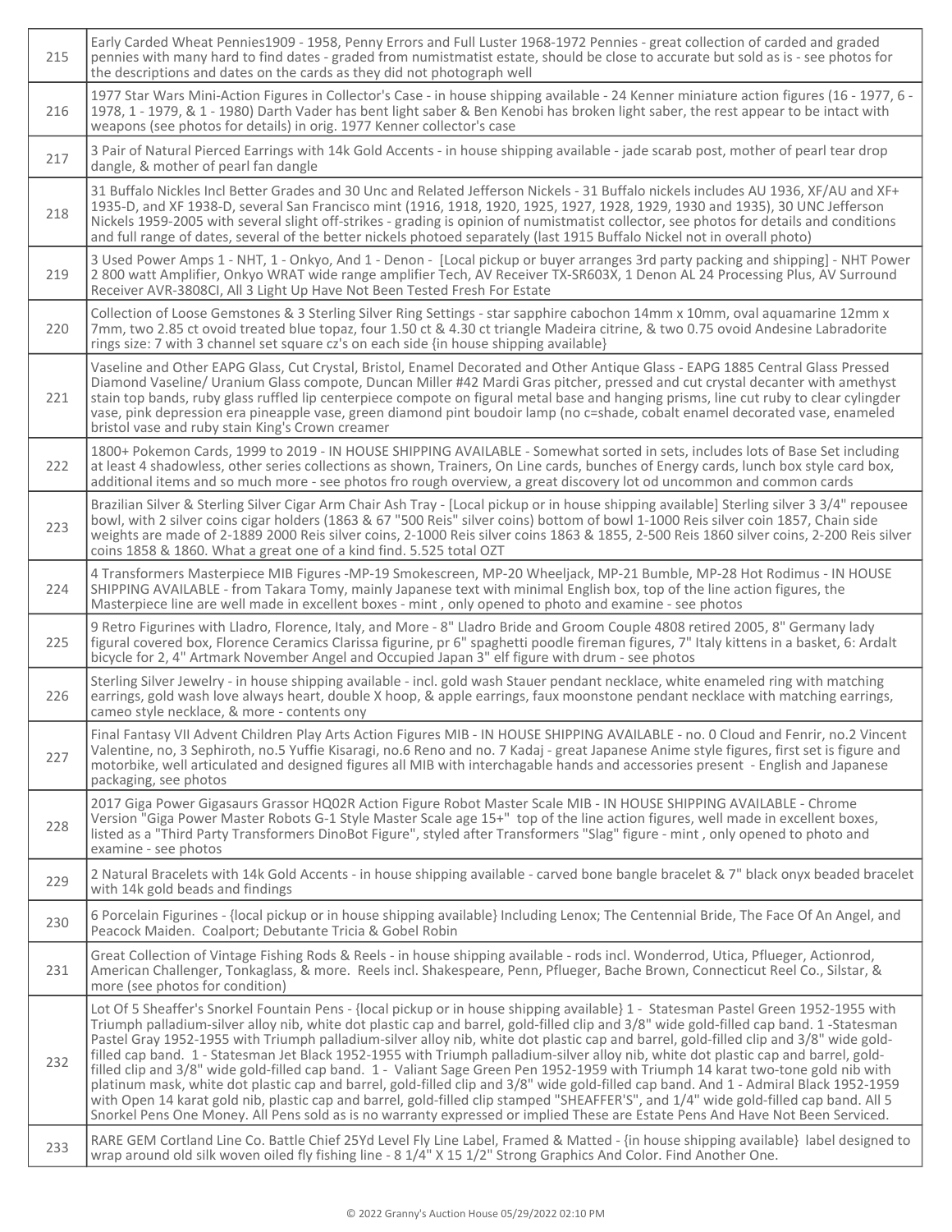| | |
|---|---|
| 215 | Early Carded Wheat Pennies1909 - 1958, Penny Errors and Full Luster 1968-1972 Pennies - great collection of carded and graded pennies with many hard to find dates - graded from numistmatist estate, should be close to accurate but sold as is - see photos for the descriptions and dates on the cards as they did not photograph well |
| 216 | 1977 Star Wars Mini-Action Figures in Collector's Case - in house shipping available - 24 Kenner miniature action figures (16 - 1977, 6 - 1978, 1 - 1979, & 1 - 1980) Darth Vader has bent light saber & Ben Kenobi has broken light saber, the rest appear to be intact with weapons (see photos for details) in orig. 1977 Kenner collector's case |
| 217 | 3 Pair of Natural Pierced Earrings with 14k Gold Accents - in house shipping available - jade scarab post, mother of pearl tear drop dangle, & mother of pearl fan dangle |
| 218 | 31 Buffalo Nickles Incl Better Grades and 30 Unc and Related Jefferson Nickels - 31 Buffalo nickels includes AU 1936, XF/AU and XF+ 1935-D, and XF 1938-D, several San Francisco mint (1916, 1918, 1920, 1925, 1927, 1928, 1929, 1930 and 1935), 30 UNC Jefferson Nickels 1959-2005 with several slight off-strikes - grading is opinion of numistmatist collector, see photos for details and conditions and full range of dates, several of the better nickels photoed separately (last 1915 Buffalo Nickel not in overall photo) |
| 219 | 3 Used Power Amps 1 - NHT, 1 - Onkyo, And 1 - Denon - [Local pickup or buyer arranges 3rd party packing and shipping] - NHT Power 2 800 watt Amplifier, Onkyo WRAT wide range amplifier Tech, AV Receiver TX-SR603X, 1 Denon AL 24 Processing Plus, AV Surround Receiver AVR-3808CI, All 3 Light Up Have Not Been Tested Fresh For Estate |
| 220 | Collection of Loose Gemstones & 3 Sterling Silver Ring Settings - star sapphire cabochon 14mm x 10mm, oval aquamarine 12mm x 7mm, two 2.85 ct ovoid treated blue topaz, four 1.50 ct & 4.30 ct triangle Madeira citrine, & two 0.75 ovoid Andesine Labradorite rings size: 7 with 3 channel set square cz's on each side {in house shipping available} |
| 221 | Vaseline and Other EAPG Glass, Cut Crystal, Bristol, Enamel Decorated and Other Antique Glass - EAPG 1885 Central Glass Pressed Diamond Vaseline/ Uranium Glass compote, Duncan Miller #42 Mardi Gras pitcher, pressed and cut crystal decanter with amethyst stain top bands, ruby glass ruffled lip centerpiece compote on figural metal base and hanging prisms, line cut ruby to clear cylingder vase, pink depression era pineapple vase, green diamond pint boudoir lamp (no c=shade, cobalt enamel decorated vase, enameled bristol vase and ruby stain King's Crown creamer |
| 222 | 1800+ Pokemon Cards, 1999 to 2019 - IN HOUSE SHIPPING AVAILABLE - Somewhat sorted in sets, includes lots of Base Set including at least 4 shadowless, other series collections as shown, Trainers, On Line cards, bunches of Energy cards, lunch box style card box, additional items and so much more - see photos fro rough overview, a great discovery lot od uncommon and common cards |
| 223 | Brazilian Silver & Sterling Silver Cigar Arm Chair Ash Tray - [Local pickup or in house shipping available] Sterling silver 3 3/4" repousee bowl, with 2 silver coins cigar holders (1863 & 67 "500 Reis" silver coins) bottom of bowl 1-1000 Reis silver coin 1857, Chain side weights are made of 2-1889 2000 Reis silver coins, 2-1000 Reis silver coins 1863 & 1855, 2-500 Reis 1860 silver coins, 2-200 Reis silver coins 1858 & 1860. What a great one of a kind find. 5.525 total OZT |
| 224 | 4 Transformers Masterpiece MIB Figures -MP-19 Smokescreen, MP-20 Wheeljack, MP-21 Bumble, MP-28 Hot Rodimus - IN HOUSE SHIPPING AVAILABLE - from Takara Tomy, mainly Japanese text with minimal English box, top of the line action figures, the Masterpiece line are well made in excellent boxes - mint , only opened to photo and examine - see photos |
| 225 | 9 Retro Figurines with Lladro, Florence, Italy, and More - 8" Lladro Bride and Groom Couple 4808 retired 2005, 8" Germany lady figural covered box, Florence Ceramics Clarissa figurine, pr 6" spaghetti poodle fireman figures, 7" Italy kittens in a basket, 6: Ardalt bicycle for 2, 4" Artmark November Angel and Occupied Japan 3" elf figure with drum - see photos |
| 226 | Sterling Silver Jewelry - in house shipping available - incl. gold wash Stauer pendant necklace, white enameled ring with matching earrings, gold wash love always heart, double X hoop, & apple earrings, faux moonstone pendant necklace with matching earrings, cameo style necklace, & more - contents ony |
| 227 | Final Fantasy VII Advent Children Play Arts Action Figures MIB - IN HOUSE SHIPPING AVAILABLE - no. 0 Cloud and Fenrir, no.2 Vincent Valentine, no, 3 Sephiroth, no.5 Yuffie Kisaragi, no.6 Reno and no. 7 Kadaj - great Japanese Anime style figures, first set is figure and motorbike, well articulated and designed figures all MIB with interchagable hands and accessories present - English and Japanese packaging, see photos |
| 228 | 2017 Giga Power Gigasaurs Grassor HQ02R Action Figure Robot Master Scale MIB - IN HOUSE SHIPPING AVAILABLE - Chrome Version "Giga Power Master Robots G-1 Style Master Scale age 15+" top of the line action figures, well made in excellent boxes, listed as a "Third Party Transformers DinoBot Figure", styled after Transformers "Slag" figure - mint , only opened to photo and examine - see photos |
| 229 | 2 Natural Bracelets with 14k Gold Accents - in house shipping available - carved bone bangle bracelet & 7" black onyx beaded bracelet with 14k gold beads and findings |
| 230 | 6 Porcelain Figurines - {local pickup or in house shipping available} Including Lenox; The Centennial Bride, The Face Of An Angel, and Peacock Maiden. Coalport; Debutante Tricia & Gobel Robin |
| 231 | Great Collection of Vintage Fishing Rods & Reels - in house shipping available - rods incl. Wonderrod, Utica, Pflueger, Actionrod, American Challenger, Tonkaglass, & more. Reels incl. Shakespeare, Penn, Pflueger, Bache Brown, Connecticut Reel Co., Silstar, & more (see photos for condition) |
| 232 | Lot Of 5 Sheaffer's Snorkel Fountain Pens - {local pickup or in house shipping available} 1 - Statesman Pastel Green 1952-1955 with Triumph palladium-silver alloy nib, white dot plastic cap and barrel, gold-filled clip and 3/8" wide gold-filled cap band. 1 -Statesman Pastel Gray 1952-1955 with Triumph palladium-silver alloy nib, white dot plastic cap and barrel, gold-filled clip and 3/8" wide gold-filled cap band. 1 - Statesman Jet Black 1952-1955 with Triumph palladium-silver alloy nib, white dot plastic cap and barrel, gold-filled clip and 3/8" wide gold-filled cap band. 1 - Valiant Sage Green Pen 1952-1959 with Triumph 14 karat two-tone gold nib with platinum mask, white dot plastic cap and barrel, gold-filled clip and 3/8" wide gold-filled cap band. And 1 - Admiral Black 1952-1959 with Open 14 karat gold nib, plastic cap and barrel, gold-filled clip stamped "SHEAFFER'S", and 1/4" wide gold-filled cap band. All 5 Snorkel Pens One Money. All Pens sold as is no warranty expressed or implied These are Estate Pens And Have Not Been Serviced. |
| 233 | RARE GEM Cortland Line Co. Battle Chief 25Yd Level Fly Line Label, Framed & Matted - {in house shipping available} label designed to wrap around old silk woven oiled fly fishing line - 8 1/4" X 15 1/2" Strong Graphics And Color. Find Another One. |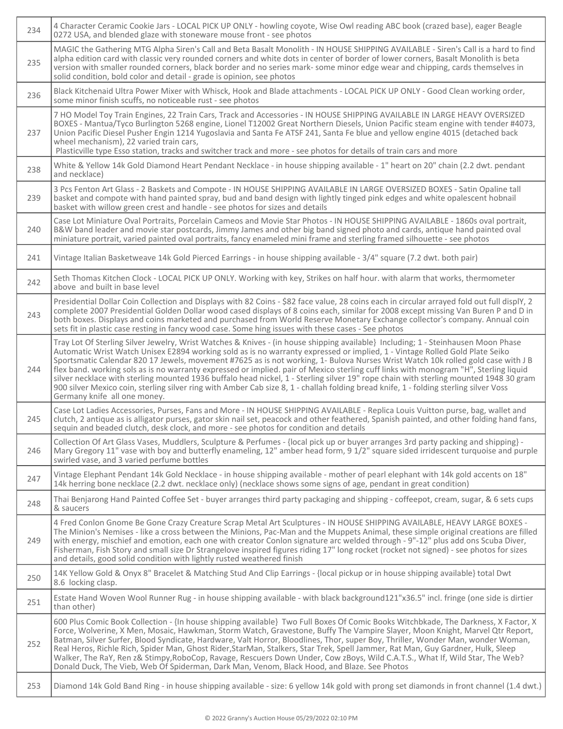| | |
|---|---|
| 234 | 4 Character Ceramic Cookie Jars - LOCAL PICK UP ONLY - howling coyote, Wise Owl reading ABC book (crazed base), eager Beagle 0272 USA, and blended glaze with stoneware mouse front - see photos |
| 235 | MAGIC the Gathering MTG Alpha Siren's Call and Beta Basalt Monolith - IN HOUSE SHIPPING AVAILABLE - Siren's Call is a hard to find alpha edition card with classic very rounded corners and white dots in center of border of lower corners, Basalt Monolith is beta version with smaller rounded corners, black border and no series mark- some minor edge wear and chipping, cards themselves in solid condition, bold color and detail - grade is opinion, see photos |
| 236 | Black Kitchenaid Ultra Power Mixer with Whisck, Hook and Blade attachments - LOCAL PICK UP ONLY - Good Clean working order, some minor finish scuffs, no noticeable rust - see photos |
| 237 | 7 HO Model Toy Train Engines, 22 Train Cars, Track and Accessories - IN HOUSE SHIPPING AVAILABLE IN LARGE HEAVY OVERSIZED BOXES - Mantua/Tyco Burlington 5268 engine, Lionel T12002 Great Northern Diesels, Union Pacific steam engine with tender #4073, Union Pacific Diesel Pusher Engin 1214 Yugoslavia and Santa Fe ATSF 241, Santa Fe blue and yellow engine 4015 (detached back wheel mechanism), 22 varied train cars, Plasticville type Esso station, tracks and switcher track and more - see photos for details of train cars and more |
| 238 | White & Yellow 14k Gold Diamond Heart Pendant Necklace - in house shipping available - 1" heart on 20" chain (2.2 dwt. pendant and necklace) |
| 239 | 3 Pcs Fenton Art Glass - 2 Baskets and Compote - IN HOUSE SHIPPING AVAILABLE IN LARGE OVERSIZED BOXES - Satin Opaline tall basket and compote with hand painted spray, bud and band design with lightly tinged pink edges and white opalescent hobnail basket with willow green crest and handle - see photos for sizes and details |
| 240 | Case Lot Miniature Oval Portraits, Porcelain Cameos and Movie Star Photos - IN HOUSE SHIPPING AVAILABLE - 1860s oval portrait, B&W band leader and movie star postcards, Jimmy James and other big band signed photo and cards, antique hand painted oval miniature portrait, varied painted oval portraits, fancy enameled mini frame and sterling framed silhouette - see photos |
| 241 | Vintage Italian Basketweave 14k Gold Pierced Earrings - in house shipping available - 3/4" square (7.2 dwt. both pair) |
| 242 | Seth Thomas Kitchen Clock - LOCAL PICK UP ONLY. Working with key, Strikes on half hour. with alarm that works, thermometer above and built in base level |
| 243 | Presidential Dollar Coin Collection and Displays with 82 Coins - $82 face value, 28 coins each in circular arrayed fold out full displY, 2 complete 2007 Presidential Golden Dollar wood cased displays of 8 coins each, similar for 2008 except missing Van Buren P and D in both boxes. Displays and coins marketed and purchased from World Reserve Monetary Exchange collector's company. Annual coin sets fit in plastic case resting in fancy wood case. Some hing issues with these cases - See photos |
| 244 | Tray Lot Of Sterling Silver Jewelry, Wrist Watches & Knives - (in house shipping available} Including; 1 - Steinhausen Moon Phase Automatic Wrist Watch Unisex E2894 working sold as is no warranty expressed or implied, 1 - Vintage Rolled Gold Plate Seiko Sportsmatic Calendar 820 17 Jewels, movement #7625 as is not working, 1- Bulova Nurses Wrist Watch 10k rolled gold case with J B flex band. working sols as is no warranty expressed or implied. pair of Mexico sterling cuff links with monogram "H", Sterling liquid silver necklace with sterling mounted 1936 buffalo head nickel, 1 - Sterling silver 19" rope chain with sterling mounted 1948 30 gram 900 silver Mexico coin, sterling silver ring with Amber Cab size 8, 1 - challah folding bread knife, 1 - folding sterling silver Voss Germany knife all one money. |
| 245 | Case Lot Ladies Accessories, Purses, Fans and More - IN HOUSE SHIPPING AVAILABLE - Replica Louis Vuitton purse, bag, wallet and clutch, 2 antique as is alligator purses, gator skin nail set, peacock and other feathered, Spanish painted, and other folding hand fans, sequin and beaded clutch, desk clock, and more - see photos for condition and details |
| 246 | Collection Of Art Glass Vases, Muddlers, Sculpture & Perfumes - {local pick up or buyer arranges 3rd party packing and shipping} - Mary Gregory 11" vase with boy and butterfly enameling, 12" amber head form, 9 1/2" square sided irridescent turquoise and purple swirled vase, and 3 varied perfume bottles |
| 247 | Vintage Elephant Pendant 14k Gold Necklace - in house shipping available - mother of pearl elephant with 14k gold accents on 18" 14k herring bone necklace (2.2 dwt. necklace only) (necklace shows some signs of age, pendant in great condition) |
| 248 | Thai Benjarong Hand Painted Coffee Set - buyer arranges third party packaging and shipping - coffeepot, cream, sugar, & 6 sets cups & saucers |
| 249 | 4 Fred Conlon Gnome Be Gone Crazy Creature Scrap Metal Art Sculptures - IN HOUSE SHIPPING AVAILABLE, HEAVY LARGE BOXES - The Minion's Nemises - like a cross between the Minions, Pac-Man and the Muppets Animal, these simple original creations are filled with energy, mischief and emotion, each one with creator Conlon signature arc welded through - 9"-12" plus add ons Scuba Diver, Fisherman, Fish Story and small size Dr Strangelove inspired figures riding 17" long rocket (rocket not signed) - see photos for sizes and details, good solid condition with lightly rusted weathered finish |
| 250 | 14K Yellow Gold & Onyx 8" Bracelet & Matching Stud And Clip Earrings - {local pickup or in house shipping available} total Dwt 8.6 locking clasp. |
| 251 | Estate Hand Woven Wool Runner Rug - in house shipping available - with black background121"x36.5" incl. fringe (one side is dirtier than other) |
| 252 | 600 Plus Comic Book Collection - {In house shipping available} Two Full Boxes Of Comic Books Witchbkade, The Darkness, X Factor, X Force, Wolverine, X Men, Mosaic, Hawkman, Storm Watch, Gravestone, Buffy The Vampire Slayer, Moon Knight, Marvel Qtr Report, Batman, Silver Surfer, Blood Syndicate, Hardware, Valt Horror, Bloodlines, Thor, super Boy, Thriller, Wonder Man, wonder Woman, Real Heros, Richle Rich, Spider Man, Ghost Rider,StarMan, Stalkers, Star Trek, Spell Jammer, Rat Man, Guy Gardner, Hulk, Sleep Walker, The RaY, Ren z& Stimpy,RoboCop, Ravage, Rescuers Down Under, Cow zBoys, Wild C.A.T.S., What If, Wild Star, The Web? Donald Duck, The Vieb, Web Of Spiderman, Dark Man, Venom, Black Hood, and Blaze. See Photos |
| 253 | Diamond 14k Gold Band Ring - in house shipping available - size: 6 yellow 14k gold with prong set diamonds in front channel (1.4 dwt.) |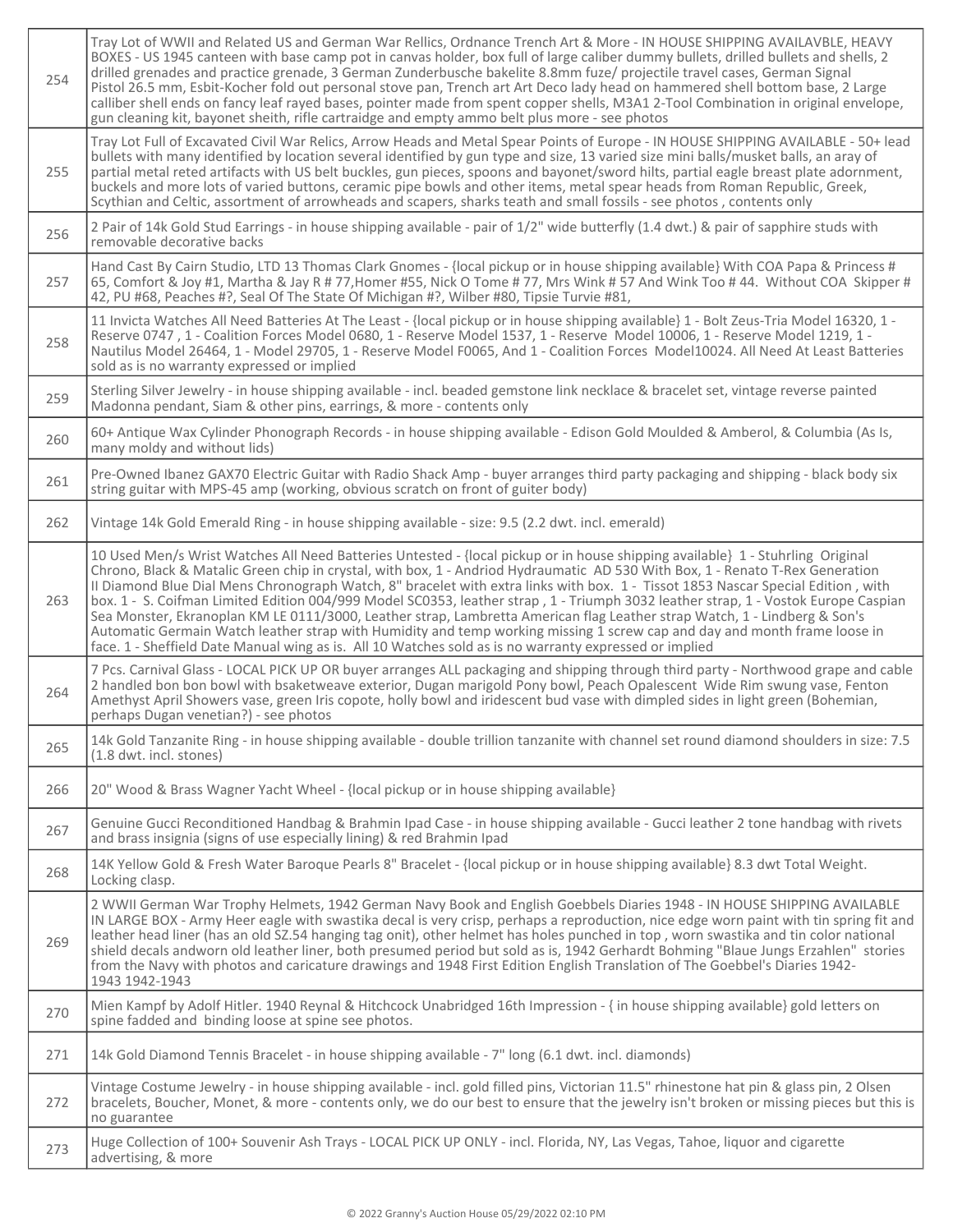| | |
|---|---|
| 254 | Tray Lot of WWII and Related US and German War Rellics, Ordnance Trench Art & More - IN HOUSE SHIPPING AVAILAVBLE, HEAVY BOXES - US 1945 canteen with base camp pot in canvas holder, box full of large caliber dummy bullets, drilled bullets and shells, 2 drilled grenades and practice grenade, 3 German Zunderbusche bakelite 8.8mm fuze/ projectile travel cases, German Signal Pistol 26.5 mm, Esbit-Kocher fold out personal stove pan, Trench art Art Deco lady head on hammered shell bottom base, 2 Large calliber shell ends on fancy leaf rayed bases, pointer made from spent copper shells, M3A1 2-Tool Combination in original envelope, gun cleaning kit, bayonet sheith, rifle cartraidge and empty ammo belt plus more - see photos |
| 255 | Tray Lot Full of Excavated Civil War Relics, Arrow Heads and Metal Spear Points of Europe - IN HOUSE SHIPPING AVAILABLE - 50+ lead bullets with many identified by location several identified by gun type and size, 13 varied size mini balls/musket balls, an aray of partial metal reted artifacts with US belt buckles, gun pieces, spoons and bayonet/sword hilts, partial eagle breast plate adornment, buckels and more lots of varied buttons, ceramic pipe bowls and other items, metal spear heads from Roman Republic, Greek, Scythian and Celtic, assortment of arrowheads and scapers, sharks teath and small fossils - see photos , contents only |
| 256 | 2 Pair of 14k Gold Stud Earrings - in house shipping available - pair of 1/2" wide butterfly (1.4 dwt.) & pair of sapphire studs with removable decorative backs |
| 257 | Hand Cast By Cairn Studio, LTD 13 Thomas Clark Gnomes - {local pickup or in house shipping available} With COA Papa & Princess # 65, Comfort & Joy #1, Martha & Jay R # 77,Homer #55, Nick O Tome # 77, Mrs Wink # 57 And Wink Too # 44. Without COA Skipper # 42, PU #68, Peaches #?, Seal Of The State Of Michigan #?, Wilber #80, Tipsie Turvie #81, |
| 258 | 11 Invicta Watches All Need Batteries At The Least - {local pickup or in house shipping available} 1 - Bolt Zeus-Tria Model 16320, 1 - Reserve 0747 , 1 - Coalition Forces Model 0680, 1 - Reserve Model 1537, 1 - Reserve Model 10006, 1 - Reserve Model 1219, 1 - Nautilus Model 26464, 1 - Model 29705, 1 - Reserve Model F0065, And 1 - Coalition Forces Model10024. All Need At Least Batteries sold as is no warranty expressed or implied |
| 259 | Sterling Silver Jewelry - in house shipping available - incl. beaded gemstone link necklace & bracelet set, vintage reverse painted Madonna pendant, Siam & other pins, earrings, & more - contents only |
| 260 | 60+ Antique Wax Cylinder Phonograph Records - in house shipping available - Edison Gold Moulded & Amberol, & Columbia (As Is, many moldy and without lids) |
| 261 | Pre-Owned Ibanez GAX70 Electric Guitar with Radio Shack Amp - buyer arranges third party packaging and shipping - black body six string guitar with MPS-45 amp (working, obvious scratch on front of guiter body) |
| 262 | Vintage 14k Gold Emerald Ring - in house shipping available - size: 9.5 (2.2 dwt. incl. emerald) |
| 263 | 10 Used Men/s Wrist Watches All Need Batteries Untested - {local pickup or in house shipping available} 1 - Stuhrling Original Chrono, Black & Matalic Green chip in crystal, with box, 1 - Andriod Hydraumatic AD 530 With Box, 1 - Renato T-Rex Generation II Diamond Blue Dial Mens Chronograph Watch, 8" bracelet with extra links with box. 1 - Tissot 1853 Nascar Special Edition , with box. 1 - S. Coifman Limited Edition 004/999 Model SC0353, leather strap , 1 - Triumph 3032 leather strap, 1 - Vostok Europe Caspian Sea Monster, Ekranoplan KM LE 0111/3000, Leather strap, Lambretta American flag Leather strap Watch, 1 - Lindberg & Son's Automatic Germain Watch leather strap with Humidity and temp working missing 1 screw cap and day and month frame loose in face. 1 - Sheffield Date Manual wing as is. All 10 Watches sold as is no warranty expressed or implied |
| 264 | 7 Pcs. Carnival Glass - LOCAL PICK UP OR buyer arranges ALL packaging and shipping through third party - Northwood grape and cable 2 handled bon bon bowl with bsaketweave exterior, Dugan marigold Pony bowl, Peach Opalescent Wide Rim swung vase, Fenton Amethyst April Showers vase, green Iris copote, holly bowl and iridescent bud vase with dimpled sides in light green (Bohemian, perhaps Dugan venetian?) - see photos |
| 265 | 14k Gold Tanzanite Ring - in house shipping available - double trillion tanzanite with channel set round diamond shoulders in size: 7.5 (1.8 dwt. incl. stones) |
| 266 | 20" Wood & Brass Wagner Yacht Wheel - {local pickup or in house shipping available} |
| 267 | Genuine Gucci Reconditioned Handbag & Brahmin Ipad Case - in house shipping available - Gucci leather 2 tone handbag with rivets and brass insignia (signs of use especially lining) & red Brahmin Ipad |
| 268 | 14K Yellow Gold & Fresh Water Baroque Pearls 8" Bracelet - {local pickup or in house shipping available} 8.3 dwt Total Weight. Locking clasp. |
| 269 | 2 WWII German War Trophy Helmets, 1942 German Navy Book and English Goebbels Diaries 1948 - IN HOUSE SHIPPING AVAILABLE IN LARGE BOX - Army Heer eagle with swastika decal is very crisp, perhaps a reproduction, nice edge worn paint with tin spring fit and leather head liner (has an old SZ.54 hanging tag onit), other helmet has holes punched in top , worn swastika and tin color national shield decals andworn old leather liner, both presumed period but sold as is, 1942 Gerhardt Bohming "Blaue Jungs Erzahlen" stories from the Navy with photos and caricature drawings and 1948 First Edition English Translation of The Goebbel's Diaries 1942-1943 1942-1943 |
| 270 | Mien Kampf by Adolf Hitler. 1940 Reynal & Hitchcock Unabridged 16th Impression - { in house shipping available} gold letters on spine fadded and binding loose at spine see photos. |
| 271 | 14k Gold Diamond Tennis Bracelet - in house shipping available - 7" long (6.1 dwt. incl. diamonds) |
| 272 | Vintage Costume Jewelry - in house shipping available - incl. gold filled pins, Victorian 11.5" rhinestone hat pin & glass pin, 2 Olsen bracelets, Boucher, Monet, & more - contents only, we do our best to ensure that the jewelry isn't broken or missing pieces but this is no guarantee |
| 273 | Huge Collection of 100+ Souvenir Ash Trays - LOCAL PICK UP ONLY - incl. Florida, NY, Las Vegas, Tahoe, liquor and cigarette advertising, & more |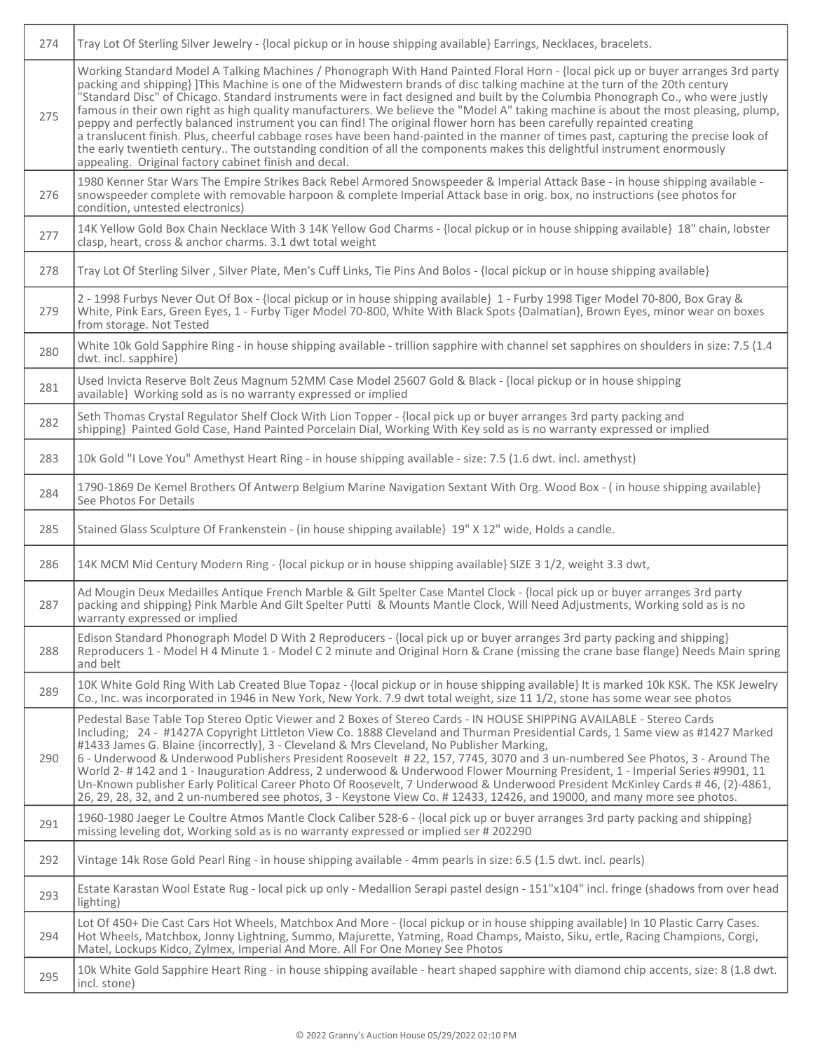| | |
|---|---|
| 274 | Tray Lot Of Sterling Silver Jewelry - {local pickup or in house shipping available} Earrings, Necklaces, bracelets. |
| 275 | Working Standard Model A Talking Machines / Phonograph With Hand Painted Floral Horn - {local pick up or buyer arranges 3rd party packing and shipping} ]This Machine is one of the Midwestern brands of disc talking machine at the turn of the 20th century "Standard Disc" of Chicago. Standard instruments were in fact designed and built by the Columbia Phonograph Co., who were justly famous in their own right as high quality manufacturers. We believe the "Model A" taking machine is about the most pleasing, plump, peppy and perfectly balanced instrument you can find! The original flower horn has been carefully repainted creating a translucent finish. Plus, cheerful cabbage roses have been hand-painted in the manner of times past, capturing the precise look of the early twentieth century.. The outstanding condition of all the components makes this delightful instrument enormously appealing. Original factory cabinet finish and decal. |
| 276 | 1980 Kenner Star Wars The Empire Strikes Back Rebel Armored Snowspeeder & Imperial Attack Base - in house shipping available - snowspeeder complete with removable harpoon & complete Imperial Attack base in orig. box, no instructions (see photos for condition, untested electronics) |
| 277 | 14K Yellow Gold Box Chain Necklace With 3 14K Yellow God Charms - {local pickup or in house shipping available} 18" chain, lobster clasp, heart, cross & anchor charms. 3.1 dwt total weight |
| 278 | Tray Lot Of Sterling Silver , Silver Plate, Men's Cuff Links, Tie Pins And Bolos - {local pickup or in house shipping available} |
| 279 | 2 - 1998 Furbys Never Out Of Box - {local pickup or in house shipping available} 1 - Furby 1998 Tiger Model 70-800, Box Gray & White, Pink Ears, Green Eyes, 1 - Furby Tiger Model 70-800, White With Black Spots {Dalmatian}, Brown Eyes, minor wear on boxes from storage. Not Tested |
| 280 | White 10k Gold Sapphire Ring - in house shipping available - trillion sapphire with channel set sapphires on shoulders in size: 7.5 (1.4 dwt. incl. sapphire) |
| 281 | Used Invicta Reserve Bolt Zeus Magnum 52MM Case Model 25607 Gold & Black - {local pickup or in house shipping available} Working sold as is no warranty expressed or implied |
| 282 | Seth Thomas Crystal Regulator Shelf Clock With Lion Topper - {local pick up or buyer arranges 3rd party packing and shipping} Painted Gold Case, Hand Painted Porcelain Dial, Working With Key sold as is no warranty expressed or implied |
| 283 | 10k Gold "I Love You" Amethyst Heart Ring - in house shipping available - size: 7.5 (1.6 dwt. incl. amethyst) |
| 284 | 1790-1869 De Kemel Brothers Of Antwerp Belgium Marine Navigation Sextant With Org. Wood Box - ( in house shipping available} See Photos For Details |
| 285 | Stained Glass Sculpture Of Frankenstein - (in house shipping available} 19" X 12" wide, Holds a candle. |
| 286 | 14K MCM Mid Century Modern Ring - {local pickup or in house shipping available} SIZE 3 1/2, weight 3.3 dwt, |
| 287 | Ad Mougin Deux Medailles Antique French Marble & Gilt Spelter Case Mantel Clock - {local pick up or buyer arranges 3rd party packing and shipping} Pink Marble And Gilt Spelter Putti & Mounts Mantle Clock, Will Need Adjustments, Working sold as is no warranty expressed or implied |
| 288 | Edison Standard Phonograph Model D With 2 Reproducers - {local pick up or buyer arranges 3rd party packing and shipping} Reproducers 1 - Model H 4 Minute 1 - Model C 2 minute and Original Horn & Crane (missing the crane base flange) Needs Main spring and belt |
| 289 | 10K White Gold Ring With Lab Created Blue Topaz - {local pickup or in house shipping available} It is marked 10k KSK. The KSK Jewelry Co., Inc. was incorporated in 1946 in New York, New York. 7.9 dwt total weight, size 11 1/2, stone has some wear see photos |
| 290 | Pedestal Base Table Top Stereo Optic Viewer and 2 Boxes of Stereo Cards - IN HOUSE SHIPPING AVAILABLE - Stereo Cards Including; 24 - #1427A Copyright Littleton View Co. 1888 Cleveland and Thurman Presidential Cards, 1 Same view as #1427 Marked #1433 James G. Blaine {incorrectly}, 3 - Cleveland & Mrs Cleveland, No Publisher Marking, 6 - Underwood & Underwood Publishers President Roosevelt # 22, 157, 7745, 3070 and 3 un-numbered See Photos, 3 - Around The World 2- # 142 and 1 - Inauguration Address, 2 underwood & Underwood Flower Mourning President, 1 - Imperial Series #9901, 11 Un-Known publisher Early Political Career Photo Of Roosevelt, 7 Underwood & Underwood President McKinley Cards # 46, (2)-4861, 26, 29, 28, 32, and 2 un-numbered see photos, 3 - Keystone View Co. # 12433, 12426, and 19000, and many more see photos. |
| 291 | 1960-1980 Jaeger Le Coultre Atmos Mantle Clock Caliber 528-6 - {local pick up or buyer arranges 3rd party packing and shipping} missing leveling dot, Working sold as is no warranty expressed or implied ser # 202290 |
| 292 | Vintage 14k Rose Gold Pearl Ring - in house shipping available - 4mm pearls in size: 6.5 (1.5 dwt. incl. pearls) |
| 293 | Estate Karastan Wool Estate Rug - local pick up only - Medallion Serapi pastel design - 151"x104" incl. fringe (shadows from over head lighting) |
| 294 | Lot Of 450+ Die Cast Cars Hot Wheels, Matchbox And More - {local pickup or in house shipping available} In 10 Plastic Carry Cases. Hot Wheels, Matchbox, Jonny Lightning, Summo, Majurette, Yatming, Road Champs, Maisto, Siku, ertle, Racing Champions, Corgi, Matel, Lockups Kidco, Zylmex, Imperial And More. All For One Money See Photos |
| 295 | 10k White Gold Sapphire Heart Ring - in house shipping available - heart shaped sapphire with diamond chip accents, size: 8 (1.8 dwt. incl. stone) |

© 2022 Granny's Auction House 05/29/2022 02:10 PM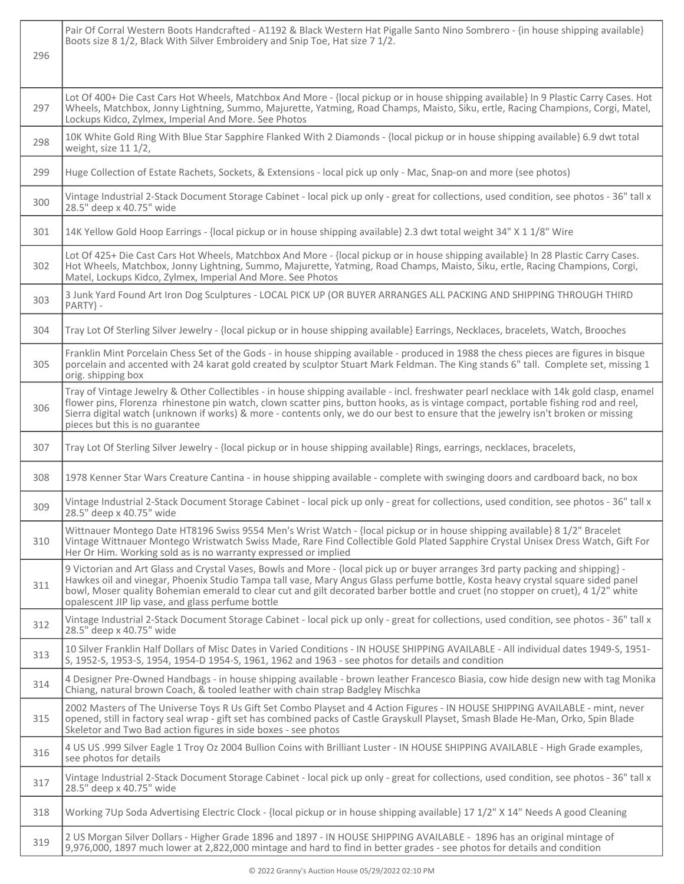| | |
|---|---|
| 296 | Pair Of Corral Western Boots Handcrafted - A1192 & Black Western Hat Pigalle Santo Nino Sombrero - {in house shipping available} Boots size 8 1/2, Black With Silver Embroidery and Snip Toe, Hat size 7 1/2. |
| 297 | Lot Of 400+ Die Cast Cars Hot Wheels, Matchbox And More - {local pickup or in house shipping available} In 9 Plastic Carry Cases. Hot Wheels, Matchbox, Jonny Lightning, Summo, Majurette, Yatming, Road Champs, Maisto, Siku, ertle, Racing Champions, Corgi, Matel, Lockups Kidco, Zylmex, Imperial And More. See Photos |
| 298 | 10K White Gold Ring With Blue Star Sapphire Flanked With 2 Diamonds - {local pickup or in house shipping available} 6.9 dwt total weight, size 11 1/2, |
| 299 | Huge Collection of Estate Rachets, Sockets, & Extensions - local pick up only - Mac, Snap-on and more (see photos) |
| 300 | Vintage Industrial 2-Stack Document Storage Cabinet - local pick up only - great for collections, used condition, see photos - 36" tall x 28.5" deep x 40.75" wide |
| 301 | 14K Yellow Gold Hoop Earrings - {local pickup or in house shipping available} 2.3 dwt total weight 34" X 1 1/8" Wire |
| 302 | Lot Of 425+ Die Cast Cars Hot Wheels, Matchbox And More - {local pickup or in house shipping available} In 28 Plastic Carry Cases. Hot Wheels, Matchbox, Jonny Lightning, Summo, Majurette, Yatming, Road Champs, Maisto, Siku, ertle, Racing Champions, Corgi, Matel, Lockups Kidco, Zylmex, Imperial And More. See Photos |
| 303 | 3 Junk Yard Found Art Iron Dog Sculptures - LOCAL PICK UP (OR BUYER ARRANGES ALL PACKING AND SHIPPING THROUGH THIRD PARTY) - |
| 304 | Tray Lot Of Sterling Silver Jewelry - {local pickup or in house shipping available} Earrings, Necklaces, bracelets, Watch, Brooches |
| 305 | Franklin Mint Porcelain Chess Set of the Gods - in house shipping available - produced in 1988 the chess pieces are figures in bisque porcelain and accented with 24 karat gold created by sculptor Stuart Mark Feldman. The King stands 6" tall. Complete set, missing 1 orig. shipping box |
| 306 | Tray of Vintage Jewelry & Other Collectibles - in house shipping available - incl. freshwater pearl necklace with 14k gold clasp, enamel flower pins, Florenza rhinestone pin watch, clown scatter pins, button hooks, as is vintage compact, portable fishing rod and reel, Sierra digital watch (unknown if works) & more - contents only, we do our best to ensure that the jewelry isn't broken or missing pieces but this is no guarantee |
| 307 | Tray Lot Of Sterling Silver Jewelry - {local pickup or in house shipping available} Rings, earrings, necklaces, bracelets, |
| 308 | 1978 Kenner Star Wars Creature Cantina - in house shipping available - complete with swinging doors and cardboard back, no box |
| 309 | Vintage Industrial 2-Stack Document Storage Cabinet - local pick up only - great for collections, used condition, see photos - 36" tall x 28.5" deep x 40.75" wide |
| 310 | Wittnauer Montego Date HT8196 Swiss 9554 Men's Wrist Watch - {local pickup or in house shipping available} 8 1/2" Bracelet Vintage Wittnauer Montego Wristwatch Swiss Made, Rare Find Collectible Gold Plated Sapphire Crystal Unisex Dress Watch, Gift For Her Or Him. Working sold as is no warranty expressed or implied |
| 311 | 9 Victorian and Art Glass and Crystal Vases, Bowls and More - {local pick up or buyer arranges 3rd party packing and shipping} - Hawkes oil and vinegar, Phoenix Studio Tampa tall vase, Mary Angus Glass perfume bottle, Kosta heavy crystal square sided panel bowl, Moser quality Bohemian emerald to clear cut and gilt decorated barber bottle and cruet (no stopper on cruet), 4 1/2" white opalescent JIP lip vase, and glass perfume bottle |
| 312 | Vintage Industrial 2-Stack Document Storage Cabinet - local pick up only - great for collections, used condition, see photos - 36" tall x 28.5" deep x 40.75" wide |
| 313 | 10 Silver Franklin Half Dollars of Misc Dates in Varied Conditions - IN HOUSE SHIPPING AVAILABLE - All individual dates 1949-S, 1951-S, 1952-S, 1953-S, 1954, 1954-D 1954-S, 1961, 1962 and 1963 - see photos for details and condition |
| 314 | 4 Designer Pre-Owned Handbags - in house shipping available - brown leather Francesco Biasia, cow hide design new with tag Monika Chiang, natural brown Coach, & tooled leather with chain strap Badgley Mischka |
| 315 | 2002 Masters of The Universe Toys R Us Gift Set Combo Playset and 4 Action Figures - IN HOUSE SHIPPING AVAILABLE - mint, never opened, still in factory seal wrap - gift set has combined packs of Castle Grayskull Playset, Smash Blade He-Man, Orko, Spin Blade Skeletor and Two Bad action figures in side boxes - see photos |
| 316 | 4 US US .999 Silver Eagle 1 Troy Oz 2004 Bullion Coins with Brilliant Luster - IN HOUSE SHIPPING AVAILABLE - High Grade examples, see photos for details |
| 317 | Vintage Industrial 2-Stack Document Storage Cabinet - local pick up only - great for collections, used condition, see photos - 36" tall x 28.5" deep x 40.75" wide |
| 318 | Working 7Up Soda Advertising Electric Clock - {local pickup or in house shipping available} 17 1/2" X 14" Needs A good Cleaning |
| 319 | 2 US Morgan Silver Dollars - Higher Grade 1896 and 1897 - IN HOUSE SHIPPING AVAILABLE - 1896 has an original mintage of 9,976,000, 1897 much lower at 2,822,000 mintage and hard to find in better grades - see photos for details and condition |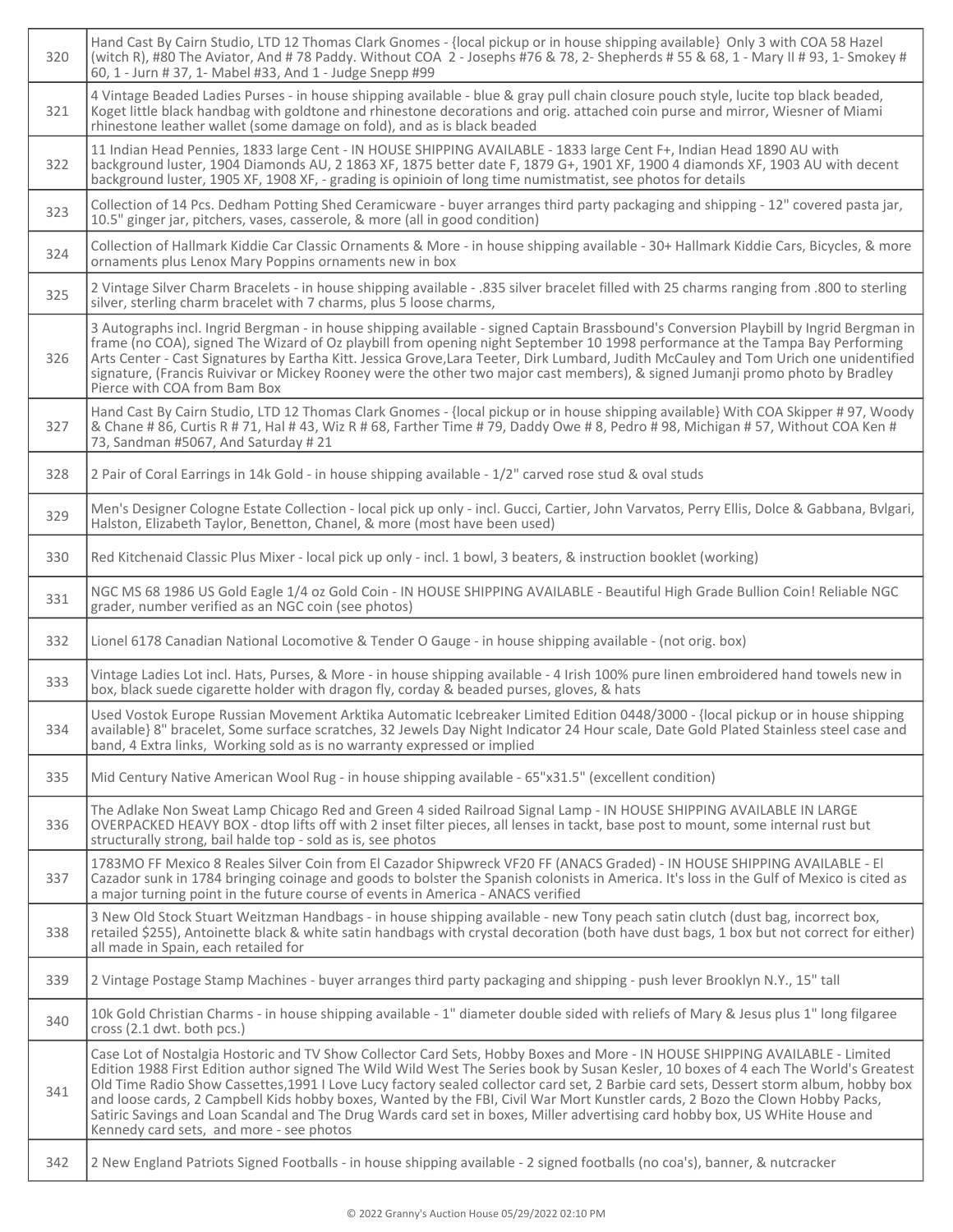| | |
|---|---|
| 320 | Hand Cast By Cairn Studio, LTD 12 Thomas Clark Gnomes - {local pickup or in house shipping available} Only 3 with COA 58 Hazel (witch R), #80 The Aviator, And # 78 Paddy. Without COA 2 - Josephs #76 & 78, 2- Shepherds # 55 & 68, 1 - Mary II # 93, 1- Smokey # 60, 1 - Jurn # 37, 1- Mabel #33, And 1 - Judge Snepp #99 |
| 321 | 4 Vintage Beaded Ladies Purses - in house shipping available - blue & gray pull chain closure pouch style, lucite top black beaded, Koget little black handbag with goldtone and rhinestone decorations and orig. attached coin purse and mirror, Wiesner of Miami rhinestone leather wallet (some damage on fold), and as is black beaded |
| 322 | 11 Indian Head Pennies, 1833 large Cent - IN HOUSE SHIPPING AVAILABLE - 1833 large Cent F+, Indian Head 1890 AU with background luster, 1904 Diamonds AU, 2 1863 XF, 1875 better date F, 1879 G+, 1901 XF, 1900 4 diamonds XF, 1903 AU with decent background luster, 1905 XF, 1908 XF, - grading is opinioin of long time numistmatist, see photos for details |
| 323 | Collection of 14 Pcs. Dedham Potting Shed Ceramicware - buyer arranges third party packaging and shipping - 12" covered pasta jar, 10.5" ginger jar, pitchers, vases, casserole, & more (all in good condition) |
| 324 | Collection of Hallmark Kiddie Car Classic Ornaments & More - in house shipping available - 30+ Hallmark Kiddie Cars, Bicycles, & more ornaments plus Lenox Mary Poppins ornaments new in box |
| 325 | 2 Vintage Silver Charm Bracelets - in house shipping available - .835 silver bracelet filled with 25 charms ranging from .800 to sterling silver, sterling charm bracelet with 7 charms, plus 5 loose charms, |
| 326 | 3 Autographs incl. Ingrid Bergman - in house shipping available - signed Captain Brassbound's Conversion Playbill by Ingrid Bergman in frame (no COA), signed The Wizard of Oz playbill from opening night September 10 1998 performance at the Tampa Bay Performing Arts Center - Cast Signatures by Eartha Kitt. Jessica Grove,Lara Teeter, Dirk Lumbard, Judith McCauley and Tom Urich one unidentified signature, (Francis Ruivivar or Mickey Rooney were the other two major cast members), & signed Jumanji promo photo by Bradley Pierce with COA from Bam Box |
| 327 | Hand Cast By Cairn Studio, LTD 12 Thomas Clark Gnomes - {local pickup or in house shipping available} With COA Skipper # 97, Woody & Chane # 86, Curtis R # 71, Hal # 43, Wiz R # 68, Farther Time # 79, Daddy Owe # 8, Pedro # 98, Michigan # 57, Without COA Ken # 73, Sandman #5067, And Saturday # 21 |
| 328 | 2 Pair of Coral Earrings in 14k Gold - in house shipping available - 1/2" carved rose stud & oval studs |
| 329 | Men's Designer Cologne Estate Collection - local pick up only - incl. Gucci, Cartier, John Varvatos, Perry Ellis, Dolce & Gabbana, Bvlgari, Halston, Elizabeth Taylor, Benetton, Chanel, & more (most have been used) |
| 330 | Red Kitchenaid Classic Plus Mixer - local pick up only - incl. 1 bowl, 3 beaters, & instruction booklet (working) |
| 331 | NGC MS 68 1986 US Gold Eagle 1/4 oz Gold Coin - IN HOUSE SHIPPING AVAILABLE - Beautiful High Grade Bullion Coin! Reliable NGC grader, number verified as an NGC coin (see photos) |
| 332 | Lionel 6178 Canadian National Locomotive & Tender O Gauge - in house shipping available - (not orig. box) |
| 333 | Vintage Ladies Lot incl. Hats, Purses, & More - in house shipping available - 4 Irish 100% pure linen embroidered hand towels new in box, black suede cigarette holder with dragon fly, corday & beaded purses, gloves, & hats |
| 334 | Used Vostok Europe Russian Movement Arktika Automatic Icebreaker Limited Edition 0448/3000 - {local pickup or in house shipping available} 8" bracelet, Some surface scratches, 32 Jewels Day Night Indicator 24 Hour scale, Date Gold Plated Stainless steel case and band, 4 Extra links, Working sold as is no warranty expressed or implied |
| 335 | Mid Century Native American Wool Rug - in house shipping available - 65"x31.5" (excellent condition) |
| 336 | The Adlake Non Sweat Lamp Chicago Red and Green 4 sided Railroad Signal Lamp - IN HOUSE SHIPPING AVAILABLE IN LARGE OVERPACKED HEAVY BOX - dtop lifts off with 2 inset filter pieces, all lenses in tackt, base post to mount, some internal rust but structurally strong, bail halde top - sold as is, see photos |
| 337 | 1783MO FF Mexico 8 Reales Silver Coin from El Cazador Shipwreck VF20 FF (ANACS Graded) - IN HOUSE SHIPPING AVAILABLE - El Cazador sunk in 1784 bringing coinage and goods to bolster the Spanish colonists in America. It's loss in the Gulf of Mexico is cited as a major turning point in the future course of events in America - ANACS verified |
| 338 | 3 New Old Stock Stuart Weitzman Handbags - in house shipping available - new Tony peach satin clutch (dust bag, incorrect box, retailed $255), Antoinette black & white satin handbags with crystal decoration (both have dust bags, 1 box but not correct for either) all made in Spain, each retailed for |
| 339 | 2 Vintage Postage Stamp Machines - buyer arranges third party packaging and shipping - push lever Brooklyn N.Y., 15" tall |
| 340 | 10k Gold Christian Charms - in house shipping available - 1" diameter double sided with reliefs of Mary & Jesus plus 1" long filgaree cross (2.1 dwt. both pcs.) |
| 341 | Case Lot of Nostalgia Hostoric and TV Show Collector Card Sets, Hobby Boxes and More - IN HOUSE SHIPPING AVAILABLE - Limited Edition 1988 First Edition author signed The Wild Wild West The Series book by Susan Kesler, 10 boxes of 4 each The World's Greatest Old Time Radio Show Cassettes,1991 I Love Lucy factory sealed collector card set, 2 Barbie card sets, Dessert storm album, hobby box and loose cards, 2 Campbell Kids hobby boxes, Wanted by the FBI, Civil War Mort Kunstler cards, 2 Bozo the Clown Hobby Packs, Satiric Savings and Loan Scandal and The Drug Wards card set in boxes, Miller advertising card hobby box, US WHite House and Kennedy card sets, and more - see photos |
| 342 | 2 New England Patriots Signed Footballs - in house shipping available - 2 signed footballs (no coa's), banner, & nutcracker |

© 2022 Granny's Auction House 05/29/2022 02:10 PM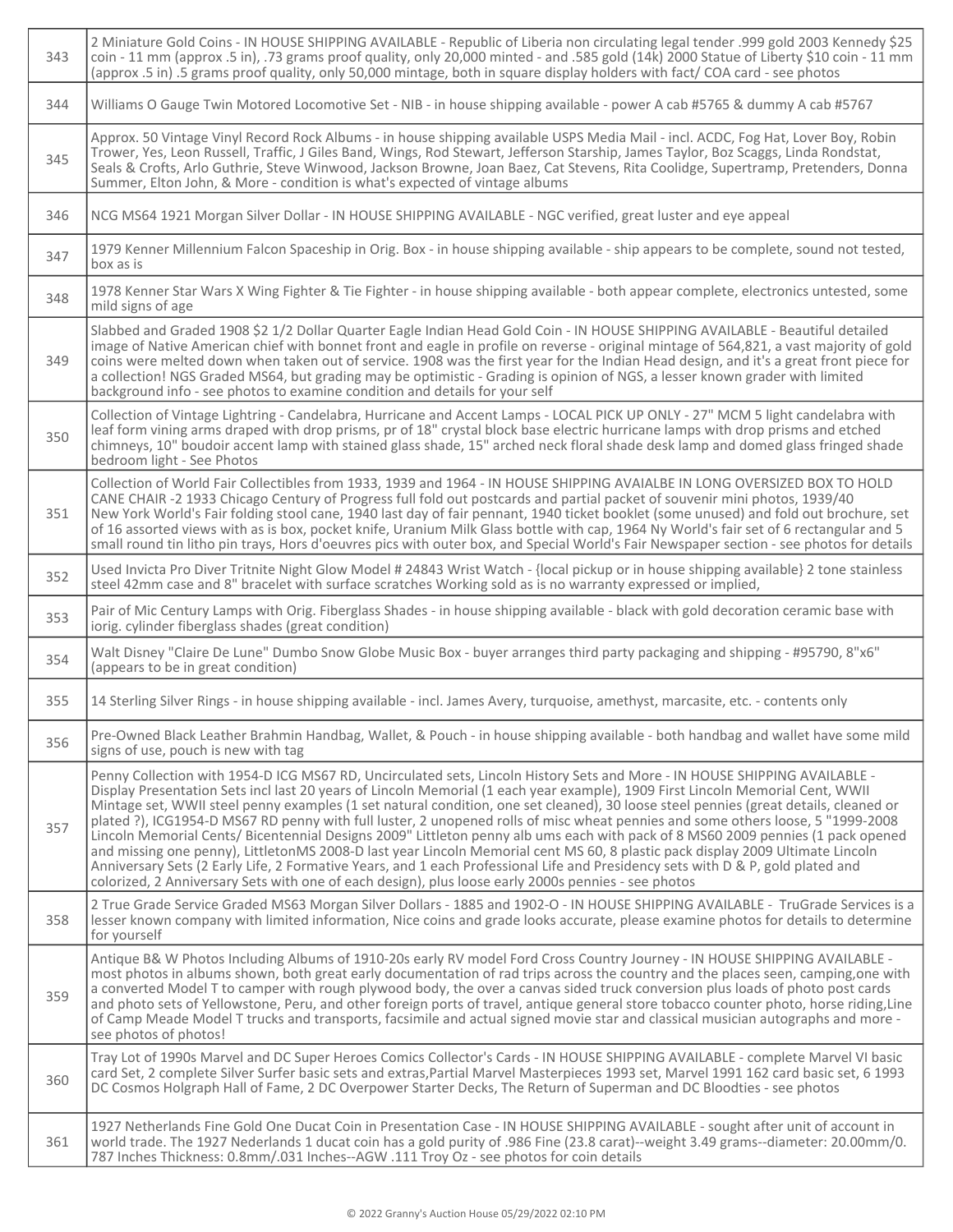| | |
|---|---|
| 343 | 2 Miniature Gold Coins - IN HOUSE SHIPPING AVAILABLE - Republic of Liberia non circulating legal tender .999 gold 2003 Kennedy $25 coin - 11 mm (approx .5 in), .73 grams proof quality, only 20,000 minted - and .585 gold (14k) 2000 Statue of Liberty $10 coin - 11 mm (approx .5 in) .5 grams proof quality, only 50,000 mintage, both in square display holders with fact/ COA card - see photos |
| 344 | Williams O Gauge Twin Motored Locomotive Set - NIB - in house shipping available - power A cab #5765 & dummy A cab #5767 |
| 345 | Approx. 50 Vintage Vinyl Record Rock Albums - in house shipping available USPS Media Mail - incl. ACDC, Fog Hat, Lover Boy, Robin Trower, Yes, Leon Russell, Traffic, J Giles Band, Wings, Rod Stewart, Jefferson Starship, James Taylor, Boz Scaggs, Linda Rondstat, Seals & Crofts, Arlo Guthrie, Steve Winwood, Jackson Browne, Joan Baez, Cat Stevens, Rita Coolidge, Supertramp, Pretenders, Donna Summer, Elton John, & More - condition is what's expected of vintage albums |
| 346 | NCG MS64 1921 Morgan Silver Dollar - IN HOUSE SHIPPING AVAILABLE - NGC verified, great luster and eye appeal |
| 347 | 1979 Kenner Millennium Falcon Spaceship in Orig. Box - in house shipping available - ship appears to be complete, sound not tested, box as is |
| 348 | 1978 Kenner Star Wars X Wing Fighter & Tie Fighter - in house shipping available - both appear complete, electronics untested, some mild signs of age |
| 349 | Slabbed and Graded 1908 $2 1/2 Dollar Quarter Eagle Indian Head Gold Coin - IN HOUSE SHIPPING AVAILABLE - Beautiful detailed image of Native American chief with bonnet front and eagle in profile on reverse - original mintage of 564,821, a vast majority of gold coins were melted down when taken out of service. 1908 was the first year for the Indian Head design, and it's a great front piece for a collection! NGS Graded MS64, but grading may be optimistic - Grading is opinion of NGS, a lesser known grader with limited background info - see photos to examine condition and details for your self |
| 350 | Collection of Vintage Lightring - Candelabra, Hurricane and Accent Lamps - LOCAL PICK UP ONLY - 27" MCM 5 light candelabra with leaf form vining arms draped with drop prisms, pr of 18" crystal block base electric hurricane lamps with drop prisms and etched chimneys, 10" boudoir accent lamp with stained glass shade, 15" arched neck floral shade desk lamp and domed glass fringed shade bedroom light - See Photos |
| 351 | Collection of World Fair Collectibles from 1933, 1939 and 1964 - IN HOUSE SHIPPING AVAIALBE IN LONG OVERSIZED BOX TO HOLD CANE CHAIR -2 1933 Chicago Century of Progress full fold out postcards and partial packet of souvenir mini photos, 1939/40 New York World's Fair folding stool cane, 1940 last day of fair pennant, 1940 ticket booklet (some unused) and fold out brochure, set of 16 assorted views with as is box, pocket knife, Uranium Milk Glass bottle with cap, 1964 Ny World's fair set of 6 rectangular and 5 small round tin litho pin trays, Hors d'oeuvres pics with outer box, and Special World's Fair Newspaper section - see photos for details |
| 352 | Used Invicta Pro Diver Tritnite Night Glow Model # 24843 Wrist Watch - {local pickup or in house shipping available} 2 tone stainless steel 42mm case and 8" bracelet with surface scratches Working sold as is no warranty expressed or implied, |
| 353 | Pair of Mic Century Lamps with Orig. Fiberglass Shades - in house shipping available - black with gold decoration ceramic base with iorig. cylinder fiberglass shades (great condition) |
| 354 | Walt Disney "Claire De Lune" Dumbo Snow Globe Music Box - buyer arranges third party packaging and shipping - #95790, 8"x6" (appears to be in great condition) |
| 355 | 14 Sterling Silver Rings - in house shipping available - incl. James Avery, turquoise, amethyst, marcasite, etc. - contents only |
| 356 | Pre-Owned Black Leather Brahmin Handbag, Wallet, & Pouch - in house shipping available - both handbag and wallet have some mild signs of use, pouch is new with tag |
| 357 | Penny Collection with 1954-D ICG MS67 RD, Uncirculated sets, Lincoln History Sets and More - IN HOUSE SHIPPING AVAILABLE - Display Presentation Sets incl last 20 years of Lincoln Memorial (1 each year example), 1909 First Lincoln Memorial Cent, WWII Mintage set, WWII steel penny examples (1 set natural condition, one set cleaned), 30 loose steel pennies (great details, cleaned or plated ?), ICG1954-D MS67 RD penny with full luster, 2 unopened rolls of misc wheat pennies and some others loose, 5 "1999-2008 Lincoln Memorial Cents/ Bicentennial Designs 2009" Littleton penny alb ums each with pack of 8 MS60 2009 pennies (1 pack opened and missing one penny), LittletonMS 2008-D last year Lincoln Memorial cent MS 60, 8 plastic pack display 2009 Ultimate Lincoln Anniversary Sets (2 Early Life, 2 Formative Years, and 1 each Professional Life and Presidency sets with D & P, gold plated and colorized, 2 Anniversary Sets with one of each design), plus loose early 2000s pennies - see photos |
| 358 | 2 True Grade Service Graded MS63 Morgan Silver Dollars - 1885 and 1902-O - IN HOUSE SHIPPING AVAILABLE - TruGrade Services is a lesser known company with limited information, Nice coins and grade looks accurate, please examine photos for details to determine for yourself |
| 359 | Antique B& W Photos Including Albums of 1910-20s early RV model Ford Cross Country Journey - IN HOUSE SHIPPING AVAILABLE - most photos in albums shown, both great early documentation of rad trips across the country and the places seen, camping,one with a converted Model T to camper with rough plywood body, the over a canvas sided truck conversion plus loads of photo post cards and photo sets of Yellowstone, Peru, and other foreign ports of travel, antique general store tobacco counter photo, horse riding,Line of Camp Meade Model T trucks and transports, facsimile and actual signed movie star and classical musician autographs and more - see photos of photos! |
| 360 | Tray Lot of 1990s Marvel and DC Super Heroes Comics Collector's Cards - IN HOUSE SHIPPING AVAILABLE - complete Marvel VI basic card Set, 2 complete Silver Surfer basic sets and extras,Partial Marvel Masterpieces 1993 set, Marvel 1991 162 card basic set, 6 1993 DC Cosmos Holgraph Hall of Fame, 2 DC Overpower Starter Decks, The Return of Superman and DC Bloodties - see photos |
| 361 | 1927 Netherlands Fine Gold One Ducat Coin in Presentation Case - IN HOUSE SHIPPING AVAILABLE - sought after unit of account in world trade. The 1927 Nederlands 1 ducat coin has a gold purity of .986 Fine (23.8 carat)--weight 3.49 grams--diameter: 20.00mm/0.787 Inches Thickness: 0.8mm/.031 Inches--AGW .111 Troy Oz - see photos for coin details |

© 2022 Granny's Auction House 05/29/2022 02:10 PM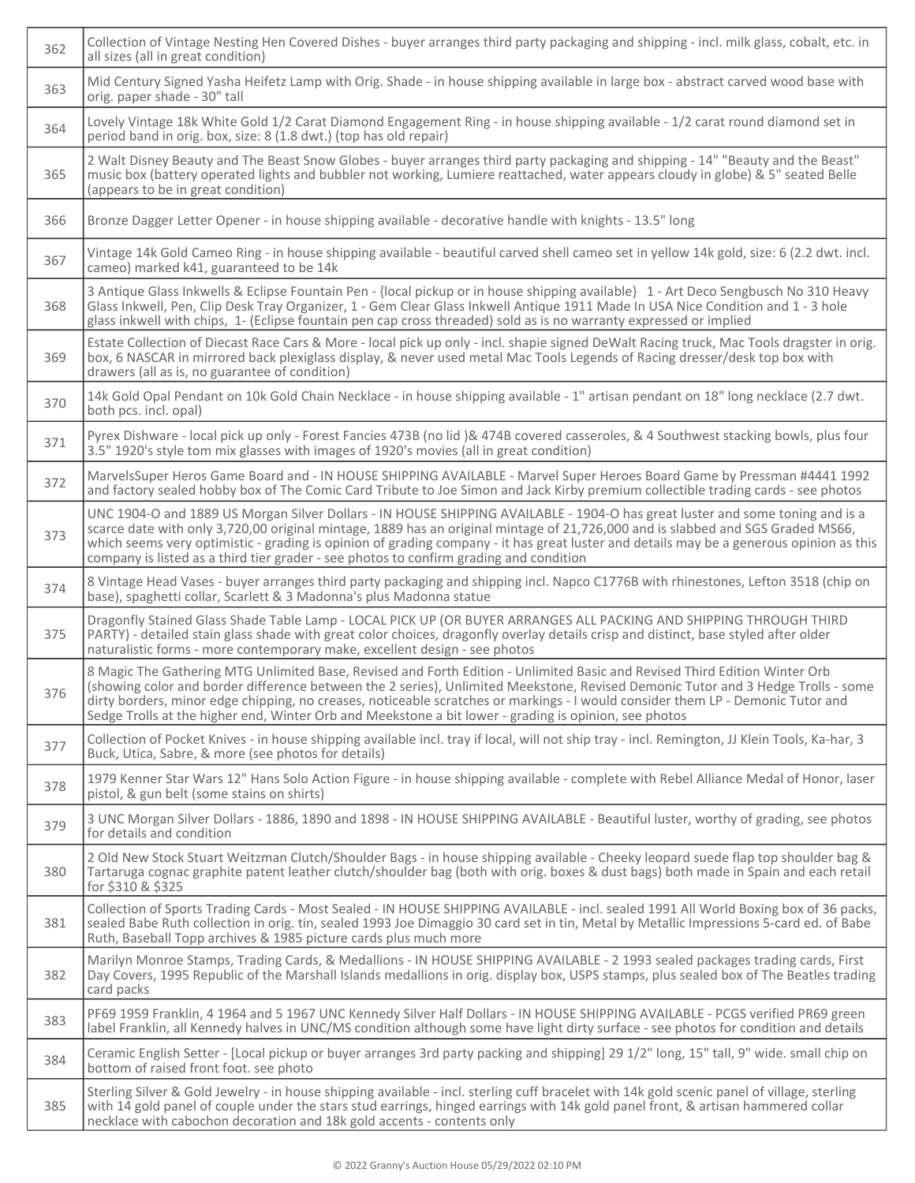| | |
|---|---|
| 362 | Collection of Vintage Nesting Hen Covered Dishes - buyer arranges third party packaging and shipping - incl. milk glass, cobalt, etc. in all sizes (all in great condition) |
| 363 | Mid Century Signed Yasha Heifetz Lamp with Orig. Shade - in house shipping available in large box - abstract carved wood base with orig. paper shade - 30" tall |
| 364 | Lovely Vintage 18k White Gold 1/2 Carat Diamond Engagement Ring - in house shipping available - 1/2 carat round diamond set in period band in orig. box, size: 8 (1.8 dwt.) (top has old repair) |
| 365 | 2 Walt Disney Beauty and The Beast Snow Globes - buyer arranges third party packaging and shipping - 14" "Beauty and the Beast" music box (battery operated lights and bubbler not working, Lumiere reattached, water appears cloudy in globe) & 5" seated Belle (appears to be in great condition) |
| 366 | Bronze Dagger Letter Opener - in house shipping available - decorative handle with knights - 13.5" long |
| 367 | Vintage 14k Gold Cameo Ring - in house shipping available - beautiful carved shell cameo set in yellow 14k gold, size: 6 (2.2 dwt. incl. cameo) marked k41, guaranteed to be 14k |
| 368 | 3 Antique Glass Inkwells & Eclipse Fountain Pen - {local pickup or in house shipping available} 1 - Art Deco Sengbusch No 310 Heavy Glass Inkwell, Pen, Clip Desk Tray Organizer, 1 - Gem Clear Glass Inkwell Antique 1911 Made In USA Nice Condition and 1 - 3 hole glass inkwell with chips, 1- (Eclipse fountain pen cap cross threaded) sold as is no warranty expressed or implied |
| 369 | Estate Collection of Diecast Race Cars & More - local pick up only - incl. shapie signed DeWalt Racing truck, Mac Tools dragster in orig. box, 6 NASCAR in mirrored back plexiglass display, & never used metal Mac Tools Legends of Racing dresser/desk top box with drawers (all as is, no guarantee of condition) |
| 370 | 14k Gold Opal Pendant on 10k Gold Chain Necklace - in house shipping available - 1" artisan pendant on 18" long necklace (2.7 dwt. both pcs. incl. opal) |
| 371 | Pyrex Dishware - local pick up only - Forest Fancies 473B (no lid )& 474B covered casseroles, & 4 Southwest stacking bowls, plus four 3.5" 1920's style tom mix glasses with images of 1920's movies (all in great condition) |
| 372 | MarvelsSuper Heros Game Board and - IN HOUSE SHIPPING AVAILABLE - Marvel Super Heroes Board Game by Pressman #4441 1992 and factory sealed hobby box of The Comic Card Tribute to Joe Simon and Jack Kirby premium collectible trading cards - see photos |
| 373 | UNC 1904-O and 1889 US Morgan Silver Dollars - IN HOUSE SHIPPING AVAILABLE - 1904-O has great luster and some toning and is a scarce date with only 3,720,00 original mintage, 1889 has an original mintage of 21,726,000 and is slabbed and SGS Graded MS66, which seems very optimistic - grading is opinion of grading company - it has great luster and details may be a generous opinion as this company is listed as a third tier grader - see photos to confirm grading and condition |
| 374 | 8 Vintage Head Vases - buyer arranges third party packaging and shipping incl. Napco C1776B with rhinestones, Lefton 3518 (chip on base), spaghetti collar, Scarlett & 3 Madonna's plus Madonna statue |
| 375 | Dragonfly Stained Glass Shade Table Lamp - LOCAL PICK UP (OR BUYER ARRANGES ALL PACKING AND SHIPPING THROUGH THIRD PARTY) - detailed stain glass shade with great color choices, dragonfly overlay details crisp and distinct, base styled after older naturalistic forms - more contemporary make, excellent design - see photos |
| 376 | 8 Magic The Gathering MTG Unlimited Base, Revised and Forth Edition - Unlimited Basic and Revised Third Edition Winter Orb (showing color and border difference between the 2 series), Unlimited Meekstone, Revised Demonic Tutor and 3 Hedge Trolls - some dirty borders, minor edge chipping, no creases, noticeable scratches or markings - I would consider them LP - Demonic Tutor and Sedge Trolls at the higher end, Winter Orb and Meekstone a bit lower - grading is opinion, see photos |
| 377 | Collection of Pocket Knives - in house shipping available incl. tray if local, will not ship tray - incl. Remington, JJ Klein Tools, Ka-har, 3 Buck, Utica, Sabre, & more (see photos for details) |
| 378 | 1979 Kenner Star Wars 12" Hans Solo Action Figure - in house shipping available - complete with Rebel Alliance Medal of Honor, laser pistol, & gun belt (some stains on shirts) |
| 379 | 3 UNC Morgan Silver Dollars - 1886, 1890 and 1898 - IN HOUSE SHIPPING AVAILABLE - Beautiful luster, worthy of grading, see photos for details and condition |
| 380 | 2 Old New Stock Stuart Weitzman Clutch/Shoulder Bags - in house shipping available - Cheeky leopard suede flap top shoulder bag & Tartaruga cognac graphite patent leather clutch/shoulder bag (both with orig. boxes & dust bags) both made in Spain and each retail for $310 & $325 |
| 381 | Collection of Sports Trading Cards - Most Sealed - IN HOUSE SHIPPING AVAILABLE - incl. sealed 1991 All World Boxing box of 36 packs, sealed Babe Ruth collection in orig. tin, sealed 1993 Joe Dimaggio 30 card set in tin, Metal by Metallic Impressions 5-card ed. of Babe Ruth, Baseball Topp archives & 1985 picture cards plus much more |
| 382 | Marilyn Monroe Stamps, Trading Cards, & Medallions - IN HOUSE SHIPPING AVAILABLE - 2 1993 sealed packages trading cards, First Day Covers, 1995 Republic of the Marshall Islands medallions in orig. display box, USPS stamps, plus sealed box of The Beatles trading card packs |
| 383 | PF69 1959 Franklin, 4 1964 and 5 1967 UNC Kennedy Silver Half Dollars - IN HOUSE SHIPPING AVAILABLE - PCGS verified PR69 green label Franklin, all Kennedy halves in UNC/MS condition although some have light dirty surface - see photos for condition and details |
| 384 | Ceramic English Setter - [Local pickup or buyer arranges 3rd party packing and shipping] 29 1/2" long, 15" tall, 9" wide. small chip on bottom of raised front foot. see photo |
| 385 | Sterling Silver & Gold Jewelry - in house shipping available - incl. sterling cuff bracelet with 14k gold scenic panel of village, sterling with 14 gold panel of couple under the stars stud earrings, hinged earrings with 14k gold panel front, & artisan hammered collar necklace with cabochon decoration and 18k gold accents - contents only |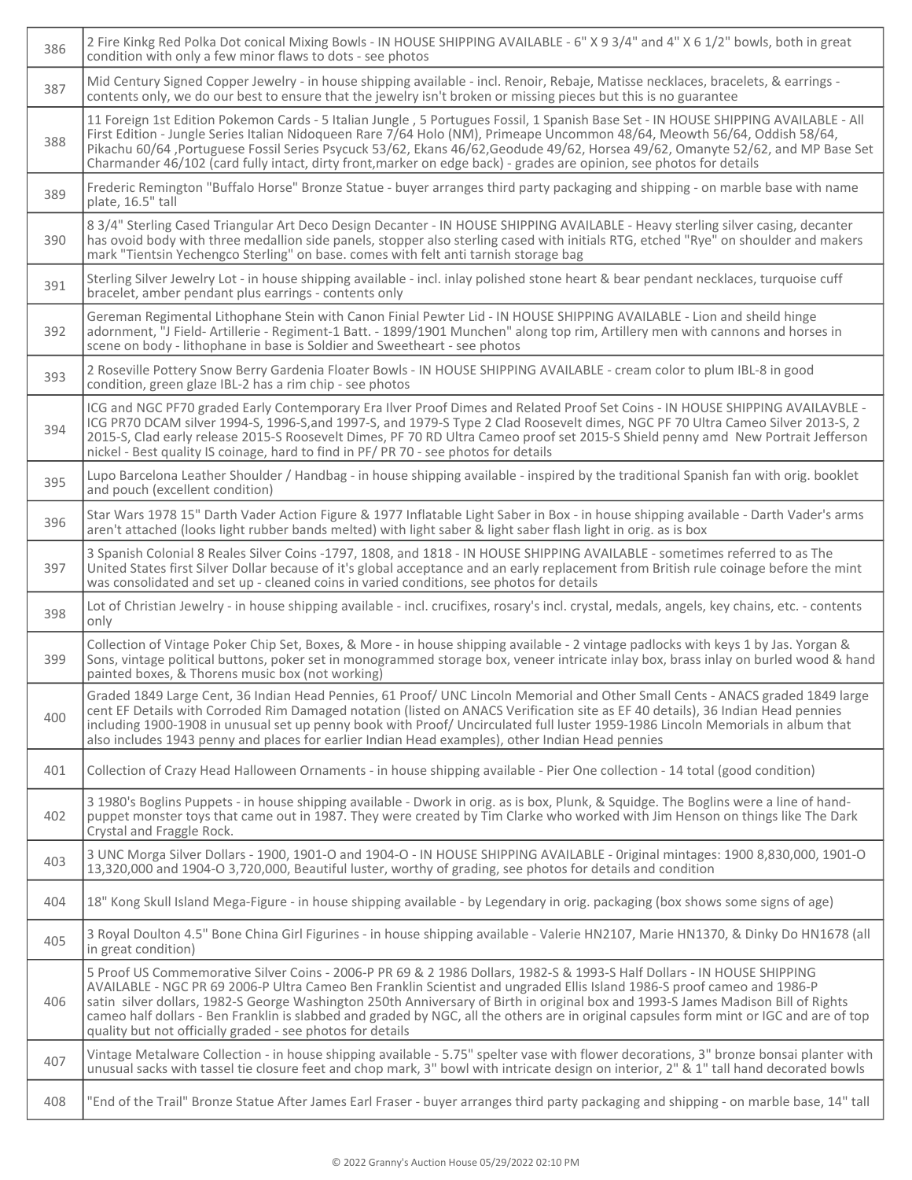| | |
|---|---|
| 386 | 2 Fire Kinkg Red Polka Dot conical Mixing Bowls - IN HOUSE SHIPPING AVAILABLE - 6" X 9 3/4" and 4" X 6 1/2" bowls, both in great condition with only a few minor flaws to dots - see photos |
| 387 | Mid Century Signed Copper Jewelry - in house shipping available - incl. Renoir, Rebaje, Matisse necklaces, bracelets, & earrings - contents only, we do our best to ensure that the jewelry isn't broken or missing pieces but this is no guarantee |
| 388 | 11 Foreign 1st Edition Pokemon Cards - 5 Italian Jungle , 5 Portugues Fossil, 1 Spanish Base Set - IN HOUSE SHIPPING AVAILABLE - All First Edition - Jungle Series Italian Nidoqueen Rare 7/64 Holo (NM), Primeape Uncommon 48/64, Meowth 56/64, Oddish 58/64, Pikachu 60/64 ,Portuguese Fossil Series Psycuck 53/62, Ekans 46/62,Geodude 49/62, Horsea 49/62, Omanyte 52/62, and MP Base Set Charmander 46/102 (card fully intact, dirty front,marker on edge back) - grades are opinion, see photos for details |
| 389 | Frederic Remington "Buffalo Horse" Bronze Statue - buyer arranges third party packaging and shipping - on marble base with name plate, 16.5" tall |
| 390 | 8 3/4" Sterling Cased Triangular Art Deco Design Decanter - IN HOUSE SHIPPING AVAILABLE - Heavy sterling silver casing, decanter has ovoid body with three medallion side panels, stopper also sterling cased with initials RTG, etched "Rye" on shoulder and makers mark "Tientsin Yechengco Sterling" on base. comes with felt anti tarnish storage bag |
| 391 | Sterling Silver Jewelry Lot - in house shipping available - incl. inlay polished stone heart & bear pendant necklaces, turquoise cuff bracelet, amber pendant plus earrings - contents only |
| 392 | Gereman Regimental Lithophane Stein with Canon Finial Pewter Lid - IN HOUSE SHIPPING AVAILABLE - Lion and sheild hinge adornment, "J Field- Artillerie - Regiment-1 Batt. - 1899/1901 Munchen" along top rim, Artillery men with cannons and horses in scene on body - lithophane in base is Soldier and Sweetheart - see photos |
| 393 | 2 Roseville Pottery Snow Berry Gardenia Floater Bowls - IN HOUSE SHIPPING AVAILABLE - cream color to plum IBL-8 in good condition, green glaze IBL-2 has a rim chip - see photos |
| 394 | ICG and NGC PF70 graded Early Contemporary Era Ilver Proof Dimes and Related Proof Set Coins - IN HOUSE SHIPPING AVAILAVBLE - ICG PR70 DCAM silver 1994-S, 1996-S,and 1997-S, and 1979-S Type 2 Clad Roosevelt dimes, NGC PF 70 Ultra Cameo Silver 2013-S, 2 2015-S, Clad early release 2015-S Roosevelt Dimes, PF 70 RD Ultra Cameo proof set 2015-S Shield penny amd New Portrait Jefferson nickel - Best quality IS coinage, hard to find in PF/ PR 70 - see photos for details |
| 395 | Lupo Barcelona Leather Shoulder / Handbag - in house shipping available - inspired by the traditional Spanish fan with orig. booklet and pouch (excellent condition) |
| 396 | Star Wars 1978 15" Darth Vader Action Figure & 1977 Inflatable Light Saber in Box - in house shipping available - Darth Vader's arms aren't attached (looks light rubber bands melted) with light saber & light saber flash light in orig. as is box |
| 397 | 3 Spanish Colonial 8 Reales Silver Coins -1797, 1808, and 1818 - IN HOUSE SHIPPING AVAILABLE - sometimes referred to as The United States first Silver Dollar because of it's global acceptance and an early replacement from British rule coinage before the mint was consolidated and set up - cleaned coins in varied conditions, see photos for details |
| 398 | Lot of Christian Jewelry - in house shipping available - incl. crucifixes, rosary's incl. crystal, medals, angels, key chains, etc. - contents only |
| 399 | Collection of Vintage Poker Chip Set, Boxes, & More - in house shipping available - 2 vintage padlocks with keys 1 by Jas. Yorgan & Sons, vintage political buttons, poker set in monogrammed storage box, veneer intricate inlay box, brass inlay on burled wood & hand painted boxes, & Thorens music box (not working) |
| 400 | Graded 1849 Large Cent, 36 Indian Head Pennies, 61 Proof/ UNC Lincoln Memorial and Other Small Cents - ANACS graded 1849 large cent EF Details with Corroded Rim Damaged notation (listed on ANACS Verification site as EF 40 details), 36 Indian Head pennies including 1900-1908 in unusual set up penny book with Proof/ Uncirculated full luster 1959-1986 Lincoln Memorials in album that also includes 1943 penny and places for earlier Indian Head examples), other Indian Head pennies |
| 401 | Collection of Crazy Head Halloween Ornaments - in house shipping available - Pier One collection - 14 total (good condition) |
| 402 | 3 1980's Boglins Puppets - in house shipping available - Dwork in orig. as is box, Plunk, & Squidge. The Boglins were a line of hand-puppet monster toys that came out in 1987. They were created by Tim Clarke who worked with Jim Henson on things like The Dark Crystal and Fraggle Rock. |
| 403 | 3 UNC Morga Silver Dollars - 1900, 1901-O and 1904-O - IN HOUSE SHIPPING AVAILABLE - 0riginal mintages: 1900 8,830,000, 1901-O 13,320,000 and 1904-O 3,720,000, Beautiful luster, worthy of grading, see photos for details and condition |
| 404 | 18" Kong Skull Island Mega-Figure - in house shipping available - by Legendary in orig. packaging (box shows some signs of age) |
| 405 | 3 Royal Doulton 4.5" Bone China Girl Figurines - in house shipping available - Valerie HN2107, Marie HN1370, & Dinky Do HN1678 (all in great condition) |
| 406 | 5 Proof US Commemorative Silver Coins - 2006-P PR 69 & 2 1986 Dollars, 1982-S & 1993-S Half Dollars - IN HOUSE SHIPPING AVAILABLE - NGC PR 69 2006-P Ultra Cameo Ben Franklin Scientist and ungraded Ellis Island 1986-S proof cameo and 1986-P satin silver dollars, 1982-S George Washington 250th Anniversary of Birth in original box and 1993-S James Madison Bill of Rights cameo half dollars - Ben Franklin is slabbed and graded by NGC, all the others are in original capsules form mint or IGC and are of top quality but not officially graded - see photos for details |
| 407 | Vintage Metalware Collection - in house shipping available - 5.75" spelter vase with flower decorations, 3" bronze bonsai planter with unusual sacks with tassel tie closure feet and chop mark, 3" bowl with intricate design on interior, 2" & 1" tall hand decorated bowls |
| 408 | "End of the Trail" Bronze Statue After James Earl Fraser - buyer arranges third party packaging and shipping - on marble base, 14" tall |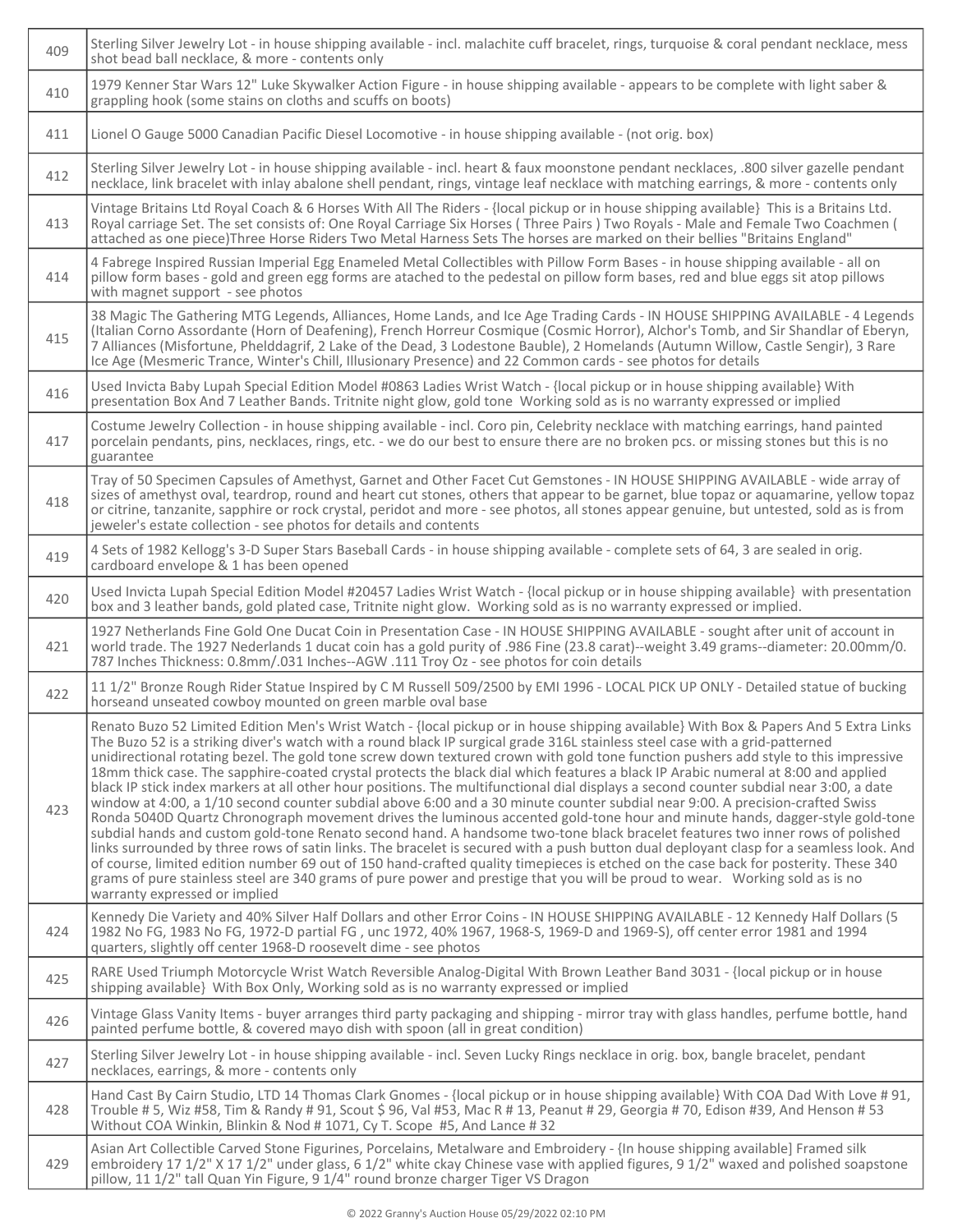| | |
|---|---|
| 409 | Sterling Silver Jewelry Lot - in house shipping available - incl. malachite cuff bracelet, rings, turquoise & coral pendant necklace, mess shot bead ball necklace, & more - contents only |
| 410 | 1979 Kenner Star Wars 12" Luke Skywalker Action Figure - in house shipping available - appears to be complete with light saber & grappling hook (some stains on cloths and scuffs on boots) |
| 411 | Lionel O Gauge 5000 Canadian Pacific Diesel Locomotive - in house shipping available - (not orig. box) |
| 412 | Sterling Silver Jewelry Lot - in house shipping available - incl. heart & faux moonstone pendant necklaces, .800 silver gazelle pendant necklace, link bracelet with inlay abalone shell pendant, rings, vintage leaf necklace with matching earrings, & more - contents only |
| 413 | Vintage Britains Ltd Royal Coach & 6 Horses With All The Riders - {local pickup or in house shipping available} This is a Britains Ltd. Royal carriage Set. The set consists of: One Royal Carriage Six Horses ( Three Pairs ) Two Royals - Male and Female Two Coachmen ( attached as one piece)Three Horse Riders Two Metal Harness Sets The horses are marked on their bellies "Britains England" |
| 414 | 4 Fabrege Inspired Russian Imperial Egg Enameled Metal Collectibles with Pillow Form Bases - in house shipping available - all on pillow form bases - gold and green egg forms are atached to the pedestal on pillow form bases, red and blue eggs sit atop pillows with magnet support - see photos |
| 415 | 38 Magic The Gathering MTG Legends, Alliances, Home Lands, and Ice Age Trading Cards - IN HOUSE SHIPPING AVAILABLE - 4 Legends (Italian Corno Assordante (Horn of Deafening), French Horreur Cosmique (Cosmic Horror), Alchor's Tomb, and Sir Shandlar of Eberyn, 7 Alliances (Misfortune, Phelddagrif, 2 Lake of the Dead, 3 Lodestone Bauble), 2 Homelands (Autumn Willow, Castle Sengir), 3 Rare Ice Age (Mesmeric Trance, Winter's Chill, Illusionary Presence) and 22 Common cards - see photos for details |
| 416 | Used Invicta Baby Lupah Special Edition Model #0863 Ladies Wrist Watch - {local pickup or in house shipping available} With presentation Box And 7 Leather Bands. Tritnite night glow, gold tone Working sold as is no warranty expressed or implied |
| 417 | Costume Jewelry Collection - in house shipping available - incl. Coro pin, Celebrity necklace with matching earrings, hand painted porcelain pendants, pins, necklaces, rings, etc. - we do our best to ensure there are no broken pcs. or missing stones but this is no guarantee |
| 418 | Tray of 50 Specimen Capsules of Amethyst, Garnet and Other Facet Cut Gemstones - IN HOUSE SHIPPING AVAILABLE - wide array of sizes of amethyst oval, teardrop, round and heart cut stones, others that appear to be garnet, blue topaz or aquamarine, yellow topaz or citrine, tanzanite, sapphire or rock crystal, peridot and more - see photos, all stones appear genuine, but untested, sold as is from jeweler's estate collection - see photos for details and contents |
| 419 | 4 Sets of 1982 Kellogg's 3-D Super Stars Baseball Cards - in house shipping available - complete sets of 64, 3 are sealed in orig. cardboard envelope & 1 has been opened |
| 420 | Used Invicta Lupah Special Edition Model #20457 Ladies Wrist Watch - {local pickup or in house shipping available} with presentation box and 3 leather bands, gold plated case, Tritnite night glow. Working sold as is no warranty expressed or implied. |
| 421 | 1927 Netherlands Fine Gold One Ducat Coin in Presentation Case - IN HOUSE SHIPPING AVAILABLE - sought after unit of account in world trade. The 1927 Nederlands 1 ducat coin has a gold purity of .986 Fine (23.8 carat)--weight 3.49 grams--diameter: 20.00mm/0. 787 Inches Thickness: 0.8mm/.031 Inches--AGW .111 Troy Oz - see photos for coin details |
| 422 | 11 1/2" Bronze Rough Rider Statue Inspired by C M Russell 509/2500 by EMI 1996 - LOCAL PICK UP ONLY - Detailed statue of bucking horseand unseated cowboy mounted on green marble oval base |
| 423 | Renato Buzo 52 Limited Edition Men's Wrist Watch - {local pickup or in house shipping available} With Box & Papers And 5 Extra Links The Buzo 52 is a striking diver's watch with a round black IP surgical grade 316L stainless steel case with a grid-patterned unidirectional rotating bezel. The gold tone screw down textured crown with gold tone function pushers add style to this impressive 18mm thick case. The sapphire-coated crystal protects the black dial which features a black IP Arabic numeral at 8:00 and applied black IP stick index markers at all other hour positions. The multifunctional dial displays a second counter subdial near 3:00, a date window at 4:00, a 1/10 second counter subdial above 6:00 and a 30 minute counter subdial near 9:00. A precision-crafted Swiss Ronda 5040D Quartz Chronograph movement drives the luminous accented gold-tone hour and minute hands, dagger-style gold-tone subdial hands and custom gold-tone Renato second hand. A handsome two-tone black bracelet features two inner rows of polished links surrounded by three rows of satin links. The bracelet is secured with a push button dual deployant clasp for a seamless look. And of course, limited edition number 69 out of 150 hand-crafted quality timepieces is etched on the case back for posterity. These 340 grams of pure stainless steel are 340 grams of pure power and prestige that you will be proud to wear. Working sold as is no warranty expressed or implied |
| 424 | Kennedy Die Variety and 40% Silver Half Dollars and other Error Coins - IN HOUSE SHIPPING AVAILABLE - 12 Kennedy Half Dollars (5 1982 No FG, 1983 No FG, 1972-D partial FG , unc 1972, 40% 1967, 1968-S, 1969-D and 1969-S), off center error 1981 and 1994 quarters, slightly off center 1968-D roosevelt dime - see photos |
| 425 | RARE Used Triumph Motorcycle Wrist Watch Reversible Analog-Digital With Brown Leather Band 3031 - {local pickup or in house shipping available} With Box Only, Working sold as is no warranty expressed or implied |
| 426 | Vintage Glass Vanity Items - buyer arranges third party packaging and shipping - mirror tray with glass handles, perfume bottle, hand painted perfume bottle, & covered mayo dish with spoon (all in great condition) |
| 427 | Sterling Silver Jewelry Lot - in house shipping available - incl. Seven Lucky Rings necklace in orig. box, bangle bracelet, pendant necklaces, earrings, & more - contents only |
| 428 | Hand Cast By Cairn Studio, LTD 14 Thomas Clark Gnomes - {local pickup or in house shipping available} With COA Dad With Love # 91, Trouble # 5, Wiz #58, Tim & Randy # 91, Scout $ 96, Val #53, Mac R # 13, Peanut # 29, Georgia # 70, Edison #39, And Henson # 53 Without COA Winkin, Blinkin & Nod # 1071, Cy T. Scope #5, And Lance # 32 |
| 429 | Asian Art Collectible Carved Stone Figurines, Porcelains, Metalware and Embroidery - {In house shipping available] Framed silk embroidery 17 1/2" X 17 1/2" under glass, 6 1/2" white ckay Chinese vase with applied figures, 9 1/2" waxed and polished soapstone pillow, 11 1/2" tall Quan Yin Figure, 9 1/4" round bronze charger Tiger VS Dragon |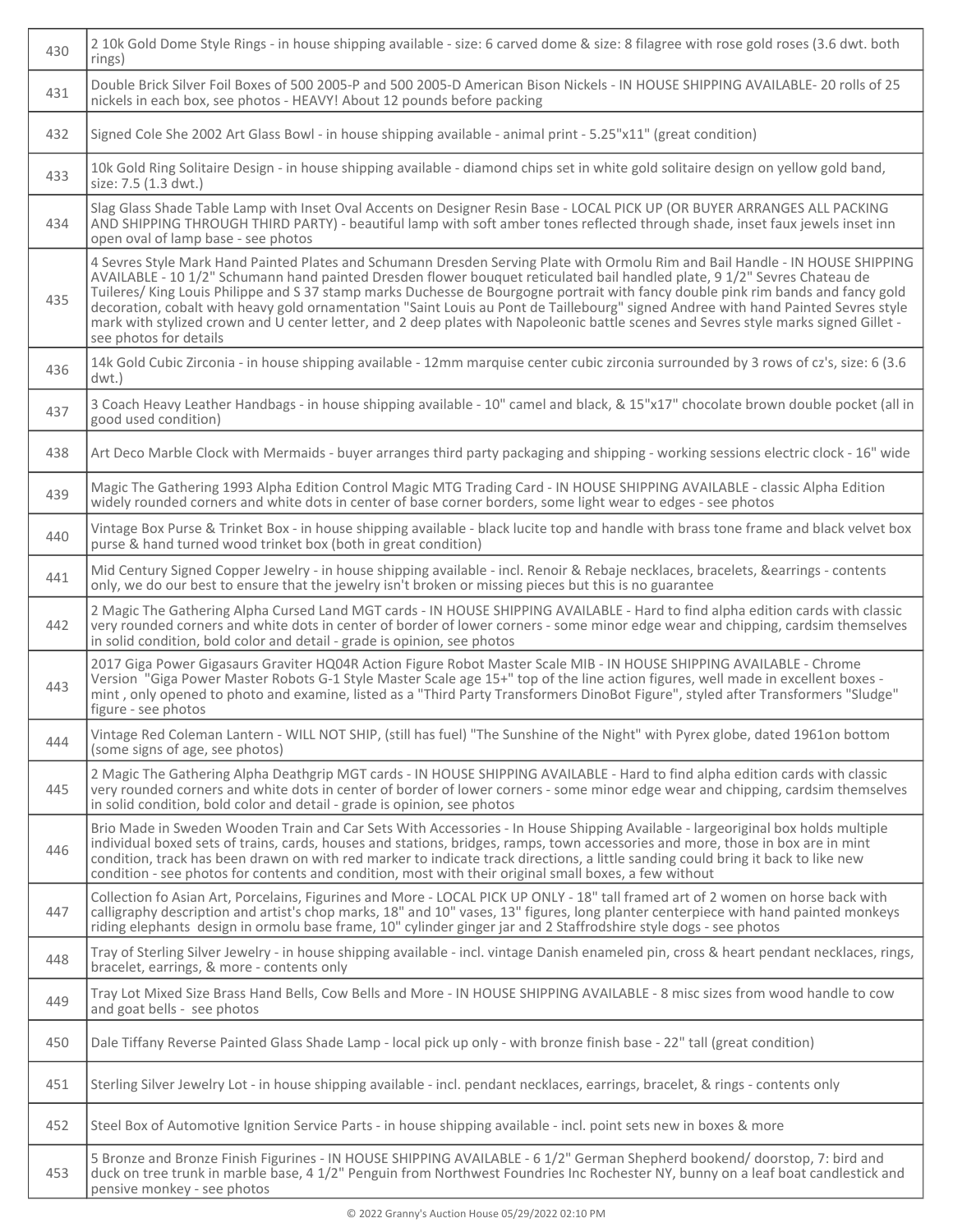| | |
|---|---|
| 430 | 2 10k Gold Dome Style Rings - in house shipping available - size: 6 carved dome & size: 8 filagree with rose gold roses (3.6 dwt. both rings) |
| 431 | Double Brick Silver Foil Boxes of 500 2005-P and 500 2005-D American Bison Nickels - IN HOUSE SHIPPING AVAILABLE- 20 rolls of 25 nickels in each box, see photos - HEAVY! About 12 pounds before packing |
| 432 | Signed Cole She 2002 Art Glass Bowl - in house shipping available - animal print - 5.25"x11" (great condition) |
| 433 | 10k Gold Ring Solitaire Design - in house shipping available - diamond chips set in white gold solitaire design on yellow gold band, size: 7.5 (1.3 dwt.) |
| 434 | Slag Glass Shade Table Lamp with Inset Oval Accents on Designer Resin Base - LOCAL PICK UP (OR BUYER ARRANGES ALL PACKING AND SHIPPING THROUGH THIRD PARTY) - beautiful lamp with soft amber tones reflected through shade, inset faux jewels inset inn open oval of lamp base - see photos |
| 435 | 4 Sevres Style Mark Hand Painted Plates and Schumann Dresden Serving Plate with Ormolu Rim and Bail Handle - IN HOUSE SHIPPING AVAILABLE - 10 1/2" Schumann hand painted Dresden flower bouquet reticulated bail handled plate, 9 1/2" Sevres Chateau de Tuileres/ King Louis Philippe and S 37 stamp marks Duchesse de Bourgogne portrait with fancy double pink rim bands and fancy gold decoration, cobalt with heavy gold ornamentation "Saint Louis au Pont de Taillebourg" signed Andree with hand Painted Sevres style mark with stylized crown and U center letter, and 2 deep plates with Napoleonic battle scenes and Sevres style marks signed Gillet - see photos for details |
| 436 | 14k Gold Cubic Zirconia - in house shipping available - 12mm marquise center cubic zirconia surrounded by 3 rows of cz's, size: 6 (3.6 dwt.) |
| 437 | 3 Coach Heavy Leather Handbags - in house shipping available - 10" camel and black, & 15"x17" chocolate brown double pocket (all in good used condition) |
| 438 | Art Deco Marble Clock with Mermaids - buyer arranges third party packaging and shipping - working sessions electric clock - 16" wide |
| 439 | Magic The Gathering 1993 Alpha Edition Control Magic MTG Trading Card - IN HOUSE SHIPPING AVAILABLE - classic Alpha Edition widely rounded corners and white dots in center of base corner borders, some light wear to edges - see photos |
| 440 | Vintage Box Purse & Trinket Box - in house shipping available - black lucite top and handle with brass tone frame and black velvet box purse & hand turned wood trinket box (both in great condition) |
| 441 | Mid Century Signed Copper Jewelry - in house shipping available - incl. Renoir & Rebaje necklaces, bracelets, &earrings - contents only, we do our best to ensure that the jewelry isn't broken or missing pieces but this is no guarantee |
| 442 | 2 Magic The Gathering Alpha Cursed Land MGT cards - IN HOUSE SHIPPING AVAILABLE - Hard to find alpha edition cards with classic very rounded corners and white dots in center of border of lower corners - some minor edge wear and chipping, cardsim themselves in solid condition, bold color and detail - grade is opinion, see photos |
| 443 | 2017 Giga Power Gigasaurs Graviter HQ04R Action Figure Robot Master Scale MIB - IN HOUSE SHIPPING AVAILABLE - Chrome Version "Giga Power Master Robots G-1 Style Master Scale age 15+" top of the line action figures, well made in excellent boxes - mint , only opened to photo and examine, listed as a "Third Party Transformers DinoBot Figure", styled after Transformers "Sludge" figure - see photos |
| 444 | Vintage Red Coleman Lantern - WILL NOT SHIP, (still has fuel) "The Sunshine of the Night" with Pyrex globe, dated 1961on bottom (some signs of age, see photos) |
| 445 | 2 Magic The Gathering Alpha Deathgrip MGT cards - IN HOUSE SHIPPING AVAILABLE - Hard to find alpha edition cards with classic very rounded corners and white dots in center of border of lower corners - some minor edge wear and chipping, cardsim themselves in solid condition, bold color and detail - grade is opinion, see photos |
| 446 | Brio Made in Sweden Wooden Train and Car Sets With Accessories - In House Shipping Available - largeoriginal box holds multiple individual boxed sets of trains, cards, houses and stations, bridges, ramps, town accessories and more, those in box are in mint condition, track has been drawn on with red marker to indicate track directions, a little sanding could bring it back to like new condition - see photos for contents and condition, most with their original small boxes, a few without |
| 447 | Collection fo Asian Art, Porcelains, Figurines and More - LOCAL PICK UP ONLY - 18" tall framed art of 2 women on horse back with calligraphy description and artist's chop marks, 18" and 10" vases, 13" figures, long planter centerpiece with hand painted monkeys riding elephants design in ormolu base frame, 10" cylinder ginger jar and 2 Staffrodshire style dogs - see photos |
| 448 | Tray of Sterling Silver Jewelry - in house shipping available - incl. vintage Danish enameled pin, cross & heart pendant necklaces, rings, bracelet, earrings, & more - contents only |
| 449 | Tray Lot Mixed Size Brass Hand Bells, Cow Bells and More - IN HOUSE SHIPPING AVAILABLE - 8 misc sizes from wood handle to cow and goat bells - see photos |
| 450 | Dale Tiffany Reverse Painted Glass Shade Lamp - local pick up only - with bronze finish base - 22" tall (great condition) |
| 451 | Sterling Silver Jewelry Lot - in house shipping available - incl. pendant necklaces, earrings, bracelet, & rings - contents only |
| 452 | Steel Box of Automotive Ignition Service Parts - in house shipping available - incl. point sets new in boxes & more |
| 453 | 5 Bronze and Bronze Finish Figurines - IN HOUSE SHIPPING AVAILABLE - 6 1/2" German Shepherd bookend/ doorstop, 7: bird and duck on tree trunk in marble base, 4 1/2" Penguin from Northwest Foundries Inc Rochester NY, bunny on a leaf boat candlestick and pensive monkey - see photos |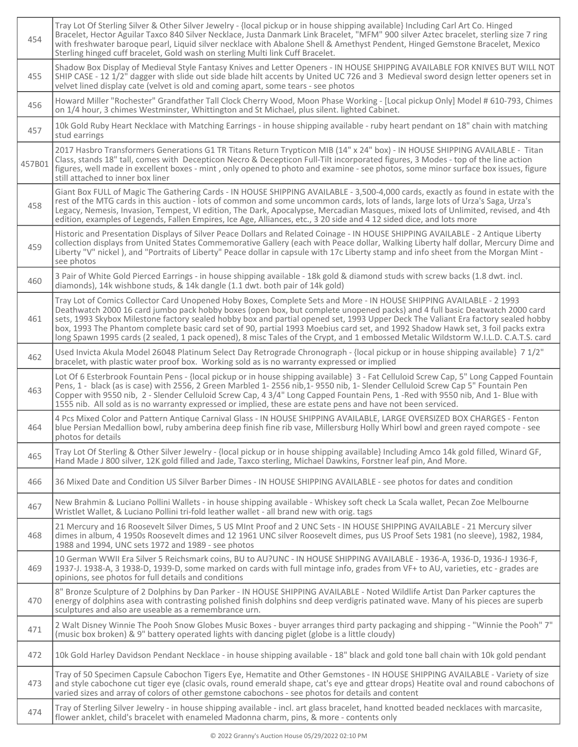| | |
|---|---|
| 454 | Tray Lot Of Sterling Silver & Other Silver Jewelry - {local pickup or in house shipping available} Including Carl Art Co. Hinged Bracelet, Hector Aguilar Taxco 840 Silver Necklace, Justa Danmark Link Bracelet, "MFM" 900 silver Aztec bracelet, sterling size 7 ring with freshwater baroque pearl, Liquid silver necklace with Abalone Shell & Amethyst Pendent, Hinged Gemstone Bracelet, Mexico Sterling hinged cuff bracelet, Gold wash on sterling Multi link Cuff Bracelet. |
| 455 | Shadow Box Display of Medieval Style Fantasy Knives and Letter Openers - IN HOUSE SHIPPING AVAILABLE FOR KNIVES BUT WILL NOT SHIP CASE - 12 1/2" dagger with slide out side blade hilt accents by United UC 726 and 3 Medieval sword design letter openers set in velvet lined display cate (velvet is old and coming apart, some tears - see photos |
| 456 | Howard Miller "Rochester" Grandfather Tall Clock Cherry Wood, Moon Phase Working - [Local pickup Only] Model # 610-793, Chimes on 1/4 hour, 3 chimes Westminster, Whittington and St Michael, plus silent. lighted Cabinet. |
| 457 | 10k Gold Ruby Heart Necklace with Matching Earrings - in house shipping available - ruby heart pendant on 18" chain with matching stud earrings |
| 457B01 | 2017 Hasbro Transformers Generations G1 TR Titans Return Trypticon MIB (14" x 24" box) - IN HOUSE SHIPPING AVAILABLE - Titan Class, stands 18" tall, comes with Decepticon Necro & Decepticon Full-Tilt incorporated figures, 3 Modes - top of the line action figures, well made in excellent boxes - mint , only opened to photo and examine - see photos, some minor surface box issues, figure still attached to inner box liner |
| 458 | Giant Box FULL of Magic The Gathering Cards - IN HOUSE SHIPPING AVAILABLE - 3,500-4,000 cards, exactly as found in estate with the rest of the MTG cards in this auction - lots of common and some uncommon cards, lots of lands, large lots of Urza's Saga, Urza's Legacy, Nemesis, Invasion, Tempest, VI edition, The Dark, Apocalypse, Mercadian Masques, mixed lots of Unlimited, revised, and 4th edition, examples of Legends, Fallen Empires, Ice Age, Alliances, etc., 3 20 side and 4 12 sided dice, and lots more |
| 459 | Historic and Presentation Displays of Silver Peace Dollars and Related Coinage - IN HOUSE SHIPPING AVAILABLE - 2 Antique Liberty collection displays from United States Commemorative Gallery (each with Peace dollar, Walking Liberty half dollar, Mercury Dime and Liberty "V" nickel ), and "Portraits of Liberty" Peace dollar in capsule with 17c Liberty stamp and info sheet from the Morgan Mint - see photos |
| 460 | 3 Pair of White Gold Pierced Earrings - in house shipping available - 18k gold & diamond studs with screw backs (1.8 dwt. incl. diamonds), 14k wishbone studs, & 14k dangle (1.1 dwt. both pair of 14k gold) |
| 461 | Tray Lot of Comics Collector Card Unopened Hoby Boxes, Complete Sets and More - IN HOUSE SHIPPING AVAILABLE - 2 1993 Deathwatch 2000 16 card jumbo pack hobby boxes (open box, but complete unopened packs) and 4 full basic Deatwatch 2000 card sets, 1993 Skybox Milestone factory sealed hobby box and partial opened set, 1993 Upper Deck The Valiant Era factory sealed hobby box, 1993 The Phantom complete basic card set of 90, partial 1993 Moebius card set, and 1992 Shadow Hawk set, 3 foil packs extra long Spawn 1995 cards (2 sealed, 1 pack opened), 8 misc Tales of the Crypt, and 1 embossed Metalic Wildstorm W.I.L.D. C.A.T.S. card |
| 462 | Used Invicta Akula Model 26048 Platinum Select Day Retrograde Chronograph - {local pickup or in house shipping available} 7 1/2" bracelet, with plastic water proof box. Working sold as is no warranty expressed or implied |
| 463 | Lot Of 6 Esterbrook Fountain Pens - {local pickup or in house shipping available} 3 - Fat Celluloid Screw Cap, 5" Long Capped Fountain Pens, 1 - black (as is case) with 2556, 2 Green Marbled 1- 2556 nib,1- 9550 nib, 1- Slender Celluloid Screw Cap 5" Fountain Pen Copper with 9550 nib, 2 - Slender Celluloid Screw Cap, 4 3/4" Long Capped Fountain Pens, 1 -Red with 9550 nib, And 1- Blue with 1555 nib. All sold as is no warranty expressed or implied, these are estate pens and have not been serviced. |
| 464 | 4 Pcs Mixed Color and Pattern Antique Carnival Glass - IN HOUSE SHIPPING AVAILABLE, LARGE OVERSIZED BOX CHARGES - Fenton blue Persian Medallion bowl, ruby amberina deep finish fine rib vase, Millersburg Holly Whirl bowl and green rayed compote - see photos for details |
| 465 | Tray Lot Of Sterling & Other Silver Jewelry - {local pickup or in house shipping available} Including Amco 14k gold filled, Winard GF, Hand Made J 800 silver, 12K gold filled and Jade, Taxco sterling, Michael Dawkins, Forstner leaf pin, And More. |
| 466 | 36 Mixed Date and Condition US Silver Barber Dimes - IN HOUSE SHIPPING AVAILABLE - see photos for dates and condition |
| 467 | New Brahmin & Luciano Pollini Wallets - in house shipping available - Whiskey soft check La Scala wallet, Pecan Zoe Melbourne Wristlet Wallet, & Luciano Pollini tri-fold leather wallet - all brand new with orig. tags |
| 468 | 21 Mercury and 16 Roosevelt Silver Dimes, 5 US MInt Proof and 2 UNC Sets - IN HOUSE SHIPPING AVAILABLE - 21 Mercury silver dimes in album, 4 1950s Roosevelt dimes and 12 1961 UNC silver Roosevelt dimes, pus US Proof Sets 1981 (no sleeve), 1982, 1984, 1988 and 1994, UNC sets 1972 and 1989 - see photos |
| 469 | 10 German WWII Era Silver 5 Reichsmark coins, BU to AU?UNC - IN HOUSE SHIPPING AVAILABLE - 1936-A, 1936-D, 1936-J 1936-F, 1937-J. 1938-A, 3 1938-D, 1939-D, some marked on cards with full mintage info, grades from VF+ to AU, varieties, etc - grades are opinions, see photos for full details and conditions |
| 470 | 8" Bronze Sculpture of 2 Dolphins by Dan Parker - IN HOUSE SHIPPING AVAILABLE - Noted Wildlife Artist Dan Parker captures the energy of dolphins asea with contrasting polished finish dolphins snd deep verdigris patinated wave. Many of his pieces are superb sculptures and also are useable as a remembrance urn. |
| 471 | 2 Walt Disney Winnie The Pooh Snow Globes Music Boxes - buyer arranges third party packaging and shipping - "Winnie the Pooh" 7" (music box broken) & 9" battery operated lights with dancing piglet (globe is a little cloudy) |
| 472 | 10k Gold Harley Davidson Pendant Necklace - in house shipping available - 18" black and gold tone ball chain with 10k gold pendant |
| 473 | Tray of 50 Specimen Capsule Cabochon Tigers Eye, Hematite and Other Gemstones - IN HOUSE SHIPPING AVAILABLE - Variety of size and style cabochone cut tiger eye (clasic ovals, round emerald shape, cat's eye and gttear drops) Heatite oval and round cabochons of varied sizes and array of colors of other gemstone cabochons - see photos for details and content |
| 474 | Tray of Sterling Silver Jewelry - in house shipping available - incl. art glass bracelet, hand knotted beaded necklaces with marcasite, flower anklet, child's bracelet with enameled Madonna charm, pins, & more - contents only |

© 2022 Granny's Auction House 05/29/2022 02:10 PM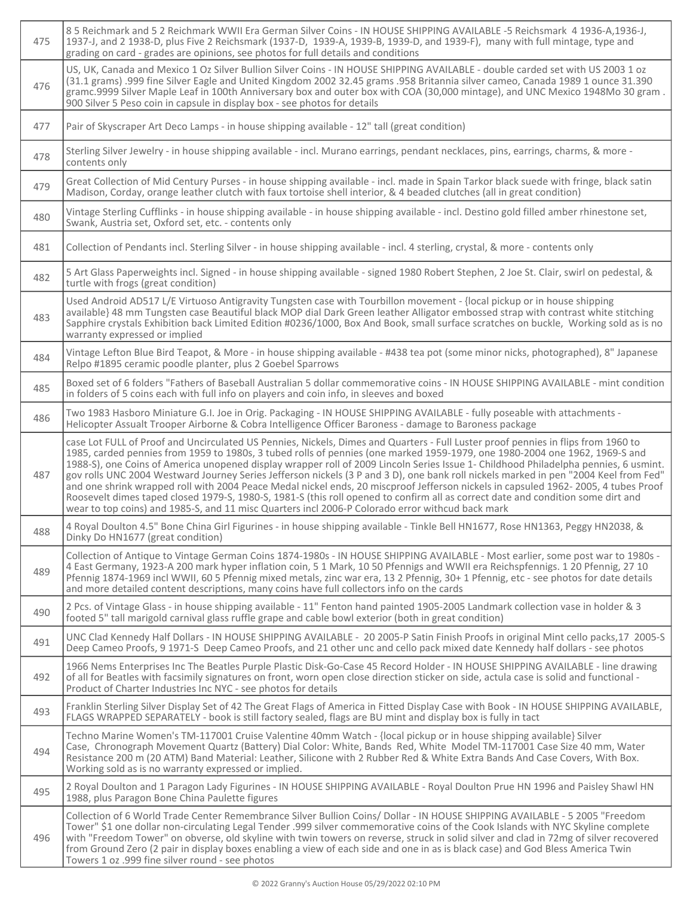| | |
|---|---|
| 475 | 8 5 Reichmark and 5 2 Reichmark WWII Era German Silver Coins - IN HOUSE SHIPPING AVAILABLE -5 Reichsmark 4 1936-A,1936-J, 1937-J, and 2 1938-D, plus Five 2 Reichsmark (1937-D, 1939-A, 1939-B, 1939-D, and 1939-F), many with full mintage, type and grading on card - grades are opinions, see photos for full details and conditions |
| 476 | US, UK, Canada and Mexico 1 Oz Silver Bullion Silver Coins - IN HOUSE SHIPPING AVAILABLE - double carded set with US 2003 1 oz (31.1 grams) .999 fine Silver Eagle and United Kingdom 2002 32.45 grams .958 Britannia silver cameo, Canada 1989 1 ounce 31.390 gramc.9999 Silver Maple Leaf in 100th Anniversary box and outer box with COA (30,000 mintage), and UNC Mexico 1948Mo 30 gram .900 Silver 5 Peso coin in capsule in display box - see photos for details |
| 477 | Pair of Skyscraper Art Deco Lamps - in house shipping available - 12" tall (great condition) |
| 478 | Sterling Silver Jewelry - in house shipping available - incl. Murano earrings, pendant necklaces, pins, earrings, charms, & more - contents only |
| 479 | Great Collection of Mid Century Purses - in house shipping available - incl. made in Spain Tarkor black suede with fringe, black satin Madison, Corday, orange leather clutch with faux tortoise shell interior, & 4 beaded clutches (all in great condition) |
| 480 | Vintage Sterling Cufflinks - in house shipping available - in house shipping available - incl. Destino gold filled amber rhinestone set, Swank, Austria set, Oxford set, etc. - contents only |
| 481 | Collection of Pendants incl. Sterling Silver - in house shipping available - incl. 4 sterling, crystal, & more - contents only |
| 482 | 5 Art Glass Paperweights incl. Signed - in house shipping available - signed 1980 Robert Stephen, 2 Joe St. Clair, swirl on pedestal, & turtle with frogs (great condition) |
| 483 | Used Android AD517 L/E Virtuoso Antigravity Tungsten case with Tourbillon movement - {local pickup or in house shipping available} 48 mm Tungsten case Beautiful black MOP dial Dark Green leather Alligator embossed strap with contrast white stitching Sapphire crystals Exhibition back Limited Edition #0236/1000, Box And Book, small surface scratches on buckle, Working sold as is no warranty expressed or implied |
| 484 | Vintage Lefton Blue Bird Teapot, & More - in house shipping available - #438 tea pot (some minor nicks, photographed), 8" Japanese Relpo #1895 ceramic poodle planter, plus 2 Goebel Sparrows |
| 485 | Boxed set of 6 folders "Fathers of Baseball Australian 5 dollar commemorative coins - IN HOUSE SHIPPING AVAILABLE - mint condition in folders of 5 coins each with full info on players and coin info, in sleeves and boxed |
| 486 | Two 1983 Hasboro Miniature G.I. Joe in Orig. Packaging - IN HOUSE SHIPPING AVAILABLE - fully poseable with attachments - Helicopter Assualt Trooper Airborne & Cobra Intelligence Officer Baroness - damage to Baroness package |
| 487 | case Lot FULL of Proof and Uncirculated US Pennies, Nickels, Dimes and Quarters - Full Luster proof pennies in flips from 1960 to 1985, carded pennies from 1959 to 1980s, 3 tubed rolls of pennies (one marked 1959-1979, one 1980-2004 one 1962, 1969-S and 1988-S), one Coins of America unopened display wrapper roll of 2009 Lincoln Series Issue 1- Childhood Philadelpha pennies, 6 usmint. gov rolls UNC 2004 Westward Journey Series Jefferson nickels (3 P and 3 D), one bank roll nickels marked in pen "2004 Keel from Fed" and one shrink wrapped roll with 2004 Peace Medal nickel ends, 20 miscproof Jefferson nickels in capsuled 1962- 2005, 4 tubes Proof Roosevelt dimes taped closed 1979-S, 1980-S, 1981-S (this roll opened to confirm all as correct date and condition some dirt and wear to top coins) and 1985-S, and 11 misc Quarters incl 2006-P Colorado error withcud back mark |
| 488 | 4 Royal Doulton 4.5" Bone China Girl Figurines - in house shipping available - Tinkle Bell HN1677, Rose HN1363, Peggy HN2038, & Dinky Do HN1677 (great condition) |
| 489 | Collection of Antique to Vintage German Coins 1874-1980s - IN HOUSE SHIPPING AVAILABLE - Most earlier, some post war to 1980s - 4 East Germany, 1923-A 200 mark hyper inflation coin, 5 1 Mark, 10 50 Pfennigs and WWII era Reichspfennigs. 1 20 Pfennig, 27 10 Pfennig 1874-1969 incl WWII, 60 5 Pfennig mixed metals, zinc war era, 13 2 Pfennig, 30+ 1 Pfennig, etc - see photos for date details and more detailed content descriptions, many coins have full collectors info on the cards |
| 490 | 2 Pcs. of Vintage Glass - in house shipping available - 11" Fenton hand painted 1905-2005 Landmark collection vase in holder & 3 footed 5" tall marigold carnival glass ruffle grape and cable bowl exterior (both in great condition) |
| 491 | UNC Clad Kennedy Half Dollars - IN HOUSE SHIPPING AVAILABLE - 20 2005-P Satin Finish Proofs in original Mint cello packs,17 2005-S Deep Cameo Proofs, 9 1971-S Deep Cameo Proofs, and 21 other unc and cello pack mixed date Kennedy half dollars - see photos |
| 492 | 1966 Nems Enterprises Inc The Beatles Purple Plastic Disk-Go-Case 45 Record Holder - IN HOUSE SHIPPING AVAILABLE - line drawing of all for Beatles with facsimily signatures on front, worn open close direction sticker on side, actula case is solid and functional - Product of Charter Industries Inc NYC - see photos for details |
| 493 | Franklin Sterling Silver Display Set of 42 The Great Flags of America in Fitted Display Case with Book - IN HOUSE SHIPPING AVAILABLE, FLAGS WRAPPED SEPARATELY - book is still factory sealed, flags are BU mint and display box is fully in tact |
| 494 | Techno Marine Women's TM-117001 Cruise Valentine 40mm Watch - {local pickup or in house shipping available} Silver Case, Chronograph Movement Quartz (Battery) Dial Color: White, Bands Red, White Model TM-117001 Case Size 40 mm, Water Resistance 200 m (20 ATM) Band Material: Leather, Silicone with 2 Rubber Red & White Extra Bands And Case Covers, With Box. Working sold as is no warranty expressed or implied. |
| 495 | 2 Royal Doulton and 1 Paragon Lady Figurines - IN HOUSE SHIPPING AVAILABLE - Royal Doulton Prue HN 1996 and Paisley Shawl HN 1988, plus Paragon Bone China Paulette figures |
| 496 | Collection of 6 World Trade Center Remembrance Silver Bullion Coins/ Dollar - IN HOUSE SHIPPING AVAILABLE - 5 2005 "Freedom Tower" $1 one dollar non-circulating Legal Tender .999 silver commemorative coins of the Cook Islands with NYC Skyline complete with "Freedom Tower" on obverse, old skyline with twin towers on reverse, struck in solid silver and clad in 72mg of silver recovered from Ground Zero (2 pair in display boxes enabling a view of each side and one in as is black case) and God Bless America Twin Towers 1 oz .999 fine silver round - see photos |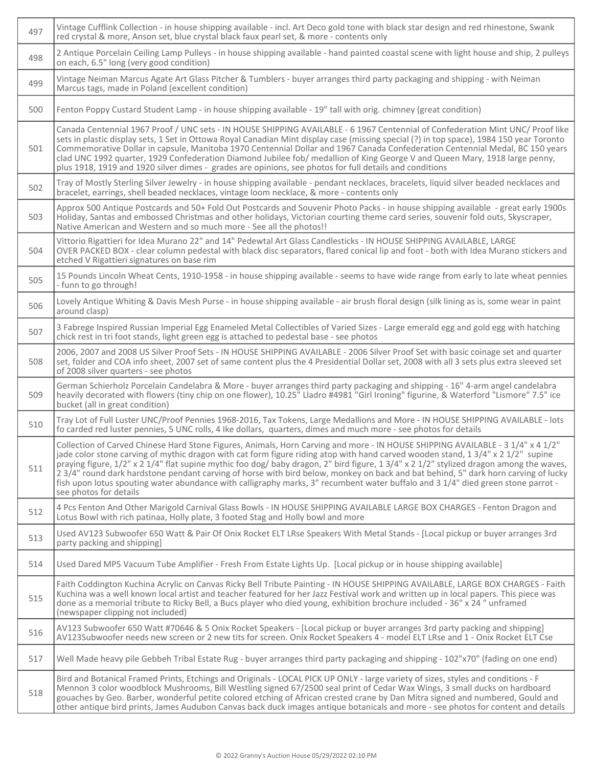| | |
|---|---|
| 497 | Vintage Cufflink Collection - in house shipping available - incl. Art Deco gold tone with black star design and red rhinestone, Swank red crystal & more, Anson set, blue crystal black faux pearl set, & more - contents only |
| 498 | 2 Antique Porcelain Ceiling Lamp Pulleys - in house shipping available - hand painted coastal scene with light house and ship, 2 pulleys on each, 6.5" long (very good condition) |
| 499 | Vintage Neiman Marcus Agate Art Glass Pitcher & Tumblers - buyer arranges third party packaging and shipping - with Neiman Marcus tags, made in Poland (excellent condition) |
| 500 | Fenton Poppy Custard Student Lamp - in house shipping available - 19" tall with orig. chimney (great condition) |
| 501 | Canada Centennial 1967 Proof / UNC sets - IN HOUSE SHIPPING AVAILABLE - 6 1967 Centennial of Confederation Mint UNC/ Proof like sets in plastic display sets, 1 Set in Ottowa Royal Canadian Mint display case (missing special (?) in top space), 1984 150 year Toronto Commemorative Dollar in capsule, Manitoba 1970 Centennial Dollar and 1967 Canada Confederation Centennial Medal, BC 150 years clad UNC 1992 quarter, 1929 Confederation Diamond Jubilee fob/ medallion of King George V and Queen Mary, 1918 large penny, plus 1918, 1919 and 1920 silver dimes - grades are opinions, see photos for full details and conditions |
| 502 | Tray of Mostly Sterling Silver Jewelry - in house shipping available - pendant necklaces, bracelets, liquid silver beaded necklaces and bracelet, earrings, shell beaded necklaces, vintage loom necklace, & more - contents only |
| 503 | Approx 500 Antique Postcards and 50+ Fold Out Postcards and Souvenir Photo Packs - in house shipping available - great early 1900s Holiday, Santas and embossed Christmas and other holidays, Victorian courting theme card series, souvenir fold outs, Skyscraper, Native American and Western and so much more - See all the photos!! |
| 504 | Vittorio Rigattieri for Idea Murano 22" and 14" Pedewtal Art Glass Candlesticks - IN HOUSE SHIPPING AVAILABLE, LARGE OVER PACKED BOX - clear column pedestal with black disc separators, flared conical lip and foot - both with Idea Murano stickers and etched V Rigattieri signatures on base rim |
| 505 | 15 Pounds Lincoln Wheat Cents, 1910-1958 - in house shipping available - seems to have wide range from early to late wheat pennies - funn to go through! |
| 506 | Lovely Antique Whiting & Davis Mesh Purse - in house shipping available - air brush floral design (silk lining as is, some wear in paint around clasp) |
| 507 | 3 Fabrege Inspired Russian Imperial Egg Enameled Metal Collectibles of Varied Sizes - Large emerald egg and gold egg with hatching chick rest in tri foot stands, light green egg is attached to pedestal base - see photos |
| 508 | 2006, 2007 and 2008 US Silver Proof Sets - IN HOUSE SHIPPING AVAILABLE - 2006 Silver Proof Set with basic coinage set and quarter set, folder and COA info sheet, 2007 set of same content plus the 4 Presidential Dollar set, 2008 with all 3 sets plus extra sleeved set of 2008 silver quarters - see photos |
| 509 | German Schierholz Porcelain Candelabra & More - buyer arranges third party packaging and shipping - 16" 4-arm angel candelabra heavily decorated with flowers (tiny chip on one flower), 10.25" Lladro #4981 "Girl Ironing" figurine, & Waterford "Lismore" 7.5" ice bucket (all in great condition) |
| 510 | Tray Lot of Full Luster UNC/Proof Pennies 1968-2016, Tax Tokens, Large Medallions and More - IN HOUSE SHIPPING AVAILABLE - lots fo carded red luster pennies, 5 UNC rolls, 4 Ike dollars, quarters, dimes and much more - see photos for details |
| 511 | Collection of Carved Chinese Hard Stone Figures, Animals, Horn Carving and more - IN HOUSE SHIPPING AVAILABLE - 3 1/4" x 4 1/2" jade color stone carving of mythic dragon with cat form figure riding atop with hand carved wooden stand, 1 3/4" x 2 1/2" supine praying figure, 1/2" x 2 1/4" flat supine mythic foo dog/ baby dragon, 2" bird figure, 1 3/4" x 2 1/2" stylized dragon among the waves, 2 3/4" round dark hardstone pendant carving of horse with bird below, monkey on back and bat behind, 5" dark horn carving of lucky fish upon lotus spouting water abundance with calligraphy marks, 3" recumbent water buffalo and 3 1/4" died green stone parrot - see photos for details |
| 512 | 4 Pcs Fenton And Other Marigold Carnival Glass Bowls - IN HOUSE SHIPPING AVAILABLE LARGE BOX CHARGES - Fenton Dragon and Lotus Bowl with rich patinaa, Holly plate, 3 footed Stag and Holly bowl and more |
| 513 | Used AV123 Subwoofer 650 Watt & Pair Of Onix Rocket ELT LRse Speakers With Metal Stands - [Local pickup or buyer arranges 3rd party packing and shipping] |
| 514 | Used Dared MP5 Vacuum Tube Amplifier - Fresh From Estate Lights Up. [Local pickup or in house shipping available] |
| 515 | Faith Coddington Kuchina Acrylic on Canvas Ricky Bell Tribute Painting - IN HOUSE SHIPPING AVAILABLE, LARGE BOX CHARGES - Faith Kuchina was a well known local artist and teacher featured for her Jazz Festival work and written up in local papers. This piece was done as a memorial tribute to Ricky Bell, a Bucs player who died young, exhibition brochure included - 36" x 24 " unframed (newspaper clipping not included) |
| 516 | AV123 Subwoofer 650 Watt #70646 & 5 Onix Rocket Speakers - [Local pickup or buyer arranges 3rd party packing and shipping] AV123Subwoofer needs new screen or 2 new tits for screen. Onix Rocket Speakers 4 - model ELT LRse and 1 - Onix Rocket ELT Cse |
| 517 | Well Made heavy pile Gebbeh Tribal Estate Rug - buyer arranges third party packaging and shipping - 102"x70" (fading on one end) |
| 518 | Bird and Botanical Framed Prints, Etchings and Originals - LOCAL PICK UP ONLY - large variety of sizes, styles and conditions - F Mennon 3 color woodblock Mushrooms, Bill Westling signed 67/2500 seal print of Cedar Wax Wings, 3 small ducks on hardboard gouaches by Geo. Barber, wonderful petite colored etching of African crested crane by Dan Mitra signed and numbered, Gould and other antique bird prints, James Audubon Canvas back duck images antique botanicals and more - see photos for content and details |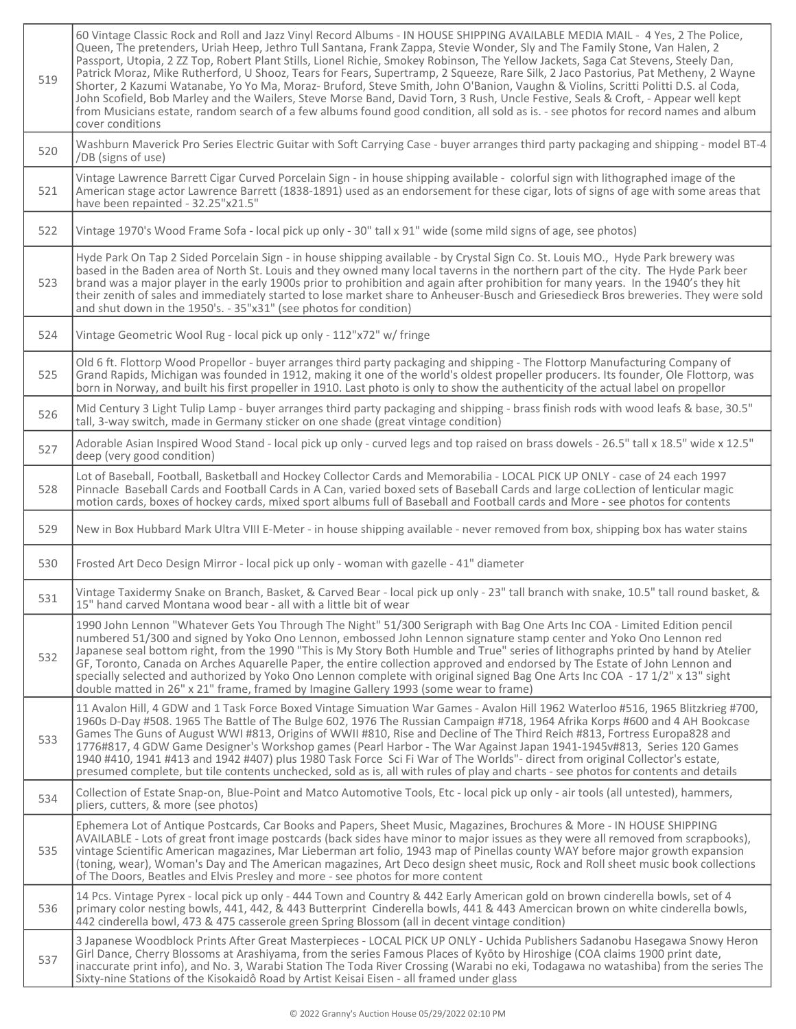| | |
|---|---|
| 519 | 60 Vintage Classic Rock and Roll and Jazz Vinyl Record Albums - IN HOUSE SHIPPING AVAILABLE MEDIA MAIL - 4 Yes, 2 The Police, Queen, The pretenders, Uriah Heep, Jethro Tull Santana, Frank Zappa, Stevie Wonder, Sly and The Family Stone, Van Halen, 2 Passport, Utopia, 2 ZZ Top, Robert Plant Stills, Lionel Richie, Smokey Robinson, The Yellow Jackets, Saga Cat Stevens, Steely Dan, Patrick Moraz, Mike Rutherford, U Shooz, Tears for Fears, Supertramp, 2 Squeeze, Rare Silk, 2 Jaco Pastorius, Pat Metheny, 2 Wayne Shorter, 2 Kazumi Watanabe, Yo Yo Ma, Moraz- Bruford, Steve Smith, John O'Banion, Vaughn & Violins, Scritti Politti D.S. al Coda, John Scofield, Bob Marley and the Wailers, Steve Morse Band, David Torn, 3 Rush, Uncle Festive, Seals & Croft, - Appear well kept from Musicians estate, random search of a few albums found good condition, all sold as is. - see photos for record names and album cover conditions |
| 520 | Washburn Maverick Pro Series Electric Guitar with Soft Carrying Case - buyer arranges third party packaging and shipping - model BT-4 /DB (signs of use) |
| 521 | Vintage Lawrence Barrett Cigar Curved Porcelain Sign - in house shipping available - colorful sign with lithographed image of the American stage actor Lawrence Barrett (1838-1891) used as an endorsement for these cigar, lots of signs of age with some areas that have been repainted - 32.25"x21.5" |
| 522 | Vintage 1970's Wood Frame Sofa - local pick up only - 30" tall x 91" wide (some mild signs of age, see photos) |
| 523 | Hyde Park On Tap 2 Sided Porcelain Sign - in house shipping available - by Crystal Sign Co. St. Louis MO., Hyde Park brewery was based in the Baden area of North St. Louis and they owned many local taverns in the northern part of the city. The Hyde Park beer brand was a major player in the early 1900s prior to prohibition and again after prohibition for many years. In the 1940's they hit their zenith of sales and immediately started to lose market share to Anheuser-Busch and Griesedieck Bros breweries. They were sold and shut down in the 1950's. - 35"x31" (see photos for condition) |
| 524 | Vintage Geometric Wool Rug - local pick up only - 112"x72" w/ fringe |
| 525 | Old 6 ft. Flottorp Wood Propellor - buyer arranges third party packaging and shipping - The Flottorp Manufacturing Company of Grand Rapids, Michigan was founded in 1912, making it one of the world's oldest propeller producers. Its founder, Ole Flottorp, was born in Norway, and built his first propeller in 1910. Last photo is only to show the authenticity of the actual label on propellor |
| 526 | Mid Century 3 Light Tulip Lamp - buyer arranges third party packaging and shipping - brass finish rods with wood leafs & base, 30.5" tall, 3-way switch, made in Germany sticker on one shade (great vintage condition) |
| 527 | Adorable Asian Inspired Wood Stand - local pick up only - curved legs and top raised on brass dowels - 26.5" tall x 18.5" wide x 12.5" deep (very good condition) |
| 528 | Lot of Baseball, Football, Basketball and Hockey Collector Cards and Memorabilia - LOCAL PICK UP ONLY - case of 24 each 1997 Pinnacle Baseball Cards and Football Cards in A Can, varied boxed sets of Baseball Cards and large coLlection of lenticular magic motion cards, boxes of hockey cards, mixed sport albums full of Baseball and Football cards and More - see photos for contents |
| 529 | New in Box Hubbard Mark Ultra VIII E-Meter - in house shipping available - never removed from box, shipping box has water stains |
| 530 | Frosted Art Deco Design Mirror - local pick up only - woman with gazelle - 41" diameter |
| 531 | Vintage Taxidermy Snake on Branch, Basket, & Carved Bear - local pick up only - 23" tall branch with snake, 10.5" tall round basket, & 15" hand carved Montana wood bear - all with a little bit of wear |
| 532 | 1990 John Lennon "Whatever Gets You Through The Night" 51/300 Serigraph with Bag One Arts Inc COA - Limited Edition pencil numbered 51/300 and signed by Yoko Ono Lennon, embossed John Lennon signature stamp center and Yoko Ono Lennon red Japanese seal bottom right, from the 1990 "This is My Story Both Humble and True" series of lithographs printed by hand by Atelier GF, Toronto, Canada on Arches Aquarelle Paper, the entire collection approved and endorsed by The Estate of John Lennon and specially selected and authorized by Yoko Ono Lennon complete with original signed Bag One Arts Inc COA - 17 1/2" x 13" sight double matted in 26" x 21" frame, framed by Imagine Gallery 1993 (some wear to frame) |
| 533 | 11 Avalon Hill, 4 GDW and 1 Task Force Boxed Vintage Simuation War Games - Avalon Hill 1962 Waterloo #516, 1965 Blitzkreig #700, 1960s D-Day #508. 1965 The Battle of The Bulge 602, 1976 The Russian Campaign #718, 1964 Afrika Korps #600 and 4 AH Bookcase Games The Guns of August WWI #813, Origins of WWII #810, Rise and Decline of The Third Reich #813, Fortress Europa828 and 1776#817, 4 GDW Game Designer's Workshop games (Pearl Harbor - The War Against Japan 1941-1945v#813, Series 120 Games 1940 #410, 1941 #413 and 1942 #407) plus 1980 Task Force Sci Fi War of The Worlds"- direct from original Collector's estate, presumed complete, but tile contents unchecked, sold as is, all with rules of play and charts - see photos for contents and details |
| 534 | Collection of Estate Snap-on, Blue-Point and Matco Automotive Tools, Etc - local pick up only - air tools (all untested), hammers, pliers, cutters, & more (see photos) |
| 535 | Ephemera Lot of Antique Postcards, Car Books and Papers, Sheet Music, Magazines, Brochures & More - IN HOUSE SHIPPING AVAILABLE - Lots of great front image postcards (back sides have minor to major issues as they were all removed from scrapbooks), vintage Scientific American magazines, Mar Lieberman art folio, 1943 map of Pinellas county WAY before major growth expansion (toning, wear), Woman's Day and The American magazines, Art Deco design sheet music, Rock and Roll sheet music book collections of The Doors, Beatles and Elvis Presley and more - see photos for more content |
| 536 | 14 Pcs. Vintage Pyrex - local pick up only - 444 Town and Country & 442 Early American gold on brown cinderella bowls, set of 4 primary color nesting bowls, 441, 442, & 443 Butterprint Cinderella bowls, 441 & 443 Amercican brown on white cinderella bowls, 442 cinderella bowl, 473 & 475 casserole green Spring Blossom (all in decent vintage condition) |
| 537 | 3 Japanese Woodblock Prints After Great Masterpieces - LOCAL PICK UP ONLY - Uchida Publishers Sadanobu Hasegawa Snowy Heron Girl Dance, Cherry Blossoms at Arashiyama, from the series Famous Places of Kyōto by Hiroshige (COA claims 1900 print date, inaccurate print info), and No. 3, Warabi Station The Toda River Crossing (Warabi no eki, Todagawa no watashiba) from the series The Sixty-nine Stations of the Kisokaidô Road by Artist Keisai Eisen - all framed under glass |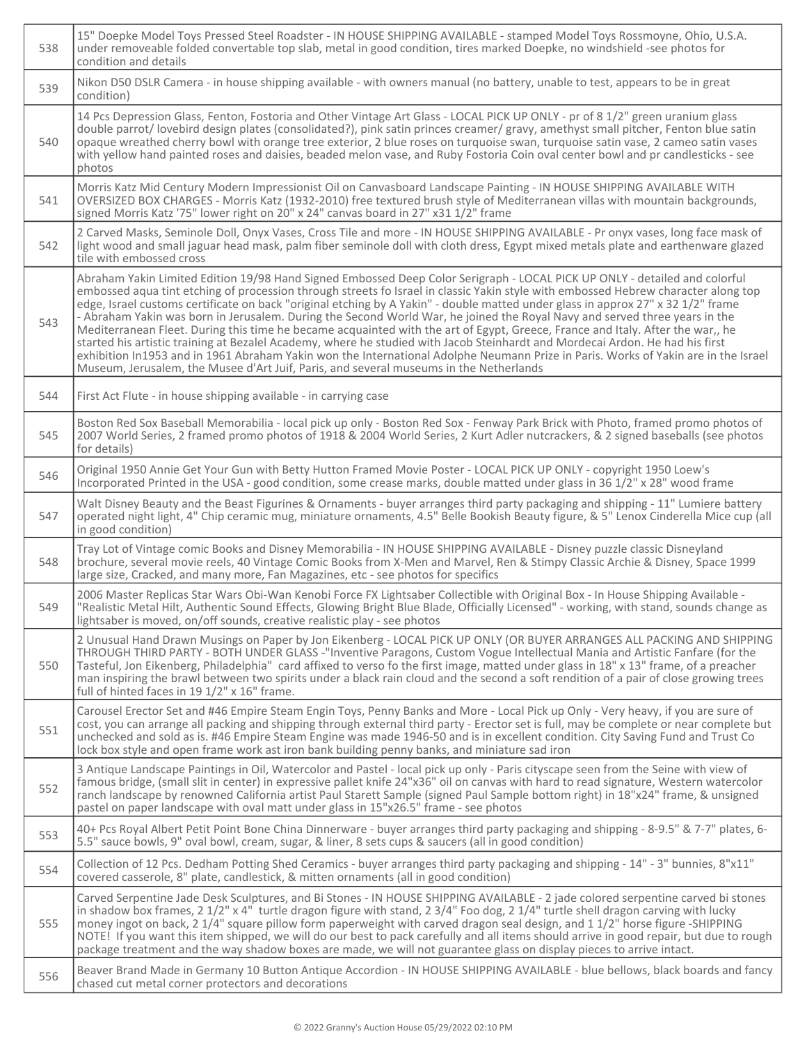| | |
|---|---|
| 538 | 15" Doepke Model Toys Pressed Steel Roadster - IN HOUSE SHIPPING AVAILABLE - stamped Model Toys Rossmoyne, Ohio, U.S.A. under removeable folded convertable top slab, metal in good condition, tires marked Doepke, no windshield -see photos for condition and details |
| 539 | Nikon D50 DSLR Camera - in house shipping available - with owners manual (no battery, unable to test, appears to be in great condition) |
| 540 | 14 Pcs Depression Glass, Fenton, Fostoria and Other Vintage Art Glass - LOCAL PICK UP ONLY - pr of 8 1/2" green uranium glass double parrot/ lovebird design plates (consolidated?), pink satin princes creamer/ gravy, amethyst small pitcher, Fenton blue satin opaque wreathed cherry bowl with orange tree exterior, 2 blue roses on turquoise swan, turquoise satin vase, 2 cameo satin vases with yellow hand painted roses and daisies, beaded melon vase, and Ruby Fostoria Coin oval center bowl and pr candlesticks - see photos |
| 541 | Morris Katz Mid Century Modern Impressionist Oil on Canvasboard Landscape Painting - IN HOUSE SHIPPING AVAILABLE WITH OVERSIZED BOX CHARGES - Morris Katz (1932-2010) free textured brush style of Mediterranean villas with mountain backgrounds, signed Morris Katz '75" lower right on 20" x 24" canvas board in 27" x31 1/2" frame |
| 542 | 2 Carved Masks, Seminole Doll, Onyx Vases, Cross Tile and more - IN HOUSE SHIPPING AVAILABLE - Pr onyx vases, long face mask of light wood and small jaguar head mask, palm fiber seminole doll with cloth dress, Egypt mixed metals plate and earthenware glazed tile with embossed cross |
| 543 | Abraham Yakin Limited Edition 19/98 Hand Signed Embossed Deep Color Serigraph - LOCAL PICK UP ONLY - detailed and colorful embossed aqua tint etching of procession through streets fo Israel in classic Yakin style with embossed Hebrew character along top edge, Israel customs certificate on back "original etching by A Yakin" - double matted under glass in approx 27" x 32 1/2" frame - Abraham Yakin was born in Jerusalem. During the Second World War, he joined the Royal Navy and served three years in the Mediterranean Fleet. During this time he became acquainted with the art of Egypt, Greece, France and Italy. After the war,, he started his artistic training at Bezalel Academy, where he studied with Jacob Steinhardt and Mordecai Ardon. He had his first exhibition In1953 and in 1961 Abraham Yakin won the International Adolphe Neumann Prize in Paris. Works of Yakin are in the Israel Museum, Jerusalem, the Musee d'Art Juif, Paris, and several museums in the Netherlands |
| 544 | First Act Flute - in house shipping available - in carrying case |
| 545 | Boston Red Sox Baseball Memorabilia - local pick up only - Boston Red Sox - Fenway Park Brick with Photo, framed promo photos of 2007 World Series, 2 framed promo photos of 1918 & 2004 World Series, 2 Kurt Adler nutcrackers, & 2 signed baseballs (see photos for details) |
| 546 | Original 1950 Annie Get Your Gun with Betty Hutton Framed Movie Poster - LOCAL PICK UP ONLY - copyright 1950 Loew's Incorporated Printed in the USA - good condition, some crease marks, double matted under glass in 36 1/2" x 28" wood frame |
| 547 | Walt Disney Beauty and the Beast Figurines & Ornaments - buyer arranges third party packaging and shipping - 11" Lumiere battery operated night light, 4" Chip ceramic mug, miniature ornaments, 4.5" Belle Bookish Beauty figure, & 5" Lenox Cinderella Mice cup (all in good condition) |
| 548 | Tray Lot of Vintage comic Books and Disney Memorabilia - IN HOUSE SHIPPING AVAILABLE - Disney puzzle classic Disneyland brochure, several movie reels, 40 Vintage Comic Books from X-Men and Marvel, Ren & Stimpy Classic Archie & Disney, Space 1999 large size, Cracked, and many more, Fan Magazines, etc - see photos for specifics |
| 549 | 2006 Master Replicas Star Wars Obi-Wan Kenobi Force FX Lightsaber Collectible with Original Box - In House Shipping Available - "Realistic Metal Hilt, Authentic Sound Effects, Glowing Bright Blue Blade, Officially Licensed" - working, with stand, sounds change as lightsaber is moved, on/off sounds, creative realistic play - see photos |
| 550 | 2 Unusual Hand Drawn Musings on Paper by Jon Eikenberg - LOCAL PICK UP ONLY (OR BUYER ARRANGES ALL PACKING AND SHIPPING THROUGH THIRD PARTY - BOTH UNDER GLASS -"Inventive Paragons, Custom Vogue Intellectual Mania and Artistic Fanfare (for the Tasteful, Jon Eikenberg, Philadelphia" card affixed to verso fo the first image, matted under glass in 18" x 13" frame, of a preacher man inspiring the brawl between two spirits under a black rain cloud and the second a soft rendition of a pair of close growing trees full of hinted faces in 19 1/2" x 16" frame. |
| 551 | Carousel Erector Set and #46 Empire Steam Engin Toys, Penny Banks and More - Local Pick up Only - Very heavy, if you are sure of cost, you can arrange all packing and shipping through external third party - Erector set is full, may be complete or near complete but unchecked and sold as is. #46 Empire Steam Engine was made 1946-50 and is in excellent condition. City Saving Fund and Trust Co lock box style and open frame work ast iron bank building penny banks, and miniature sad iron |
| 552 | 3 Antique Landscape Paintings in Oil, Watercolor and Pastel - local pick up only - Paris cityscape seen from the Seine with view of famous bridge, (small slit in center) in expressive pallet knife 24"x36" oil on canvas with hard to read signature, Western watercolor ranch landscape by renowned California artist Paul Starett Sample (signed Paul Sample bottom right) in 18"x24" frame, & unsigned pastel on paper landscape with oval matt under glass in 15"x26.5" frame - see photos |
| 553 | 40+ Pcs Royal Albert Petit Point Bone China Dinnerware - buyer arranges third party packaging and shipping - 8-9.5" & 7-7" plates, 6-5.5" sauce bowls, 9" oval bowl, cream, sugar, & liner, 8 sets cups & saucers (all in good condition) |
| 554 | Collection of 12 Pcs. Dedham Potting Shed Ceramics - buyer arranges third party packaging and shipping - 14" - 3" bunnies, 8"x11" covered casserole, 8" plate, candlestick, & mitten ornaments (all in good condition) |
| 555 | Carved Serpentine Jade Desk Sculptures, and Bi Stones - IN HOUSE SHIPPING AVAILABLE - 2 jade colored serpentine carved bi stones in shadow box frames, 2 1/2" x 4" turtle dragon figure with stand, 2 3/4" Foo dog, 2 1/4" turtle shell dragon carving with lucky money ingot on back, 2 1/4" square pillow form paperweight with carved dragon seal design, and 1 1/2" horse figure -SHIPPING NOTE! If you want this item shipped, we will do our best to pack carefully and all items should arrive in good repair, but due to rough package treatment and the way shadow boxes are made, we will not guarantee glass on display pieces to arrive intact. |
| 556 | Beaver Brand Made in Germany 10 Button Antique Accordion - IN HOUSE SHIPPING AVAILABLE - blue bellows, black boards and fancy chased cut metal corner protectors and decorations |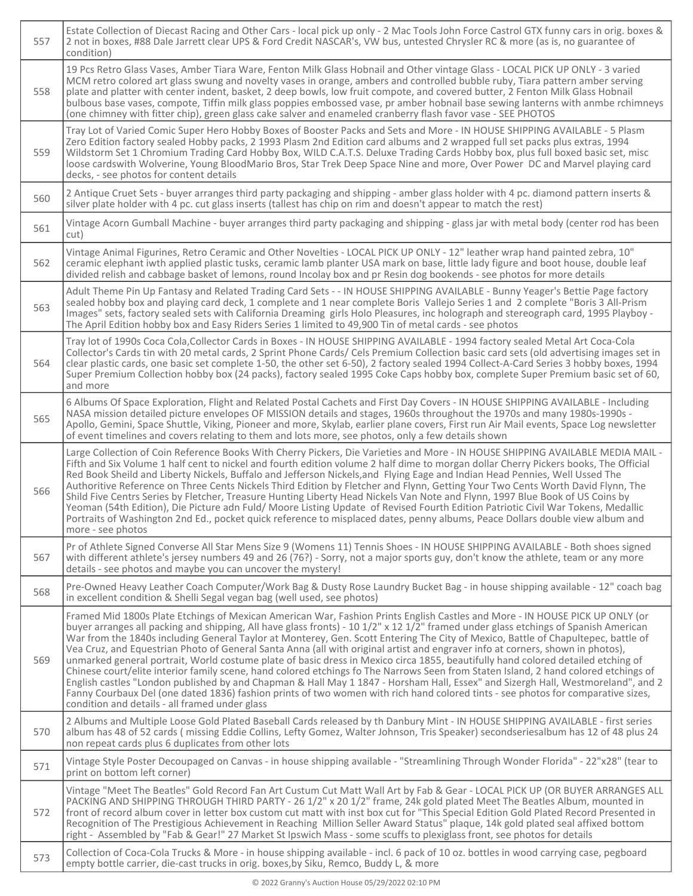| | |
|---|---|
| 557 | Estate Collection of Diecast Racing and Other Cars - local pick up only - 2 Mac Tools John Force Castrol GTX funny cars in orig. boxes & 2 not in boxes, #88 Dale Jarrett clear UPS & Ford Credit NASCAR's, VW bus, untested Chrysler RC & more (as is, no guarantee of condition) |
| 558 | 19 Pcs Retro Glass Vases, Amber Tiara Ware, Fenton Milk Glass Hobnail and Other vintage Glass - LOCAL PICK UP ONLY - 3 varied MCM retro colored art glass swung and novelty vases in orange, ambers and controlled bubble ruby, Tiara pattern amber serving plate and platter with center indent, basket, 2 deep bowls, low fruit compote, and covered butter, 2 Fenton Milk Glass Hobnail bulbous base vases, compote, Tiffin milk glass poppies embossed vase, pr amber hobnail base sewing lanterns with anmbe rchimneys (one chimney with fitter chip), green glass cake salver and enameled cranberry flash favor vase - SEE PHOTOS |
| 559 | Tray Lot of Varied Comic Super Hero Hobby Boxes of Booster Packs and Sets and More - IN HOUSE SHIPPING AVAILABLE - 5 Plasm Zero Edition factory sealed Hobby packs, 2 1993 Plasm 2nd Edition card albums and 2 wrapped full set packs plus extras, 1994 Wildstorm Set 1 Chromium Trading Card Hobby Box, WILD C.A.T.S. Deluxe Trading Cards Hobby box, plus full boxed basic set, misc loose cardswith Wolverine, Young BloodMario Bros, Star Trek Deep Space Nine and more, Over Power DC and Marvel playing card decks, - see photos for content details |
| 560 | 2 Antique Cruet Sets - buyer arranges third party packaging and shipping - amber glass holder with 4 pc. diamond pattern inserts & silver plate holder with 4 pc. cut glass inserts (tallest has chip on rim and doesn't appear to match the rest) |
| 561 | Vintage Acorn Gumball Machine - buyer arranges third party packaging and shipping - glass jar with metal body (center rod has been cut) |
| 562 | Vintage Animal Figurines, Retro Ceramic and Other Novelties - LOCAL PICK UP ONLY - 12" leather wrap hand painted zebra, 10" ceramic elephant iwth applied plastic tusks, ceramic lamb planter USA mark on base, little lady figure and boot house, double leaf divided relish and cabbage basket of lemons, round Incolay box and pr Resin dog bookends - see photos for more details |
| 563 | Adult Theme Pin Up Fantasy and Related Trading Card Sets - - IN HOUSE SHIPPING AVAILABLE - Bunny Yeager's Bettie Page factory sealed hobby box and playing card deck, 1 complete and 1 near complete Boris Vallejo Series 1 and 2 complete "Boris 3 All-Prism Images" sets, factory sealed sets with California Dreaming girls Holo Pleasures, inc holograph and stereograph card, 1995 Playboy - The April Edition hobby box and Easy Riders Series 1 limited to 49,900 Tin of metal cards - see photos |
| 564 | Tray lot of 1990s Coca Cola,Collector Cards in Boxes - IN HOUSE SHIPPING AVAILABLE - 1994 factory sealed Metal Art Coca-Cola Collector's Cards tin with 20 metal cards, 2 Sprint Phone Cards/ Cels Premium Collection basic card sets (old advertising images set in clear plastic cards, one basic set complete 1-50, the other set 6-50), 2 factory sealed 1994 Collect-A-Card Series 3 hobby boxes, 1994 Super Premium Collection hobby box (24 packs), factory sealed 1995 Coke Caps hobby box, complete Super Premium basic set of 60, and more |
| 565 | 6 Albums Of Space Exploration, Flight and Related Postal Cachets and First Day Covers - IN HOUSE SHIPPING AVAILABLE - Including NASA mission detailed picture envelopes OF MISSION details and stages, 1960s throughout the 1970s and many 1980s-1990s - Apollo, Gemini, Space Shuttle, Viking, Pioneer and more, Skylab, earlier plane covers, First run Air Mail events, Space Log newsletter of event timelines and covers relating to them and lots more, see photos, only a few details shown |
| 566 | Large Collection of Coin Reference Books With Cherry Pickers, Die Varieties and More - IN HOUSE SHIPPING AVAILABLE MEDIA MAIL - Fifth and Six Volume 1 half cent to nickel and fourth edition volume 2 half dime to morgan dollar Cherry Pickers books, The Official Red Book Sheild and Liberty Nickels, Buffalo and Jefferson Nickels,and Flying Eage and Indian Head Pennies, Well Ussed The Authoritive Reference on Three Cents Nickels Third Edition by Fletcher and Flynn, Getting Your Two Cents Worth David Flynn, The Shild Five Centrs Series by Fletcher, Treasure Hunting Liberty Head Nickels Van Note and Flynn, 1997 Blue Book of US Coins by Yeoman (54th Edition), Die Picture adn Fuld/ Moore Listing Update of Revised Fourth Edition Patriotic Civil War Tokens, Medallic Portraits of Washington 2nd Ed., pocket quick reference to misplaced dates, penny albums, Peace Dollars double view album and more - see photos |
| 567 | Pr of Athlete Signed Converse All Star Mens Size 9 (Womens 11) Tennis Shoes - IN HOUSE SHIPPING AVAILABLE - Both shoes signed with different athlete's jersey numbers 49 and 26 (76?) - Sorry, not a major sports guy, don't know the athlete, team or any more details - see photos and maybe you can uncover the mystery! |
| 568 | Pre-Owned Heavy Leather Coach Computer/Work Bag & Dusty Rose Laundry Bucket Bag - in house shipping available - 12" coach bag in excellent condition & Shelli Segal vegan bag (well used, see photos) |
| 569 | Framed Mid 1800s Plate Etchings of Mexican American War, Fashion Prints English Castles and More - IN HOUSE PICK UP ONLY (or buyer arranges all packing and shipping, All have glass fronts) - 10 1/2" x 12 1/2" framed under glass etchings of Spanish American War from the 1840s including General Taylor at Monterey, Gen. Scott Entering The City of Mexico, Battle of Chapultepec, battle of Vea Cruz, and Equestrian Photo of General Santa Anna (all with original artist and engraver info at corners, shown in photos), unmarked general portrait, World costume plate of basic dress in Mexico circa 1855, beautifully hand colored detailed etching of Chinese court/elite interior family scene, hand colored etchings fo The Narrows Seen from Staten Island, 2 hand colored etchings of English castles "London published by and Chapman & Hall May 1 1847 - Horsham Hall, Essex" and Sizergh Hall, Westmoreland", and 2 Fanny Courbaux Del (one dated 1836) fashion prints of two women with rich hand colored tints - see photos for comparative sizes, condition and details - all framed under glass |
| 570 | 2 Albums and Multiple Loose Gold Plated Baseball Cards released by th Danbury Mint - IN HOUSE SHIPPING AVAILABLE - first series album has 48 of 52 cards ( missing Eddie Collins, Lefty Gomez, Walter Johnson, Tris Speaker) secondseriesalbum has 12 of 48 plus 24 non repeat cards plus 6 duplicates from other lots |
| 571 | Vintage Style Poster Decoupaged on Canvas - in house shipping available - "Streamlining Through Wonder Florida" - 22"x28" (tear to print on bottom left corner) |
| 572 | Vintage "Meet The Beatles" Gold Record Fan Art Custum Cut Matt Wall Art by Fab & Gear - LOCAL PICK UP (OR BUYER ARRANGES ALL PACKING AND SHIPPING THROUGH THIRD PARTY - 26 1/2" x 20 1/2" frame, 24k gold plated Meet The Beatles Album, mounted in front of record album cover in letter box custom cut matt with inst box cut for "This Special Edition Gold Plated Record Presented in Recognition of The Prestigious Achievement in Reaching Million Seller Award Status" plaque, 14k gold plated seal affixed bottom right - Assembled by "Fab & Gear!" 27 Market St Ipswich Mass - some scuffs to plexiglass front, see photos for details |
| 573 | Collection of Coca-Cola Trucks & More - in house shipping available - incl. 6 pack of 10 oz. bottles in wood carrying case, pegboard empty bottle carrier, die-cast trucks in orig. boxes,by Siku, Remco, Buddy L, & more |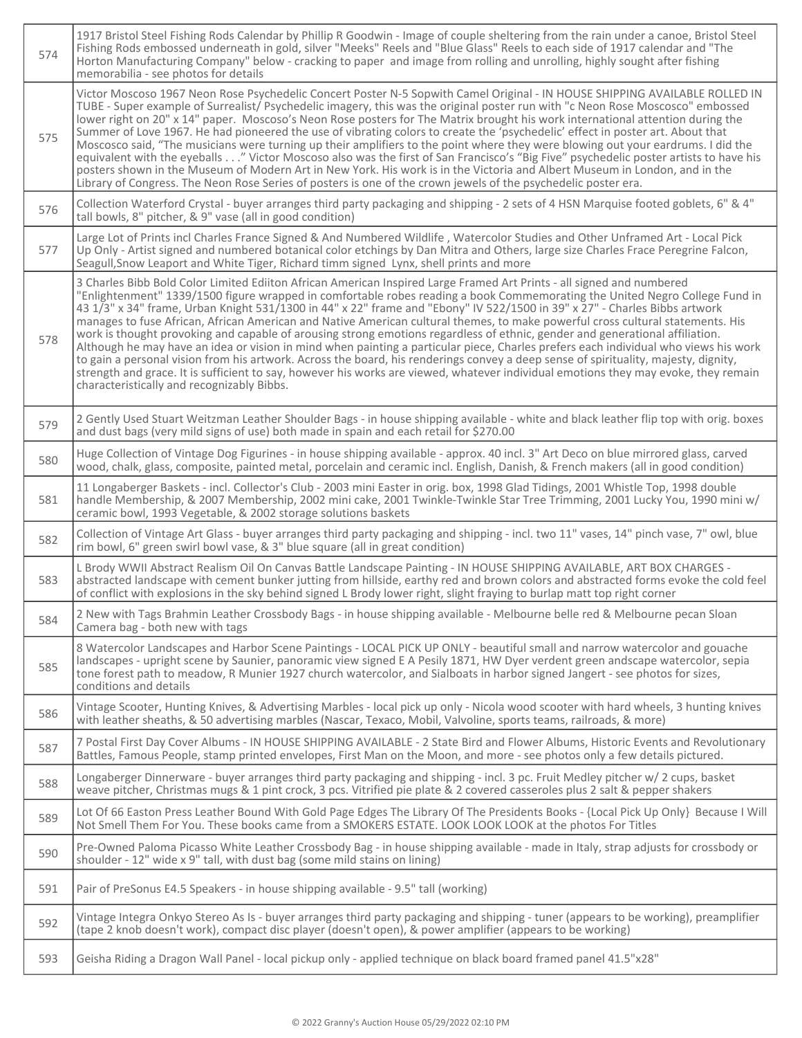| | |
|---|---|
| 574 | 1917 Bristol Steel Fishing Rods Calendar by Phillip R Goodwin - Image of couple sheltering from the rain under a canoe, Bristol Steel Fishing Rods embossed underneath in gold, silver "Meeks" Reels and "Blue Glass" Reels to each side of 1917 calendar and "The Horton Manufacturing Company" below - cracking to paper and image from rolling and unrolling, highly sought after fishing memorabilia - see photos for details |
| 575 | Victor Moscoso 1967 Neon Rose Psychedelic Concert Poster N-5 Sopwith Camel Original - IN HOUSE SHIPPING AVAILABLE ROLLED IN TUBE - Super example of Surrealist/ Psychedelic imagery, this was the original poster run with "c Neon Rose Moscosco" embossed lower right on 20" x 14" paper. Moscoso's Neon Rose posters for The Matrix brought his work international attention during the Summer of Love 1967. He had pioneered the use of vibrating colors to create the 'psychedelic' effect in poster art. About that Moscosco said, "The musicians were turning up their amplifiers to the point where they were blowing out your eardrums. I did the equivalent with the eyeballs . . ." Victor Moscoso also was the first of San Francisco's "Big Five" psychedelic poster artists to have his posters shown in the Museum of Modern Art in New York. His work is in the Victoria and Albert Museum in London, and in the Library of Congress. The Neon Rose Series of posters is one of the crown jewels of the psychedelic poster era. |
| 576 | Collection Waterford Crystal - buyer arranges third party packaging and shipping - 2 sets of 4 HSN Marquise footed goblets, 6" & 4" tall bowls, 8" pitcher, & 9" vase (all in good condition) |
| 577 | Large Lot of Prints incl Charles France Signed & And Numbered Wildlife , Watercolor Studies and Other Unframed Art - Local Pick Up Only - Artist signed and numbered botanical color etchings by Dan Mitra and Others, large size Charles Frace Peregrine Falcon, Seagull,Snow Leaport and White Tiger, Richard timm signed Lynx, shell prints and more |
| 578 | 3 Charles Bibb Bold Color Limited Ediiton African American Inspired Large Framed Art Prints - all signed and numbered "Enlightenment" 1339/1500 figure wrapped in comfortable robes reading a book Commemorating the United Negro College Fund in 43 1/3" x 34" frame, Urban Knight 531/1300 in 44" x 22" frame and "Ebony" IV 522/1500 in 39" x 27" - Charles Bibbs artwork manages to fuse African, African American and Native American cultural themes, to make powerful cross cultural statements. His work is thought provoking and capable of arousing strong emotions regardless of ethnic, gender and generational affiliation. Although he may have an idea or vision in mind when painting a particular piece, Charles prefers each individual who views his work to gain a personal vision from his artwork. Across the board, his renderings convey a deep sense of spirituality, majesty, dignity, strength and grace. It is sufficient to say, however his works are viewed, whatever individual emotions they may evoke, they remain characteristically and recognizably Bibbs. |
| 579 | 2 Gently Used Stuart Weitzman Leather Shoulder Bags - in house shipping available - white and black leather flip top with orig. boxes and dust bags (very mild signs of use) both made in spain and each retail for $270.00 |
| 580 | Huge Collection of Vintage Dog Figurines - in house shipping available - approx. 40 incl. 3" Art Deco on blue mirrored glass, carved wood, chalk, glass, composite, painted metal, porcelain and ceramic incl. English, Danish, & French makers (all in good condition) |
| 581 | 11 Longaberger Baskets - incl. Collector's Club - 2003 mini Easter in orig. box, 1998 Glad Tidings, 2001 Whistle Top, 1998 double handle Membership, & 2007 Membership, 2002 mini cake, 2001 Twinkle-Twinkle Star Tree Trimming, 2001 Lucky You, 1990 mini w/ ceramic bowl, 1993 Vegetable, & 2002 storage solutions baskets |
| 582 | Collection of Vintage Art Glass - buyer arranges third party packaging and shipping - incl. two 11" vases, 14" pinch vase, 7" owl, blue rim bowl, 6" green swirl bowl vase, & 3" blue square (all in great condition) |
| 583 | L Brody WWII Abstract Realism Oil On Canvas Battle Landscape Painting - IN HOUSE SHIPPING AVAILABLE, ART BOX CHARGES - abstracted landscape with cement bunker jutting from hillside, earthy red and brown colors and abstracted forms evoke the cold feel of conflict with explosions in the sky behind signed L Brody lower right, slight fraying to burlap matt top right corner |
| 584 | 2 New with Tags Brahmin Leather Crossbody Bags - in house shipping available - Melbourne belle red & Melbourne pecan Sloan Camera bag - both new with tags |
| 585 | 8 Watercolor Landscapes and Harbor Scene Paintings - LOCAL PICK UP ONLY - beautiful small and narrow watercolor and gouache landscapes - upright scene by Saunier, panoramic view signed E A Pesily 1871, HW Dyer verdent green andscape watercolor, sepia tone forest path to meadow, R Munier 1927 church watercolor, and Sialboats in harbor signed Jangert - see photos for sizes, conditions and details |
| 586 | Vintage Scooter, Hunting Knives, & Advertising Marbles - local pick up only - Nicola wood scooter with hard wheels, 3 hunting knives with leather sheaths, & 50 advertising marbles (Nascar, Texaco, Mobil, Valvoline, sports teams, railroads, & more) |
| 587 | 7 Postal First Day Cover Albums - IN HOUSE SHIPPING AVAILABLE - 2 State Bird and Flower Albums, Historic Events and Revolutionary Battles, Famous People, stamp printed envelopes, First Man on the Moon, and more - see photos only a few details pictured. |
| 588 | Longaberger Dinnerware - buyer arranges third party packaging and shipping - incl. 3 pc. Fruit Medley pitcher w/ 2 cups, basket weave pitcher, Christmas mugs & 1 pint crock, 3 pcs. Vitrified pie plate & 2 covered casseroles plus 2 salt & pepper shakers |
| 589 | Lot Of 66 Easton Press Leather Bound With Gold Page Edges The Library Of The Presidents Books - {Local Pick Up Only} Because I Will Not Smell Them For You. These books came from a SMOKERS ESTATE. LOOK LOOK LOOK at the photos For Titles |
| 590 | Pre-Owned Paloma Picasso White Leather Crossbody Bag - in house shipping available - made in Italy, strap adjusts for crossbody or shoulder - 12" wide x 9" tall, with dust bag (some mild stains on lining) |
| 591 | Pair of PreSonus E4.5 Speakers - in house shipping available - 9.5" tall (working) |
| 592 | Vintage Integra Onkyo Stereo As Is - buyer arranges third party packaging and shipping - tuner (appears to be working), preamplifier (tape 2 knob doesn't work), compact disc player (doesn't open), & power amplifier (appears to be working) |
| 593 | Geisha Riding a Dragon Wall Panel - local pickup only - applied technique on black board framed panel 41.5"x28" |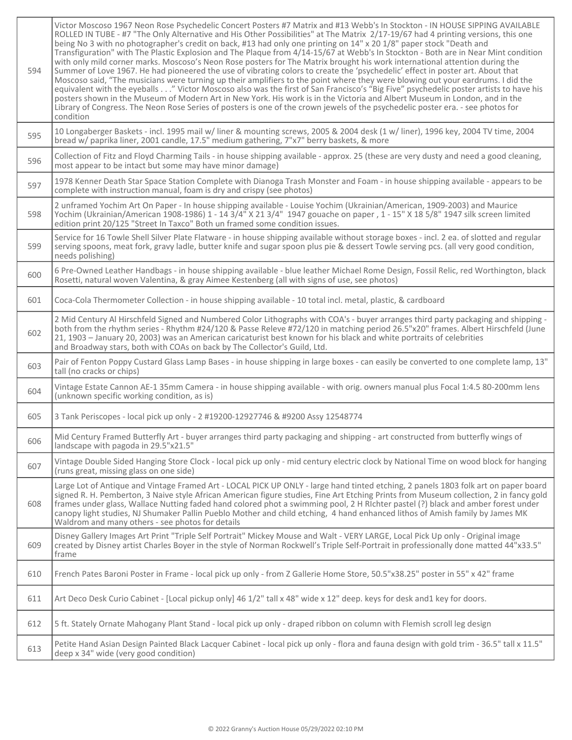| | |
|---|---|
| 594 | Victor Moscoso 1967 Neon Rose Psychedelic Concert Posters #7 Matrix and #13 Webb's In Stockton - IN HOUSE SIPPING AVAILABLE ROLLED IN TUBE - #7 "The Only Alternative and His Other Possibilities" at The Matrix 2/17-19/67 had 4 printing versions, this one being No 3 with no photographer's credit on back, #13 had only one printing on 14" x 20 1/8" paper stock "Death and Transfiguration" with The Plastic Explosion and The Plaque from 4/14-15/67 at Webb's In Stockton - Both are in Near Mint condition with only mild corner marks. Moscoso's Neon Rose posters for The Matrix brought his work international attention during the Summer of Love 1967. He had pioneered the use of vibrating colors to create the 'psychedelic' effect in poster art. About that Moscoso said, "The musicians were turning up their amplifiers to the point where they were blowing out your eardrums. I did the equivalent with the eyeballs . . ." Victor Moscoso also was the first of San Francisco's "Big Five" psychedelic poster artists to have his posters shown in the Museum of Modern Art in New York. His work is in the Victoria and Albert Museum in London, and in the Library of Congress. The Neon Rose Series of posters is one of the crown jewels of the psychedelic poster era. - see photos for condition |
| 595 | 10 Longaberger Baskets - incl. 1995 mail w/ liner & mounting screws, 2005 & 2004 desk (1 w/ liner), 1996 key, 2004 TV time, 2004 bread w/ paprika liner, 2001 candle, 17.5" medium gathering, 7"x7" berry baskets, & more |
| 596 | Collection of Fitz and Floyd Charming Tails - in house shipping available - approx. 25 (these are very dusty and need a good cleaning, most appear to be intact but some may have minor damage) |
| 597 | 1978 Kenner Death Star Space Station Complete with Dianoga Trash Monster and Foam - in house shipping available - appears to be complete with instruction manual, foam is dry and crispy (see photos) |
| 598 | 2 unframed Yochim Art On Paper - In house shipping available - Louise Yochim (Ukrainian/American, 1909-2003) and Maurice Yochim (Ukrainian/American 1908-1986) 1 - 14 3/4" X 21 3/4" 1947 gouache on paper , 1 - 15" X 18 5/8" 1947 silk screen limited edition print 20/125 "Street In Taxco" Both un framed some condition issues. |
| 599 | Service for 16 Towle Shell Silver Plate Flatware - in house shipping available without storage boxes - incl. 2 ea. of slotted and regular serving spoons, meat fork, gravy ladle, butter knife and sugar spoon plus pie & dessert Towle serving pcs. (all very good condition, needs polishing) |
| 600 | 6 Pre-Owned Leather Handbags - in house shipping available - blue leather Michael Rome Design, Fossil Relic, red Worthington, black Rosetti, natural woven Valentina, & gray Aimee Kestenberg (all with signs of use, see photos) |
| 601 | Coca-Cola Thermometer Collection - in house shipping available - 10 total incl. metal, plastic, & cardboard |
| 602 | 2 Mid Century Al Hirschfeld Signed and Numbered Color Lithographs with COA's - buyer arranges third party packaging and shipping - both from the rhythm series - Rhythm #24/120 & Passe Releve #72/120 in matching period 26.5"x20" frames. Albert Hirschfeld (June 21, 1903 – January 20, 2003) was an American caricaturist best known for his black and white portraits of celebrities and Broadway stars, both with COAs on back by The Collector's Guild, Ltd. |
| 603 | Pair of Fenton Poppy Custard Glass Lamp Bases - in house shipping in large boxes - can easily be converted to one complete lamp, 13" tall (no cracks or chips) |
| 604 | Vintage Estate Cannon AE-1 35mm Camera - in house shipping available - with orig. owners manual plus Focal 1:4.5 80-200mm lens (unknown specific working condition, as is) |
| 605 | 3 Tank Periscopes - local pick up only - 2 #19200-12927746 & #9200 Assy 12548774 |
| 606 | Mid Century Framed Butterfly Art - buyer arranges third party packaging and shipping - art constructed from butterfly wings of landscape with pagoda in 29.5"x21.5" |
| 607 | Vintage Double Sided Hanging Store Clock - local pick up only - mid century electric clock by National Time on wood block for hanging (runs great, missing glass on one side) |
| 608 | Large Lot of Antique and Vintage Framed Art - LOCAL PICK UP ONLY - large hand tinted etching, 2 panels 1803 folk art on paper board signed R. H. Pemberton, 3 Naive style African American figure studies, Fine Art Etching Prints from Museum collection, 2 in fancy gold frames under glass, Wallace Nutting faded hand colored phot a swimming pool, 2 H RIchter pastel (?) black and amber forest under canopy light studies, NJ Shumaker Pallin Pueblo Mother and child etching, 4 hand enhanced lithos of Amish family by James MK Waldrom and many others - see photos for details |
| 609 | Disney Gallery Images Art Print "Triple Self Portrait" Mickey Mouse and Walt - VERY LARGE, Local Pick Up only - Original image created by Disney artist Charles Boyer in the style of Norman Rockwell's Triple Self-Portrait in professionally done matted 44"x33.5" frame |
| 610 | French Pates Baroni Poster in Frame - local pick up only - from Z Gallerie Home Store, 50.5"x38.25" poster in 55" x 42" frame |
| 611 | Art Deco Desk Curio Cabinet - [Local pickup only] 46 1/2" tall x 48" wide x 12" deep. keys for desk and1 key for doors. |
| 612 | 5 ft. Stately Ornate Mahogany Plant Stand - local pick up only - draped ribbon on column with Flemish scroll leg design |
| 613 | Petite Hand Asian Design Painted Black Lacquer Cabinet - local pick up only - flora and fauna design with gold trim - 36.5" tall x 11.5" deep x 34" wide (very good condition) |

© 2022 Granny's Auction House 05/29/2022 02:10 PM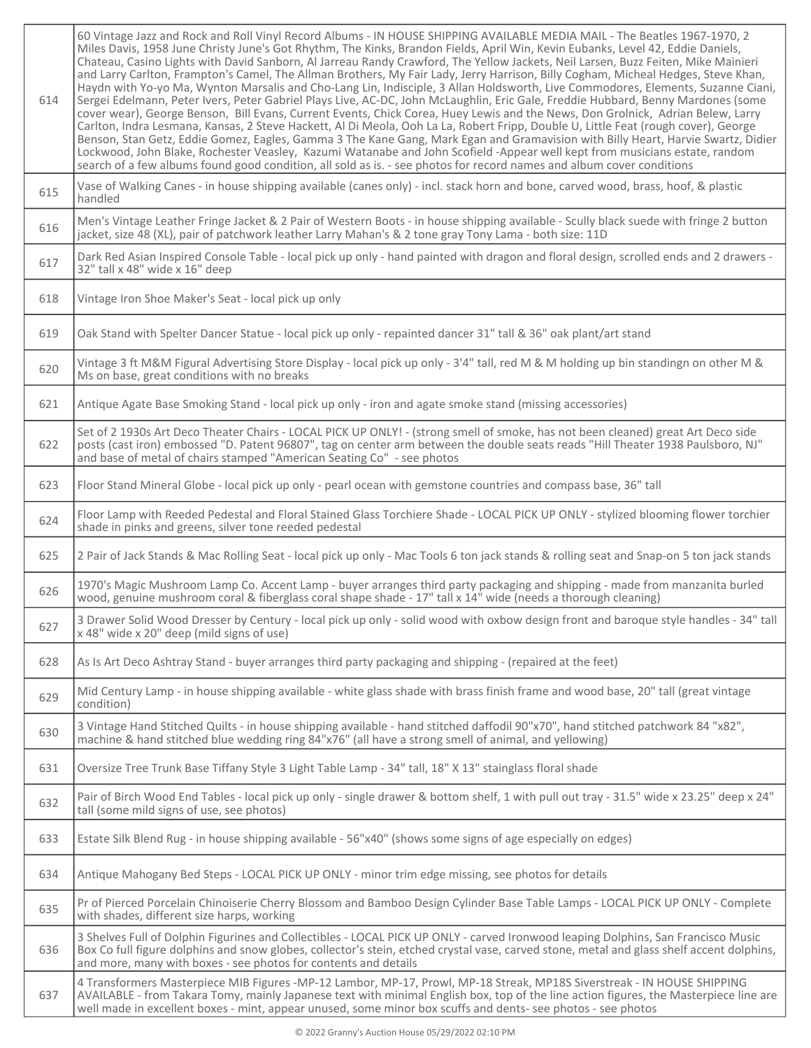| | |
|---|---|
| 614 | 60 Vintage Jazz and Rock and Roll Vinyl Record Albums - IN HOUSE SHIPPING AVAILABLE MEDIA MAIL - The Beatles 1967-1970, 2 Miles Davis, 1958 June Christy June's Got Rhythm, The Kinks, Brandon Fields, April Win, Kevin Eubanks, Level 42, Eddie Daniels, Chateau, Casino Lights with David Sanborn, Al Jarreau Randy Crawford, The Yellow Jackets, Neil Larsen, Buzz Feiten, Mike Mainieri and Larry Carlton, Frampton's Camel, The Allman Brothers, My Fair Lady, Jerry Harrison, Billy Cogham, Micheal Hedges, Steve Khan, Haydn with Yo-yo Ma, Wynton Marsalis and Cho-Lang Lin, Indisciple, 3 Allan Holdsworth, Live Commodores, Elements, Suzanne Ciani, Sergei Edelmann, Peter Ivers, Peter Gabriel Plays Live, AC-DC, John McLaughlin, Eric Gale, Freddie Hubbard, Benny Mardones (some cover wear), George Benson, Bill Evans, Current Events, Chick Corea, Huey Lewis and the News, Don Grolnick, Adrian Belew, Larry Carlton, Indra Lesmana, Kansas, 2 Steve Hackett, Al Di Meola, Ooh La La, Robert Fripp, Double U, Little Feat (rough cover), George Benson, Stan Getz, Eddie Gomez, Eagles, Gamma 3 The Kane Gang, Mark Egan and Gramavision with Billy Heart, Harvie Swartz, Didier Lockwood, John Blake, Rochester Veasley, Kazumi Watanabe and John Scofield -Appear well kept from musicians estate, random search of a few albums found good condition, all sold as is. - see photos for record names and album cover conditions |
| 615 | Vase of Walking Canes - in house shipping available (canes only) - incl. stack horn and bone, carved wood, brass, hoof, & plastic handled |
| 616 | Men's Vintage Leather Fringe Jacket & 2 Pair of Western Boots - in house shipping available - Scully black suede with fringe 2 button jacket, size 48 (XL), pair of patchwork leather Larry Mahan's & 2 tone gray Tony Lama - both size: 11D |
| 617 | Dark Red Asian Inspired Console Table - local pick up only - hand painted with dragon and floral design, scrolled ends and 2 drawers - 32" tall x 48" wide x 16" deep |
| 618 | Vintage Iron Shoe Maker's Seat - local pick up only |
| 619 | Oak Stand with Spelter Dancer Statue - local pick up only - repainted dancer 31" tall & 36" oak plant/art stand |
| 620 | Vintage 3 ft M&M Figural Advertising Store Display - local pick up only - 3'4" tall, red M & M holding up bin standingn on other M & Ms on base, great conditions with no breaks |
| 621 | Antique Agate Base Smoking Stand - local pick up only - iron and agate smoke stand (missing accessories) |
| 622 | Set of 2 1930s Art Deco Theater Chairs - LOCAL PICK UP ONLY! - (strong smell of smoke, has not been cleaned) great Art Deco side posts (cast iron) embossed "D. Patent 96807", tag on center arm between the double seats reads "Hill Theater 1938 Paulsboro, NJ" and base of metal of chairs stamped "American Seating Co" - see photos |
| 623 | Floor Stand Mineral Globe - local pick up only - pearl ocean with gemstone countries and compass base, 36" tall |
| 624 | Floor Lamp with Reeded Pedestal and Floral Stained Glass Torchiere Shade - LOCAL PICK UP ONLY - stylized blooming flower torchier shade in pinks and greens, silver tone reeded pedestal |
| 625 | 2 Pair of Jack Stands & Mac Rolling Seat - local pick up only - Mac Tools 6 ton jack stands & rolling seat and Snap-on 5 ton jack stands |
| 626 | 1970's Magic Mushroom Lamp Co. Accent Lamp - buyer arranges third party packaging and shipping - made from manzanita burled wood, genuine mushroom coral & fiberglass coral shape shade - 17" tall x 14" wide (needs a thorough cleaning) |
| 627 | 3 Drawer Solid Wood Dresser by Century - local pick up only - solid wood with oxbow design front and baroque style handles - 34" tall x 48" wide x 20" deep (mild signs of use) |
| 628 | As Is Art Deco Ashtray Stand - buyer arranges third party packaging and shipping - (repaired at the feet) |
| 629 | Mid Century Lamp - in house shipping available - white glass shade with brass finish frame and wood base, 20" tall (great vintage condition) |
| 630 | 3 Vintage Hand Stitched Quilts - in house shipping available - hand stitched daffodil 90"x70", hand stitched patchwork 84 "x82", machine & hand stitched blue wedding ring 84"x76" (all have a strong smell of animal, and yellowing) |
| 631 | Oversize Tree Trunk Base Tiffany Style 3 Light Table Lamp - 34" tall, 18" X 13" stainglass floral shade |
| 632 | Pair of Birch Wood End Tables - local pick up only - single drawer & bottom shelf, 1 with pull out tray - 31.5" wide x 23.25" deep x 24" tall (some mild signs of use, see photos) |
| 633 | Estate Silk Blend Rug - in house shipping available - 56"x40" (shows some signs of age especially on edges) |
| 634 | Antique Mahogany Bed Steps - LOCAL PICK UP ONLY - minor trim edge missing, see photos for details |
| 635 | Pr of Pierced Porcelain Chinoiserie Cherry Blossom and Bamboo Design Cylinder Base Table Lamps - LOCAL PICK UP ONLY - Complete with shades, different size harps, working |
| 636 | 3 Shelves Full of Dolphin Figurines and Collectibles - LOCAL PICK UP ONLY - carved Ironwood leaping Dolphins, San Francisco Music Box Co full figure dolphins and snow globes, collector's stein, etched crystal vase, carved stone, metal and glass shelf accent dolphins, and more, many with boxes - see photos for contents and details |
| 637 | 4 Transformers Masterpiece MIB Figures -MP-12 Lambor, MP-17, Prowl, MP-18 Streak, MP18S Siverstreak - IN HOUSE SHIPPING AVAILABLE - from Takara Tomy, mainly Japanese text with minimal English box, top of the line action figures, the Masterpiece line are well made in excellent boxes - mint, appear unused, some minor box scuffs and dents- see photos - see photos |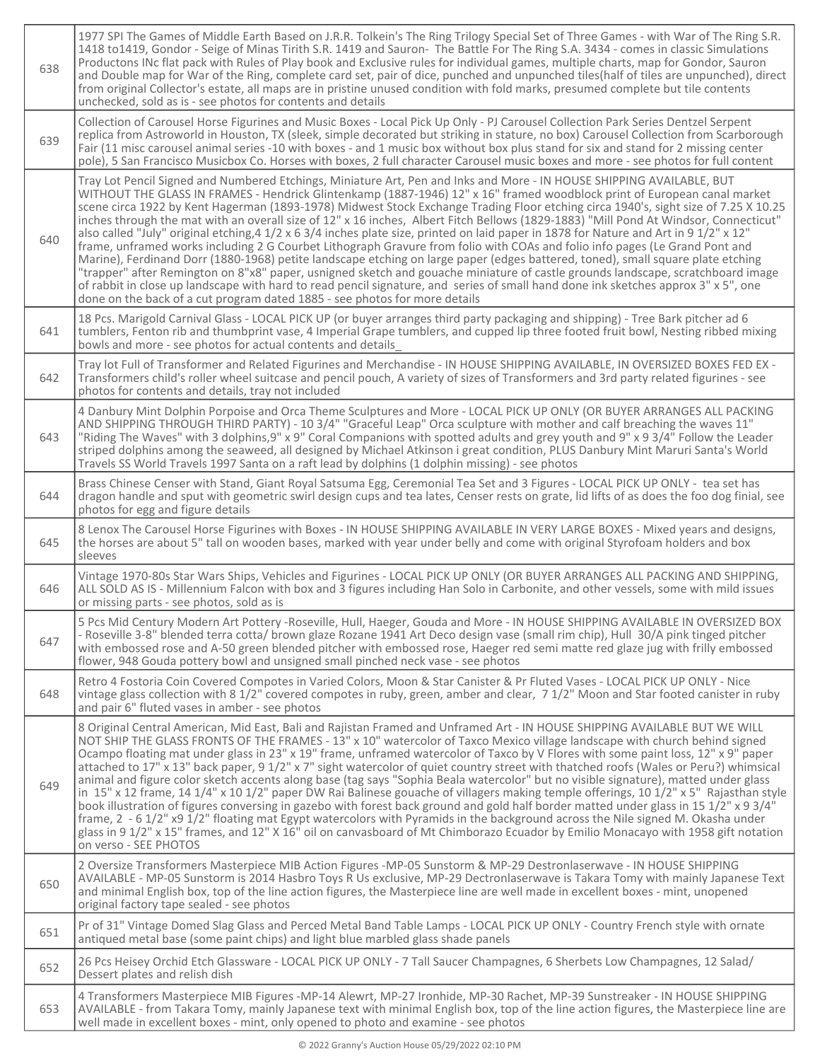| | |
|---|---|
| 638 | 1977 SPI The Games of Middle Earth Based on J.R.R. Tolkein's The Ring Trilogy Special Set of Three Games - with War of The Ring S.R. 1418 to1419, Gondor - Seige of Minas Tirith S.R. 1419 and Sauron- The Battle For The Ring S.A. 3434 - comes in classic Simulations Productons INc flat pack with Rules of Play book and Exclusive rules for individual games, multiple charts, map for Gondor, Sauron and Double map for War of the Ring, complete card set, pair of dice, punched and unpunched tiles(half of tiles are unpunched), direct from original Collector's estate, all maps are in pristine unused condition with fold marks, presumed complete but tile contents unchecked, sold as is - see photos for contents and details |
| 639 | Collection of Carousel Horse Figurines and Music Boxes - Local Pick Up Only - PJ Carousel Collection Park Series Dentzel Serpent replica from Astroworld in Houston, TX (sleek, simple decorated but striking in stature, no box) Carousel Collection from Scarborough Fair (11 misc carousel animal series -10 with boxes - and 1 music box without box plus stand for six and stand for 2 missing center pole), 5 San Francisco Musicbox Co. Horses with boxes, 2 full character Carousel music boxes and more - see photos for full content |
| 640 | Tray Lot Pencil Signed and Numbered Etchings, Miniature Art, Pen and Inks and More - IN HOUSE SHIPPING AVAILABLE, BUT WITHOUT THE GLASS IN FRAMES - Hendrick Glintenkamp (1887-1946) 12" x 16" framed woodblock print of European canal market scene circa 1922 by Kent Hagerman (1893-1978) Midwest Stock Exchange Trading Floor etching circa 1940's, sight size of 7.25 X 10.25 inches through the mat with an overall size of 12" x 16 inches, Albert Fitch Bellows (1829-1883) "Mill Pond At Windsor, Connecticut" also called "July" original etching,4 1/2 x 6 3/4 inches plate size, printed on laid paper in 1878 for Nature and Art in 9 1/2" x 12" frame, unframed works including 2 G Courbet Lithograph Gravure from folio with COAs and folio info pages (Le Grand Pont and Marine), Ferdinand Dorr (1880-1968) petite landscape etching on large paper (edges battered, toned), small square plate etching "trapper" after Remington on 8"x8" paper, usnigned sketch and gouache miniature of castle grounds landscape, scratchboard image of rabbit in close up landscape with hard to read pencil signature, and series of small hand done ink sketches approx 3" x 5", one done on the back of a cut program dated 1885 - see photos for more details |
| 641 | 18 Pcs. Marigold Carnival Glass - LOCAL PICK UP (or buyer arranges third party packaging and shipping) - Tree Bark pitcher ad 6 tumblers, Fenton rib and thumbprint vase, 4 Imperial Grape tumblers, and cupped lip three footed fruit bowl, Nesting ribbed mixing bowls and more - see photos for actual contents and details_ |
| 642 | Tray lot Full of Transformer and Related Figurines and Merchandise - IN HOUSE SHIPPING AVAILABLE, IN OVERSIZED BOXES FED EX - Transformers child's roller wheel suitcase and pencil pouch, A variety of sizes of Transformers and 3rd party related figurines - see photos for contents and details, tray not included |
| 643 | 4 Danbury Mint Dolphin Porpoise and Orca Theme Sculptures and More - LOCAL PICK UP ONLY (OR BUYER ARRANGES ALL PACKING AND SHIPPING THROUGH THIRD PARTY) - 10 3/4" "Graceful Leap" Orca sculpture with mother and calf breaching the waves 11" "Riding The Waves" with 3 dolphins,9" x 9" Coral Companions with spotted adults and grey youth and 9" x 9 3/4" Follow the Leader striped dolphins among the seaweed, all designed by Michael Atkinson i great condition, PLUS Danbury Mint Maruri Santa's World Travels SS World Travels 1997 Santa on a raft lead by dolphins (1 dolphin missing) - see photos |
| 644 | Brass Chinese Censer with Stand, Giant Royal Satsuma Egg, Ceremonial Tea Set and 3 Figures - LOCAL PICK UP ONLY - tea set has dragon handle and sput with geometric swirl design cups and tea lates, Censer rests on grate, lid lifts of as does the foo dog finial, see photos for egg and figure details |
| 645 | 8 Lenox The Carousel Horse Figurines with Boxes - IN HOUSE SHIPPING AVAILABLE IN VERY LARGE BOXES - Mixed years and designs, the horses are about 5" tall on wooden bases, marked with year under belly and come with original Styrofoam holders and box sleeves |
| 646 | Vintage 1970-80s Star Wars Ships, Vehicles and Figurines - LOCAL PICK UP ONLY (OR BUYER ARRANGES ALL PACKING AND SHIPPING, ALL SOLD AS IS - Millennium Falcon with box and 3 figures including Han Solo in Carbonite, and other vessels, some with mild issues or missing parts - see photos, sold as is |
| 647 | 5 Pcs Mid Century Modern Art Pottery -Roseville, Hull, Haeger, Gouda and More - IN HOUSE SHIPPING AVAILABLE IN OVERSIZED BOX - Roseville 3-8" blended terra cotta/ brown glaze Rozane 1941 Art Deco design vase (small rim chip), Hull 30/A pink tinged pitcher with embossed rose and A-50 green blended pitcher with embossed rose, Haeger red semi matte red glaze jug with frilly embossed flower, 948 Gouda pottery bowl and unsigned small pinched neck vase - see photos |
| 648 | Retro 4 Fostoria Coin Covered Compotes in Varied Colors, Moon & Star Canister & Pr Fluted Vases - LOCAL PICK UP ONLY - Nice vintage glass collection with 8 1/2" covered compotes in ruby, green, amber and clear, 7 1/2" Moon and Star footed canister in ruby and pair 6" fluted vases in amber - see photos |
| 649 | 8 Original Central American, Mid East, Bali and Rajistan Framed and Unframed Art - IN HOUSE SHIPPING AVAILABLE BUT WE WILL NOT SHIP THE GLASS FRONTS OF THE FRAMES - 13" x 10" watercolor of Taxco Mexico village landscape with church behind signed Ocampo floating mat under glass in 23" x 19" frame, unframed watercolor of Taxco by V Flores with some paint loss, 12" x 9" paper attached to 17" x 13" back paper, 9 1/2" x 7" sight watercolor of quiet country street with thatched roofs (Wales or Peru?) whimsical animal and figure color sketch accents along base (tag says "Sophia Beala watercolor" but no visible signature), matted under glass in 15" x 12 frame, 14 1/4" x 10 1/2" paper DW Rai Balinese gouache of villagers making temple offerings, 10 1/2" x 5" Rajasthan style book illustration of figures conversing in gazebo with forest back ground and gold half border matted under glass in 15 1/2" x 9 3/4" frame, 2 - 6 1/2" x9 1/2" floating mat Egypt watercolors with Pyramids in the background across the Nile signed M. Okasha under glass in 9 1/2" x 15" frames, and 12" X 16" oil on canvasboard of Mt Chimborazo Ecuador by Emilio Monacayo with 1958 gift notation on verso - SEE PHOTOS |
| 650 | 2 Oversize Transformers Masterpiece MIB Action Figures -MP-05 Sunstorm & MP-29 Destronlaserwave - IN HOUSE SHIPPING AVAILABLE - MP-05 Sunstorm is 2014 Hasbro Toys R Us exclusive, MP-29 Dectronlaserwave is Takara Tomy with mainly Japanese Text and minimal English box, top of the line action figures, the Masterpiece line are well made in excellent boxes - mint, unopened original factory tape sealed - see photos |
| 651 | Pr of 31" Vintage Domed Slag Glass and Perced Metal Band Table Lamps - LOCAL PICK UP ONLY - Country French style with ornate antiqued metal base (some paint chips) and light blue marbled glass shade panels |
| 652 | 26 Pcs Heisey Orchid Etch Glassware - LOCAL PICK UP ONLY - 7 Tall Saucer Champagnes, 6 Sherbets Low Champagnes, 12 Salad/ Dessert plates and relish dish |
| 653 | 4 Transformers Masterpiece MIB Figures -MP-14 Alewrt, MP-27 Ironhide, MP-30 Rachet, MP-39 Sunstreaker - IN HOUSE SHIPPING AVAILABLE - from Takara Tomy, mainly Japanese text with minimal English box, top of the line action figures, the Masterpiece line are well made in excellent boxes - mint, only opened to photo and examine - see photos |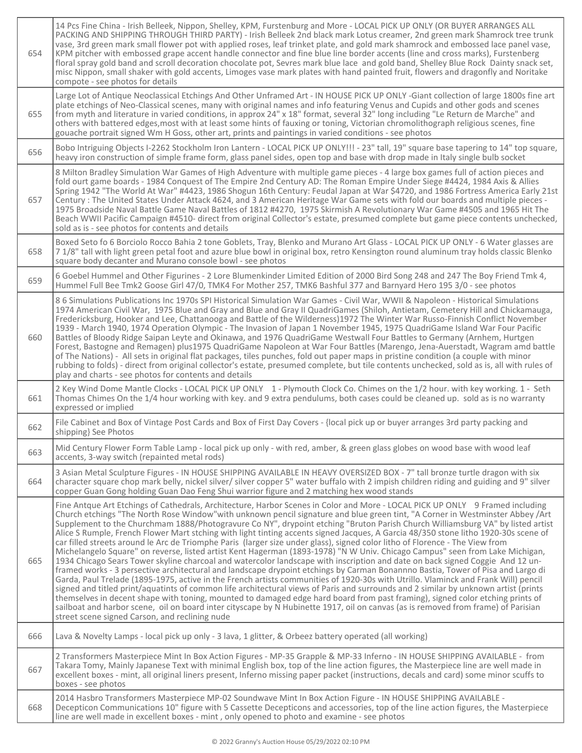| | |
|---|---|
| 654 | 14 Pcs Fine China - Irish Belleek, Nippon, Shelley, KPM, Furstenburg and More - LOCAL PICK UP ONLY (OR BUYER ARRANGES ALL PACKING AND SHIPPING THROUGH THIRD PARTY) - Irish Belleek 2nd black mark Lotus creamer, 2nd green mark Shamrock tree trunk vase, 3rd green mark small flower pot with applied roses, leaf trinket plate, and gold mark shamrock and embossed lace panel vase, KPM pitcher with embossed grape accent handle connector and fine blue line border accents (line and cross marks), Furstenberg floral spray gold band and scroll decoration chocolate pot, Sevres mark blue lace and gold band, Shelley Blue Rock Dainty snack set, misc Nippon, small shaker with gold accents, Limoges vase mark plates with hand painted fruit, flowers and dragonfly and Noritake compote - see photos for details |
| 655 | Large Lot of Antique Neoclassical Etchings And Other Unframed Art - IN HOUSE PICK UP ONLY -Giant collection of large 1800s fine art plate etchings of Neo-Classical scenes, many with original names and info featuring Venus and Cupids and other gods and scenes from myth and literature in varied conditions, in approx 24" x 18" format, several 32" long including "Le Return de Marche" and others with battered edges,most with at least some hints of fauxing or toning, Victorian chromolithograph religious scenes, fine gouache portrait signed Wm H Goss, other art, prints and paintings in varied conditions - see photos |
| 656 | Bobo Intriguing Objects I-2262 Stockholm Iron Lantern - LOCAL PICK UP ONLY!!! - 23" tall, 19" square base tapering to 14" top square, heavy iron construction of simple frame form, glass panel sides, open top and base with drop made in Italy single bulb socket |
| 657 | 8 Milton Bradley Simulation War Games of High Adventure with multiple game pieces - 4 large box games full of action pieces and fold ourt game boards - 1984 Conquest of The Empire 2nd Century AD: The Roman Empire Under Siege #4424, 1984 Axis & Allies Spring 1942 "The World At War" #4423, 1986 Shogun 16th Century: Feudal Japan at War $4720, and 1986 Fortress America Early 21st Century : The United States Under Attack 4624, and 3 American Heritage War Game sets with fold our boards and multiple pieces - 1975 Broadside Naval Battle Game Naval Battles of 1812 #4270, 1975 Skirmish A Revolutionary War Game #4505 and 1965 Hit The Beach WWII Pacific Campaign #4510- direct from original Collector's estate, presumed complete but game piece contents unchecked, sold as is - see photos for contents and details |
| 658 | Boxed Seto fo 6 Borciolo Rocco Bahia 2 tone Goblets, Tray, Blenko and Murano Art Glass - LOCAL PICK UP ONLY - 6 Water glasses are 7 1/8" tall with light green petal foot and azure blue bowl in original box, retro Kensington round aluminum tray holds classic Blenko square body decanter and Murano console bowl - see photos |
| 659 | 6 Goebel Hummel and Other Figurines - 2 Lore Blumenkinder Limited Edition of 2000 Bird Song 248 and 247 The Boy Friend Tmk 4, Hummel Full Bee Tmk2 Goose Girl 47/0, TMK4 For Mother 257, TMK6 Bashful 377 and Barnyard Hero 195 3/0 - see photos |
| 660 | 8 6 Simulations Publications Inc 1970s SPI Historical Simulation War Games - Civil War, WWII & Napoleon - Historical Simulations 1974 American Civil War, 1975 Blue and Gray and Blue and Gray II QuadriGames (Shiloh, Antietam, Cemetery Hill and Chickamauga, Fredericksburg, Hooker and Lee, Chattanooga and Battle of the Wilderness)1972 The Winter War Russo-Finnish Conflict November 1939 - March 1940, 1974 Operation Olympic - The Invasion of Japan 1 November 1945, 1975 QuadriGame Island War Four Pacific Battles of Bloody Ridge Saipan Leyte and Okinawa, and 1976 QuadriGame Westwall Four Battles to Germany (Arnhem, Hurtgen Forest, Bastogne and Remagen) plus1975 QuadriGame Napoleon at War Four Battles (Marengo, Jena-Auerstadt, Wagram amd battle of The Nations) - All sets in original flat packages, tiles punches, fold out paper maps in pristine condition (a couple with minor rubbing to folds) - direct from original collector's estate, presumed complete, but tile contents unchecked, sold as is, all with rules of play and charts - see photos for contents and details |
| 661 | 2 Key Wind Dome Mantle Clocks - LOCAL PICK UP ONLY 1 - Plymouth Clock Co. Chimes on the 1/2 hour. with key working. 1 - Seth Thomas Chimes On the 1/4 hour working with key. and 9 extra pendulums, both cases could be cleaned up. sold as is no warranty expressed or implied |
| 662 | File Cabinet and Box of Vintage Post Cards and Box of First Day Covers - {local pick up or buyer arranges 3rd party packing and shipping} See Photos |
| 663 | Mid Century Flower Form Table Lamp - local pick up only - with red, amber, & green glass globes on wood base with wood leaf accents, 3-way switch (repainted metal rods) |
| 664 | 3 Asian Metal Sculpture Figures - IN HOUSE SHIPPING AVAILABLE IN HEAVY OVERSIZED BOX - 7" tall bronze turtle dragon with six character square chop mark belly, nickel silver/ silver copper 5" water buffalo with 2 impish children riding and guiding and 9" silver copper Guan Gong holding Guan Dao Feng Shui warrior figure and 2 matching hex wood stands |
| 665 | Fine Antque Art Etchings of Cathedrals, Architecture, Harbor Scenes in Color and More - LOCAL PICK UP ONLY 9 Framed including Church etchings "The North Rose Window"with unknown pencil signature and blue green tint, "A Corner in Westminster Abbey /Art Supplement to the Churchmam 1888/Photogravure Co NY", drypoint etching "Bruton Parish Church Williamsburg VA" by listed artist Alice S Rumple, French Flower Mart stching with light tinting accents signed Jacques, A Garcia 48/350 stone litho 1920-30s scene of car filled streets around le Arc de Triomphe Paris (larger size under glass), signed color litho of Florence - The View from Michelangelo Square" on reverse, listed artist Kent Hagerman (1893-1978) "N W Univ. Chicago Campus" seen from Lake Michigan, 1934 Chicago Sears Tower skyline charcoal and watercolor landscape with inscription and date on back signed Coggie And 12 un-framed works - 3 persective architectural and landscape drypoint etchings by Carman Bonannno Bastia, Tower of Pisa and Largo di Garda, Paul Trelade (1895-1975, active in the French artists communities of 1920-30s with Utrillo. Vlaminck and Frank Will) pencil signed and titled print/aquatints of common life architectural views of Paris and surrounds and 2 similar by unknown artist (prints themselves in decent shape with toning, mounted to damaged edge hard board from past framing), signed color etching prints of sailboat and harbor scene, oil on board inter cityscape by N Hubinette 1917, oil on canvas (as is removed from frame) of Parisian street scene signed Carson, and reclining nude |
| 666 | Lava & Novelty Lamps - local pick up only - 3 lava, 1 glitter, & Orbeez battery operated (all working) |
| 667 | 2 Transformers Masterpiece Mint In Box Action Figures - MP-35 Grapple & MP-33 Inferno - IN HOUSE SHIPPING AVAILABLE - from Takara Tomy, Mainly Japanese Text with minimal English box, top of the line action figures, the Masterpiece line are well made in excellent boxes - mint, all original liners present, Inferno missing paper packet (instructions, decals and card) some minor scuffs to boxes - see photos |
| 668 | 2014 Hasbro Transformers Masterpiece MP-02 Soundwave Mint In Box Action Figure - IN HOUSE SHIPPING AVAILABLE - Decepticon Communications 10" figure with 5 Cassette Decepticons and accessories, top of the line action figures, the Masterpiece line are well made in excellent boxes - mint , only opened to photo and examine - see photos |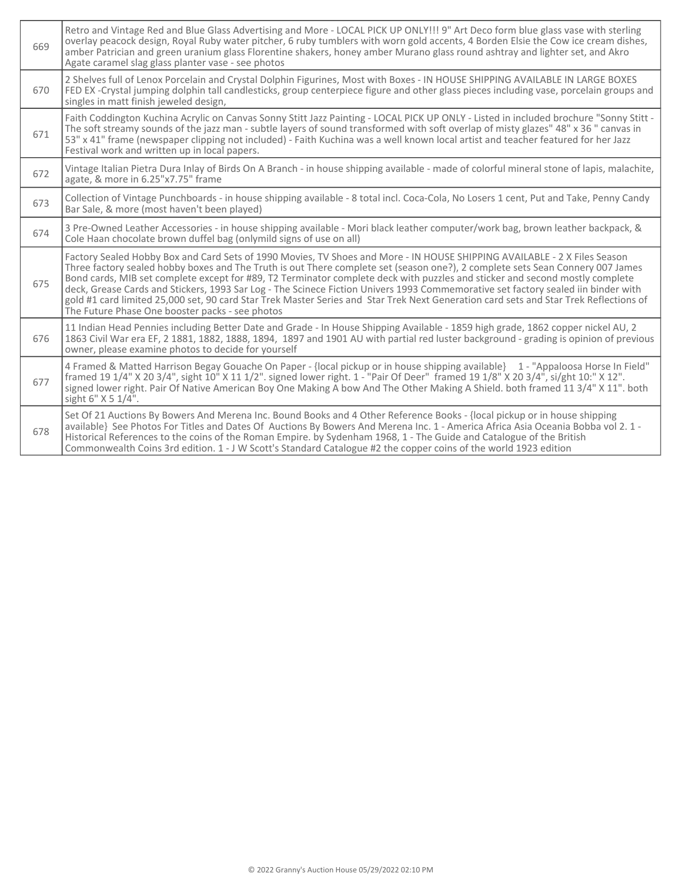| | |
|---|---|
| 669 | Retro and Vintage Red and Blue Glass Advertising and More - LOCAL PICK UP ONLY!!! 9" Art Deco form blue glass vase with sterling overlay peacock design, Royal Ruby water pitcher, 6 ruby tumblers with worn gold accents, 4 Borden Elsie the Cow ice cream dishes, amber Patrician and green uranium glass Florentine shakers, honey amber Murano glass round ashtray and lighter set, and Akro Agate caramel slag glass planter vase - see photos |
| 670 | 2 Shelves full of Lenox Porcelain and Crystal Dolphin Figurines, Most with Boxes - IN HOUSE SHIPPING AVAILABLE IN LARGE BOXES FED EX -Crystal jumping dolphin tall candlesticks, group centerpiece figure and other glass pieces including vase, porcelain groups and singles in matt finish jeweled design, |
| 671 | Faith Coddington Kuchina Acrylic on Canvas Sonny Stitt Jazz Painting - LOCAL PICK UP ONLY - Listed in included brochure "Sonny Stitt - The soft streamy sounds of the jazz man - subtle layers of sound transformed with soft overlap of misty glazes" 48" x 36 " canvas in 53" x 41" frame (newspaper clipping not included) - Faith Kuchina was a well known local artist and teacher featured for her Jazz Festival work and written up in local papers. |
| 672 | Vintage Italian Pietra Dura Inlay of Birds On A Branch - in house shipping available - made of colorful mineral stone of lapis, malachite, agate, & more in 6.25"x7.75" frame |
| 673 | Collection of Vintage Punchboards - in house shipping available - 8 total incl. Coca-Cola, No Losers 1 cent, Put and Take, Penny Candy Bar Sale, & more (most haven't been played) |
| 674 | 3 Pre-Owned Leather Accessories - in house shipping available - Mori black leather computer/work bag, brown leather backpack, & Cole Haan chocolate brown duffel bag (onlymild signs of use on all) |
| 675 | Factory Sealed Hobby Box and Card Sets of 1990 Movies, TV Shoes and More - IN HOUSE SHIPPING AVAILABLE - 2 X Files Season Three factory sealed hobby boxes and The Truth is out There complete set (season one?), 2 complete sets Sean Connery 007 James Bond cards, MIB set complete except for #89, T2 Terminator complete deck with puzzles and sticker and second mostly complete deck, Grease Cards and Stickers, 1993 Sar Log - The Scinece Fiction Univers 1993 Commemorative set factory sealed iin binder with gold #1 card limited 25,000 set, 90 card Star Trek Master Series and Star Trek Next Generation card sets and Star Trek Reflections of The Future Phase One booster packs - see photos |
| 676 | 11 Indian Head Pennies including Better Date and Grade - In House Shipping Available - 1859 high grade, 1862 copper nickel AU, 2 1863 Civil War era EF, 2 1881, 1882, 1888, 1894, 1897 and 1901 AU with partial red luster background - grading is opinion of previous owner, please examine photos to decide for yourself |
| 677 | 4 Framed & Matted Harrison Begay Gouache On Paper - {local pickup or in house shipping available} 1 - "Appaloosa Horse In Field" framed 19 1/4" X 20 3/4", sight 10" X 11 1/2". signed lower right. 1 - "Pair Of Deer" framed 19 1/8" X 20 3/4", si/ght 10:" X 12". signed lower right. Pair Of Native American Boy One Making A bow And The Other Making A Shield. both framed 11 3/4" X 11". both sight 6" X 5 1/4". |
| 678 | Set Of 21 Auctions By Bowers And Merena Inc. Bound Books and 4 Other Reference Books - {local pickup or in house shipping available} See Photos For Titles and Dates Of Auctions By Bowers And Merena Inc. 1 - America Africa Asia Oceania Bobba vol 2. 1 - Historical References to the coins of the Roman Empire. by Sydenham 1968, 1 - The Guide and Catalogue of the British Commonwealth Coins 3rd edition. 1 - J W Scott's Standard Catalogue #2 the copper coins of the world 1923 edition |

© 2022 Granny's Auction House 05/29/2022 02:10 PM